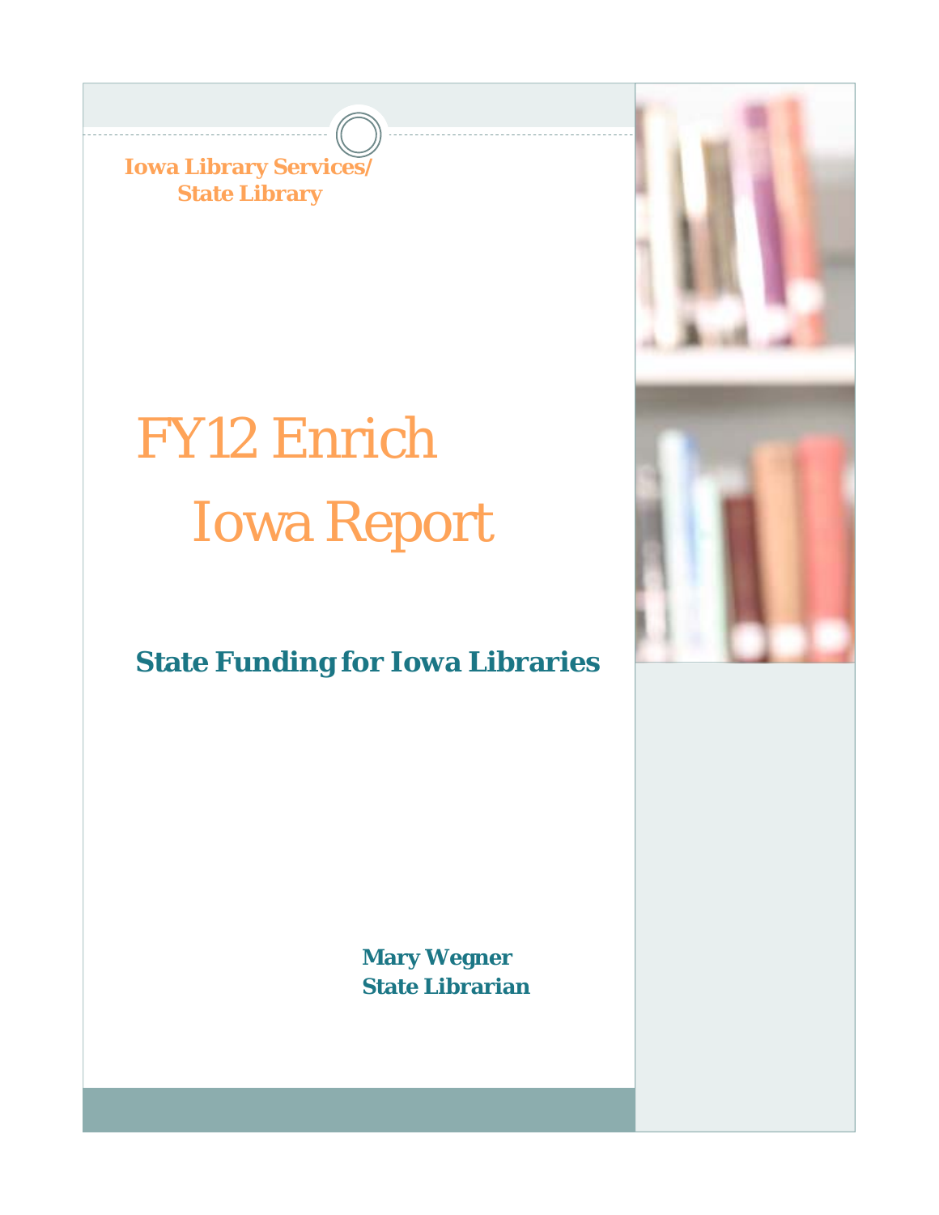**Iowa Library Services/ State Library**

# FY12 Enrich Iowa Report

## State Funding for Iowa Libraries

**Mary Wegner**
**State Librarian**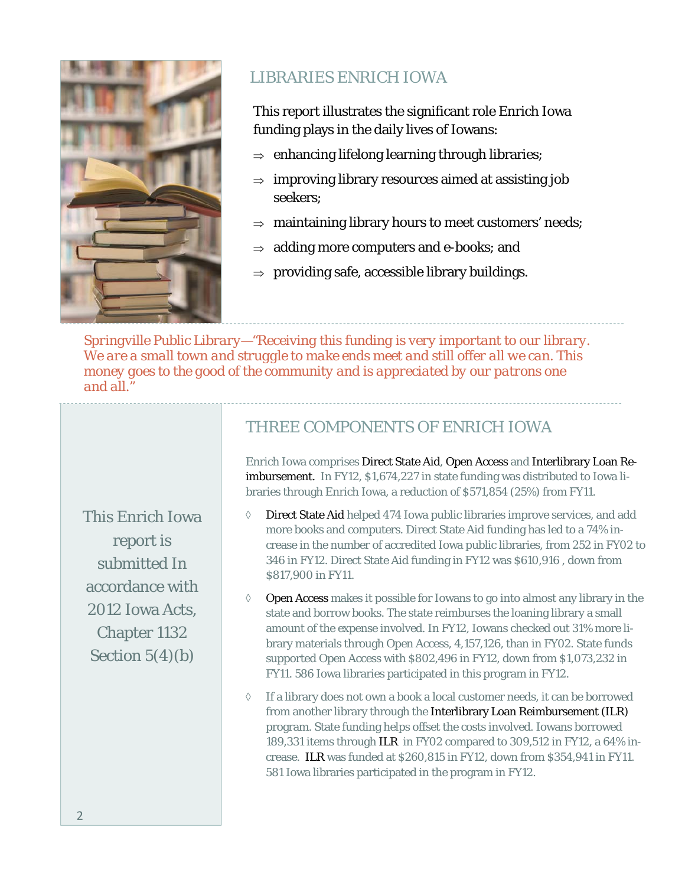## LIBRARIES ENRICH IOWA

This report illustrates the significant role Enrich Iowa funding plays in the daily lives of Iowans:

- ⇒ enhancing lifelong learning through libraries;
- ⇒ improving library resources aimed at assisting job seekers;
- ⇒ maintaining library hours to meet customers' needs;
- ⇒ adding more computers and e-books; and
- ⇒ providing safe, accessible library buildings.

*Springville Public Library—"Receiving this funding is very important to our library. We are a small town and struggle to make ends meet and still offer all we can. This money goes to the good of the community and is appreciated by our patrons one and all."*

This Enrich Iowa report is submitted In accordance with 2012 Iowa Acts, Chapter 1132 Section 5(4)(b)

## THREE COMPONENTS OF ENRICH IOWA

Enrich Iowa comprises Direct State Aid, Open Access and Interlibrary Loan Reimbursement. In FY12, $1,674,227 in state funding was distributed to Iowa libraries through Enrich Iowa, a reduction of $571,854 (25%) from FY11.

- ◊ Direct State Aid helped 474 Iowa public libraries improve services, and add more books and computers. Direct State Aid funding has led to a 74% increase in the number of accredited Iowa public libraries, from 252 in FY02 to 346 in FY12. Direct State Aid funding in FY12 was $610,916 , down from $817,900 in FY11.
- ◊ Open Access makes it possible for Iowans to go into almost any library in the state and borrow books. The state reimburses the loaning library a small amount of the expense involved. In FY12, Iowans checked out 31% more library materials through Open Access, 4,157,126, than in FY02. State funds supported Open Access with $802,496 in FY12, down from $1,073,232 in FY11. 586 Iowa libraries participated in this program in FY12.
- ◊ If a library does not own a book a local customer needs, it can be borrowed from another library through the Interlibrary Loan Reimbursement (ILR) program. State funding helps offset the costs involved. Iowans borrowed 189,331 items through ILR in FY02 compared to 309,512 in FY12, a 64% increase. ILR was funded at $260,815 in FY12, down from $354,941 in FY11. 581 Iowa libraries participated in the program in FY12.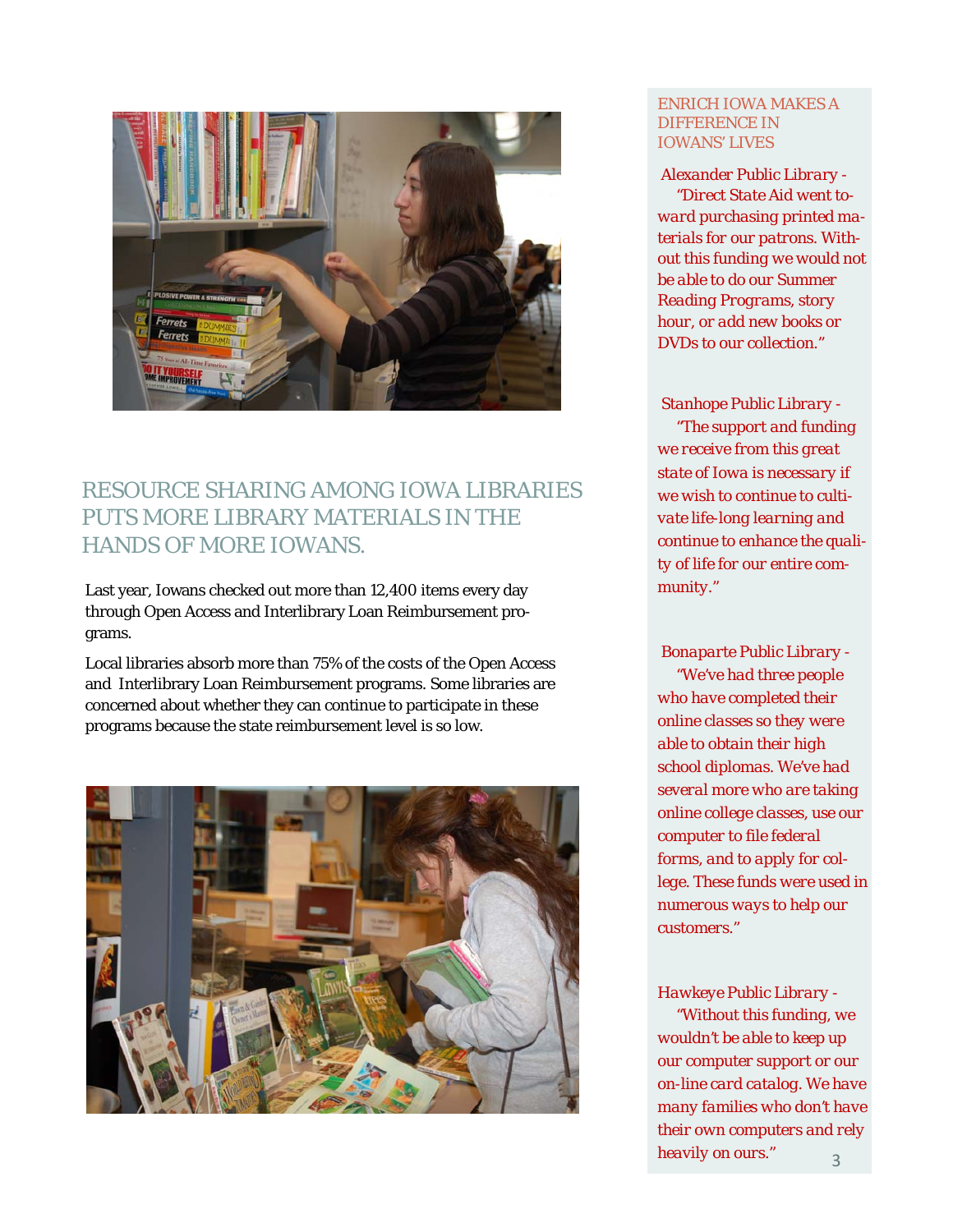## RESOURCE SHARING AMONG IOWA LIBRARIES PUTS MORE LIBRARY MATERIALS IN THE HANDS OF MORE IOWANS.

Last year, Iowans checked out more than 12,400 items every day through Open Access and Interlibrary Loan Reimbursement programs.

Local libraries absorb more than 75% of the costs of the Open Access and Interlibrary Loan Reimbursement programs. Some libraries are concerned about whether they can continue to participate in these programs because the state reimbursement level is so low.

### ENRICH IOWA MAKES A DIFFERENCE IN IOWANS' LIVES

*Alexander Public Library -*
*"Direct State Aid went toward purchasing printed materials for our patrons. Without this funding we would not be able to do our Summer Reading Programs, story hour, or add new books or DVDs to our collection."*

*Stanhope Public Library -*
*"The support and funding we receive from this great state of Iowa is necessary if we wish to continue to cultivate life-long learning and continue to enhance the quality of life for our entire community."*

*Bonaparte Public Library -*
*"We've had three people who have completed their online classes so they were able to obtain their high school diplomas. We've had several more who are taking online college classes, use our computer to file federal forms, and to apply for college. These funds were used in numerous ways to help our customers."*

*Hawkeye Public Library -*
*"Without this funding, we wouldn't be able to keep up our computer support or our on-line card catalog. We have many families who don't have their own computers and rely heavily on ours."*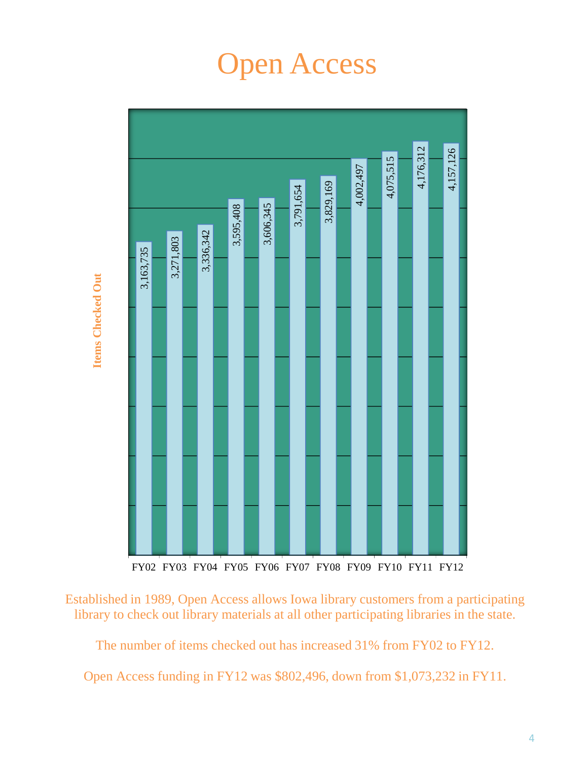# Open Access

| Fiscal Year | Items Checked Out |
|---|---|
| FY02 | 3,163,735 |
| FY03 | 3,271,803 |
| FY04 | 3,336,342 |
| FY05 | 3,595,408 |
| FY06 | 3,606,345 |
| FY07 | 3,791,654 |
| FY08 | 3,829,169 |
| FY09 | 4,002,497 |
| FY10 | 4,075,515 |
| FY11 | 4,176,312 |
| FY12 | 4,157,126 |

Established in 1989, Open Access allows Iowa library customers from a participating library to check out library materials at all other participating libraries in the state.

The number of items checked out has increased 31% from FY02 to FY12.

Open Access funding in FY12 was $802,496, down from $1,073,232 in FY11.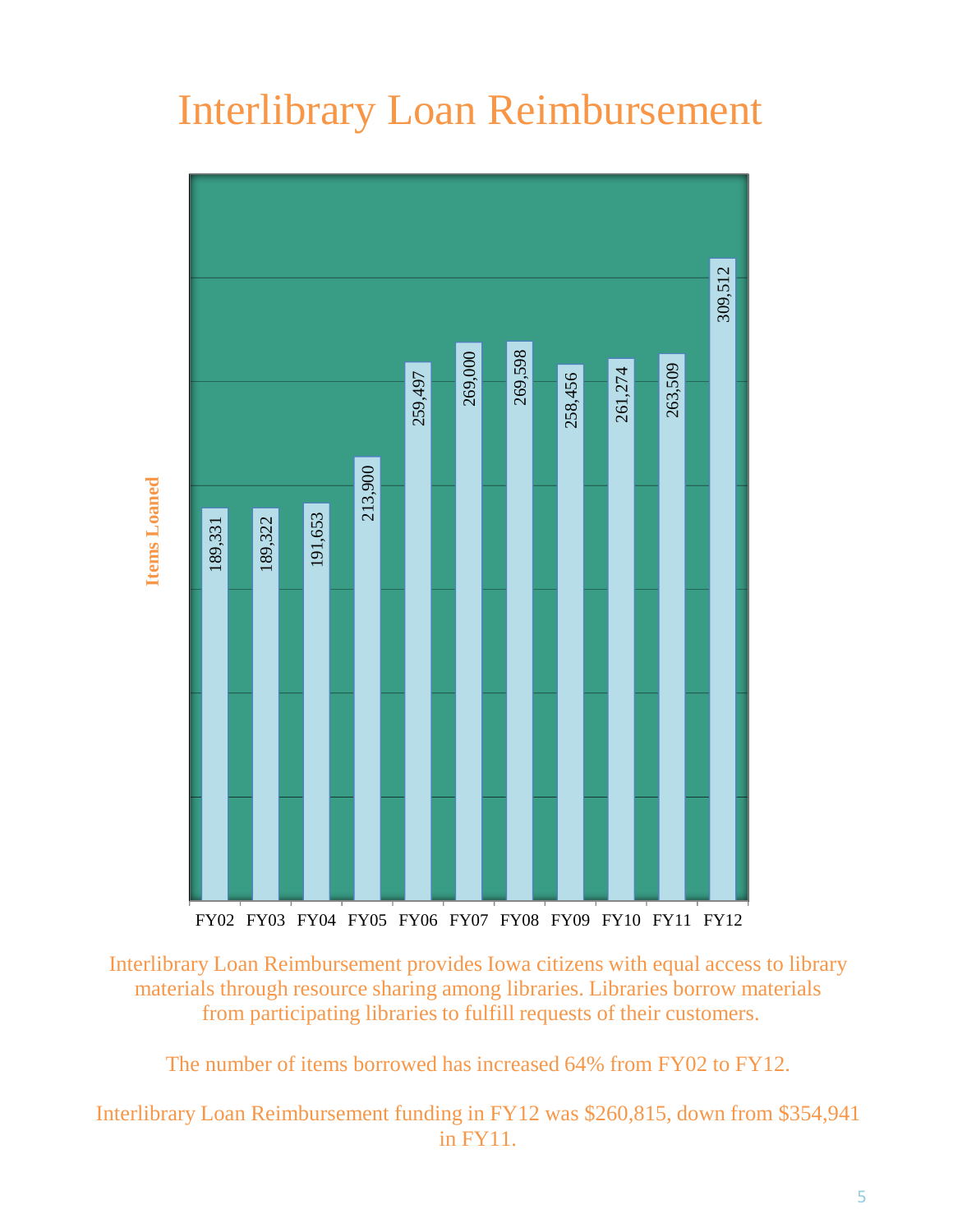# Interlibrary Loan Reimbursement

| Fiscal Year | Items Loaned |
|---|---|
| FY02 | 189,331 |
| FY03 | 189,322 |
| FY04 | 191,653 |
| FY05 | 213,900 |
| FY06 | 259,497 |
| FY07 | 269,000 |
| FY08 | 269,598 |
| FY09 | 258,456 |
| FY10 | 261,274 |
| FY11 | 263,509 |
| FY12 | 309,512 |

Interlibrary Loan Reimbursement provides Iowa citizens with equal access to library materials through resource sharing among libraries. Libraries borrow materials from participating libraries to fulfill requests of their customers.

The number of items borrowed has increased 64% from FY02 to FY12.

Interlibrary Loan Reimbursement funding in FY12 was $260,815, down from $354,941 in FY11.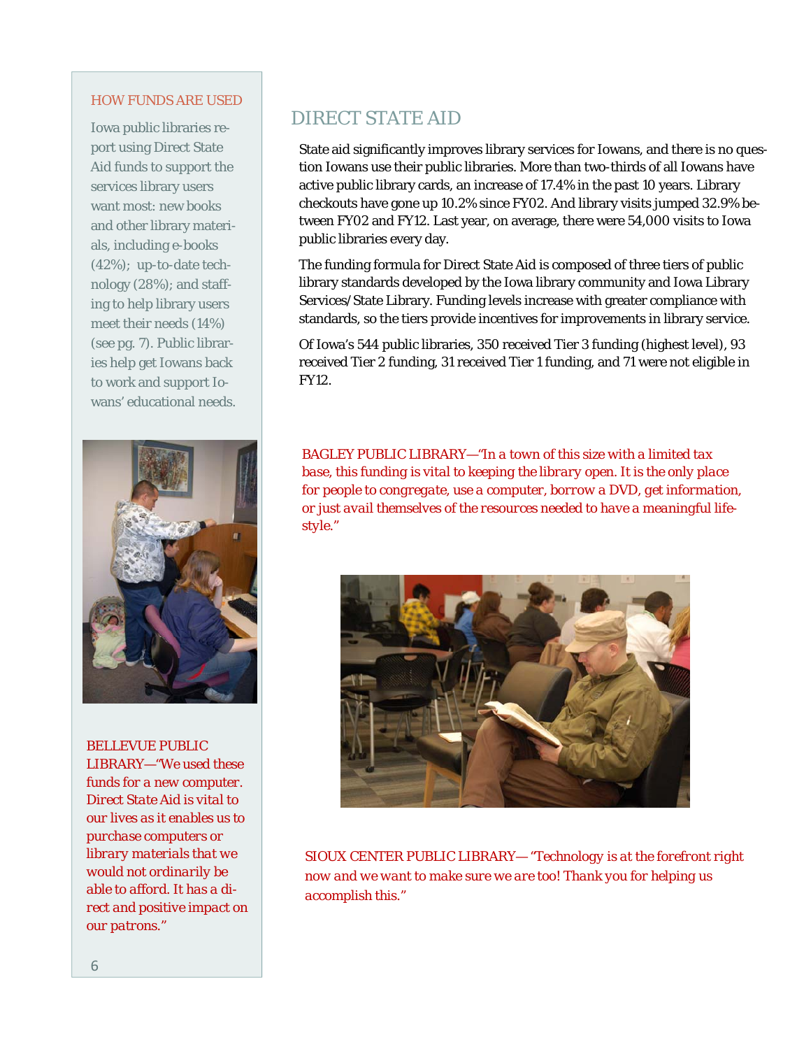## DIRECT STATE AID

State aid significantly improves library services for Iowans, and there is no question Iowans use their public libraries. More than two-thirds of all Iowans have active public library cards, an increase of 17.4% in the past 10 years. Library checkouts have gone up 10.2% since FY02. And library visits jumped 32.9% between FY02 and FY12. Last year, on average, there were 54,000 visits to Iowa public libraries every day.

The funding formula for Direct State Aid is composed of three tiers of public library standards developed by the Iowa library community and Iowa Library Services/State Library. Funding levels increase with greater compliance with standards, so the tiers provide incentives for improvements in library service.

Of Iowa's 544 public libraries, 350 received Tier 3 funding (highest level), 93 received Tier 2 funding, 31 received Tier 1 funding, and 71 were not eligible in FY12.

### HOW FUNDS ARE USED

Iowa public libraries report using Direct State Aid funds to support the services library users want most: new books and other library materials, including e-books (42%); up-to-date technology (28%); and staffing to help library users meet their needs (14%) (see pg. 7). Public libraries help get Iowans back to work and support Iowans' educational needs.

BAGLEY PUBLIC LIBRARY—*"In a town of this size with a limited tax base, this funding is vital to keeping the library open. It is the only place for people to congregate, use a computer, borrow a DVD, get information, or just avail themselves of the resources needed to have a meaningful lifestyle."*

BELLEVUE PUBLIC LIBRARY—*"We used these funds for a new computer. Direct State Aid is vital to our lives as it enables us to purchase computers or library materials that we would not ordinarily be able to afford. It has a direct and positive impact on our patrons."*

SIOUX CENTER PUBLIC LIBRARY—*"Technology is at the forefront right now and we want to make sure we are too! Thank you for helping us accomplish this."*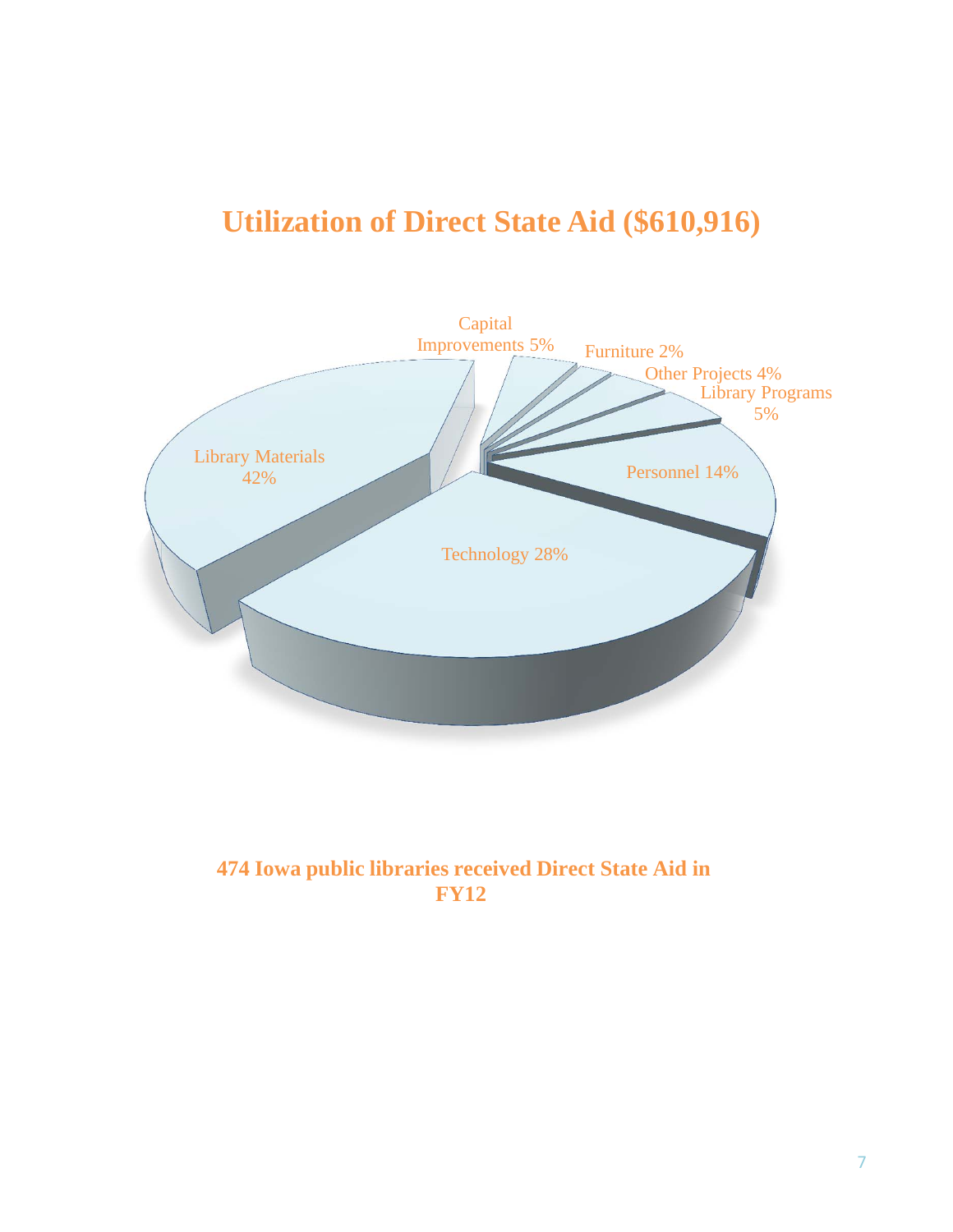# Utilization of Direct State Aid ($610,916)

Capital Improvements 5%

Furniture 2%

Other Projects 4%

Library Programs 5%

Personnel 14%

Technology 28%

Library Materials 42%

**474 Iowa public libraries received Direct State Aid in FY12**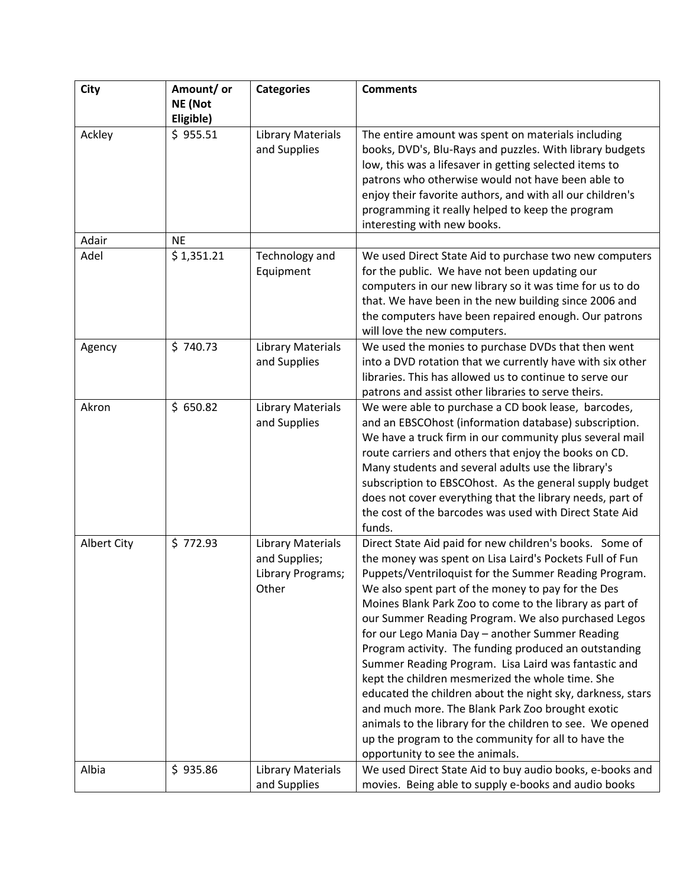| City | Amount/ or NE (Not Eligible) | Categories | Comments |
|---|---|---|---|
| Ackley | $ 955.51 | Library Materials and Supplies | The entire amount was spent on materials including books, DVD's, Blu-Rays and puzzles. With library budgets low, this was a lifesaver in getting selected items to patrons who otherwise would not have been able to enjoy their favorite authors, and with all our children's programming it really helped to keep the program interesting with new books. |
| Adair | NE | | |
| Adel | $ 1,351.21 | Technology and Equipment | We used Direct State Aid to purchase two new computers for the public. We have not been updating our computers in our new library so it was time for us to do that. We have been in the new building since 2006 and the computers have been repaired enough. Our patrons will love the new computers. |
| Agency | $ 740.73 | Library Materials and Supplies | We used the monies to purchase DVDs that then went into a DVD rotation that we currently have with six other libraries. This has allowed us to continue to serve our patrons and assist other libraries to serve theirs. |
| Akron | $ 650.82 | Library Materials and Supplies | We were able to purchase a CD book lease, barcodes, and an EBSCOhost (information database) subscription. We have a truck firm in our community plus several mail route carriers and others that enjoy the books on CD. Many students and several adults use the library's subscription to EBSCOhost. As the general supply budget does not cover everything that the library needs, part of the cost of the barcodes was used with Direct State Aid funds. |
| Albert City | $ 772.93 | Library Materials and Supplies; Library Programs; Other | Direct State Aid paid for new children's books. Some of the money was spent on Lisa Laird's Pockets Full of Fun Puppets/Ventriloquist for the Summer Reading Program. We also spent part of the money to pay for the Des Moines Blank Park Zoo to come to the library as part of our Summer Reading Program. We also purchased Legos for our Lego Mania Day – another Summer Reading Program activity. The funding produced an outstanding Summer Reading Program. Lisa Laird was fantastic and kept the children mesmerized the whole time. She educated the children about the night sky, darkness, stars and much more. The Blank Park Zoo brought exotic animals to the library for the children to see. We opened up the program to the community for all to have the opportunity to see the animals. |
| Albia | $ 935.86 | Library Materials and Supplies | We used Direct State Aid to buy audio books, e-books and movies. Being able to supply e-books and audio books |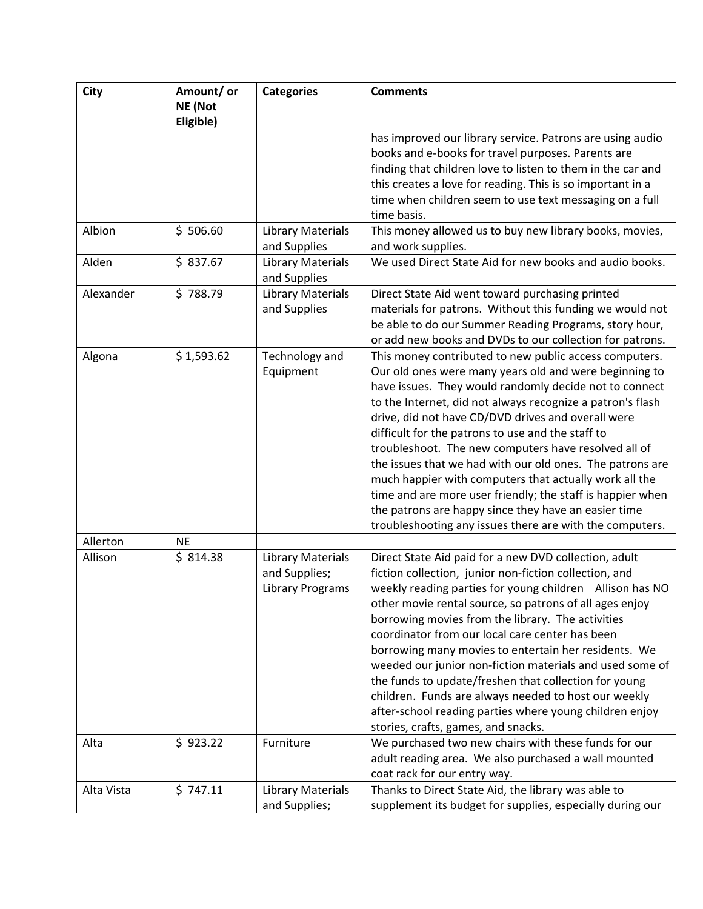| City | Amount/ or NE (Not Eligible) | Categories | Comments |
| --- | --- | --- | --- |
| | | | has improved our library service. Patrons are using audio books and e-books for travel purposes. Parents are finding that children love to listen to them in the car and this creates a love for reading. This is so important in a time when children seem to use text messaging on a full time basis. |
| Albion | $ 506.60 | Library Materials and Supplies | This money allowed us to buy new library books, movies, and work supplies. |
| Alden | $ 837.67 | Library Materials and Supplies | We used Direct State Aid for new books and audio books. |
| Alexander | $ 788.79 | Library Materials and Supplies | Direct State Aid went toward purchasing printed materials for patrons. Without this funding we would not be able to do our Summer Reading Programs, story hour, or add new books and DVDs to our collection for patrons. |
| Algona | $ 1,593.62 | Technology and Equipment | This money contributed to new public access computers. Our old ones were many years old and were beginning to have issues. They would randomly decide not to connect to the Internet, did not always recognize a patron's flash drive, did not have CD/DVD drives and overall were difficult for the patrons to use and the staff to troubleshoot. The new computers have resolved all of the issues that we had with our old ones. The patrons are much happier with computers that actually work all the time and are more user friendly; the staff is happier when the patrons are happy since they have an easier time troubleshooting any issues there are with the computers. |
| Allerton | NE | | |
| Allison | $ 814.38 | Library Materials and Supplies; Library Programs | Direct State Aid paid for a new DVD collection, adult fiction collection, junior non-fiction collection, and weekly reading parties for young children Allison has NO other movie rental source, so patrons of all ages enjoy borrowing movies from the library. The activities coordinator from our local care center has been borrowing many movies to entertain her residents. We weeded our junior non-fiction materials and used some of the funds to update/freshen that collection for young children. Funds are always needed to host our weekly after-school reading parties where young children enjoy stories, crafts, games, and snacks. |
| Alta | $ 923.22 | Furniture | We purchased two new chairs with these funds for our adult reading area. We also purchased a wall mounted coat rack for our entry way. |
| Alta Vista | $ 747.11 | Library Materials and Supplies; | Thanks to Direct State Aid, the library was able to supplement its budget for supplies, especially during our |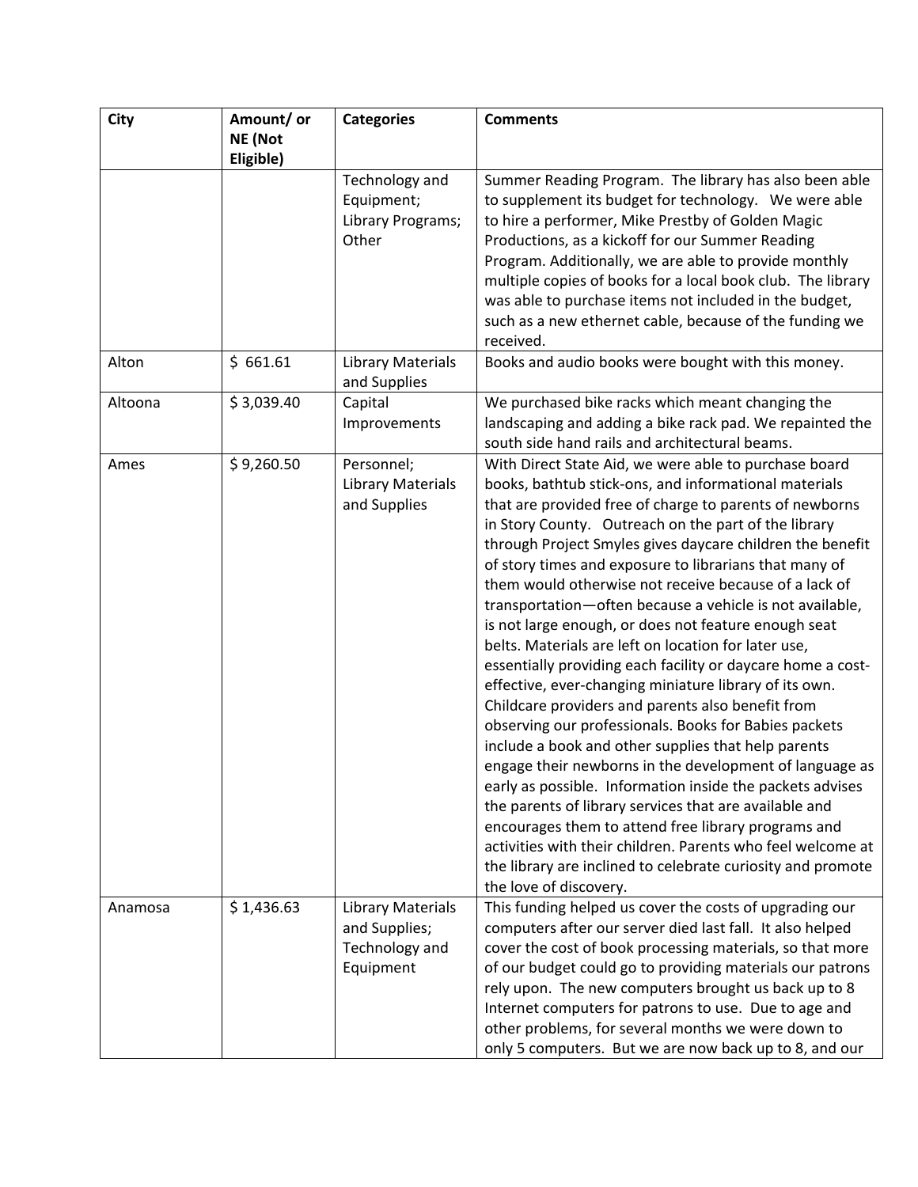| City | Amount/ or NE (Not Eligible) | Categories | Comments |
|---|---|---|---|
| | | Technology and Equipment; Library Programs; Other | Summer Reading Program. The library has also been able to supplement its budget for technology. We were able to hire a performer, Mike Prestby of Golden Magic Productions, as a kickoff for our Summer Reading Program. Additionally, we are able to provide monthly multiple copies of books for a local book club. The library was able to purchase items not included in the budget, such as a new ethernet cable, because of the funding we received. |
| Alton | $ 661.61 | Library Materials and Supplies | Books and audio books were bought with this money. |
| Altoona | $ 3,039.40 | Capital Improvements | We purchased bike racks which meant changing the landscaping and adding a bike rack pad. We repainted the south side hand rails and architectural beams. |
| Ames | $ 9,260.50 | Personnel; Library Materials and Supplies | With Direct State Aid, we were able to purchase board books, bathtub stick-ons, and informational materials that are provided free of charge to parents of newborns in Story County. Outreach on the part of the library through Project Smyles gives daycare children the benefit of story times and exposure to librarians that many of them would otherwise not receive because of a lack of transportation—often because a vehicle is not available, is not large enough, or does not feature enough seat belts. Materials are left on location for later use, essentially providing each facility or daycare home a cost-effective, ever-changing miniature library of its own. Childcare providers and parents also benefit from observing our professionals. Books for Babies packets include a book and other supplies that help parents engage their newborns in the development of language as early as possible. Information inside the packets advises the parents of library services that are available and encourages them to attend free library programs and activities with their children. Parents who feel welcome at the library are inclined to celebrate curiosity and promote the love of discovery. |
| Anamosa | $ 1,436.63 | Library Materials and Supplies; Technology and Equipment | This funding helped us cover the costs of upgrading our computers after our server died last fall. It also helped cover the cost of book processing materials, so that more of our budget could go to providing materials our patrons rely upon. The new computers brought us back up to 8 Internet computers for patrons to use. Due to age and other problems, for several months we were down to only 5 computers. But we are now back up to 8, and our |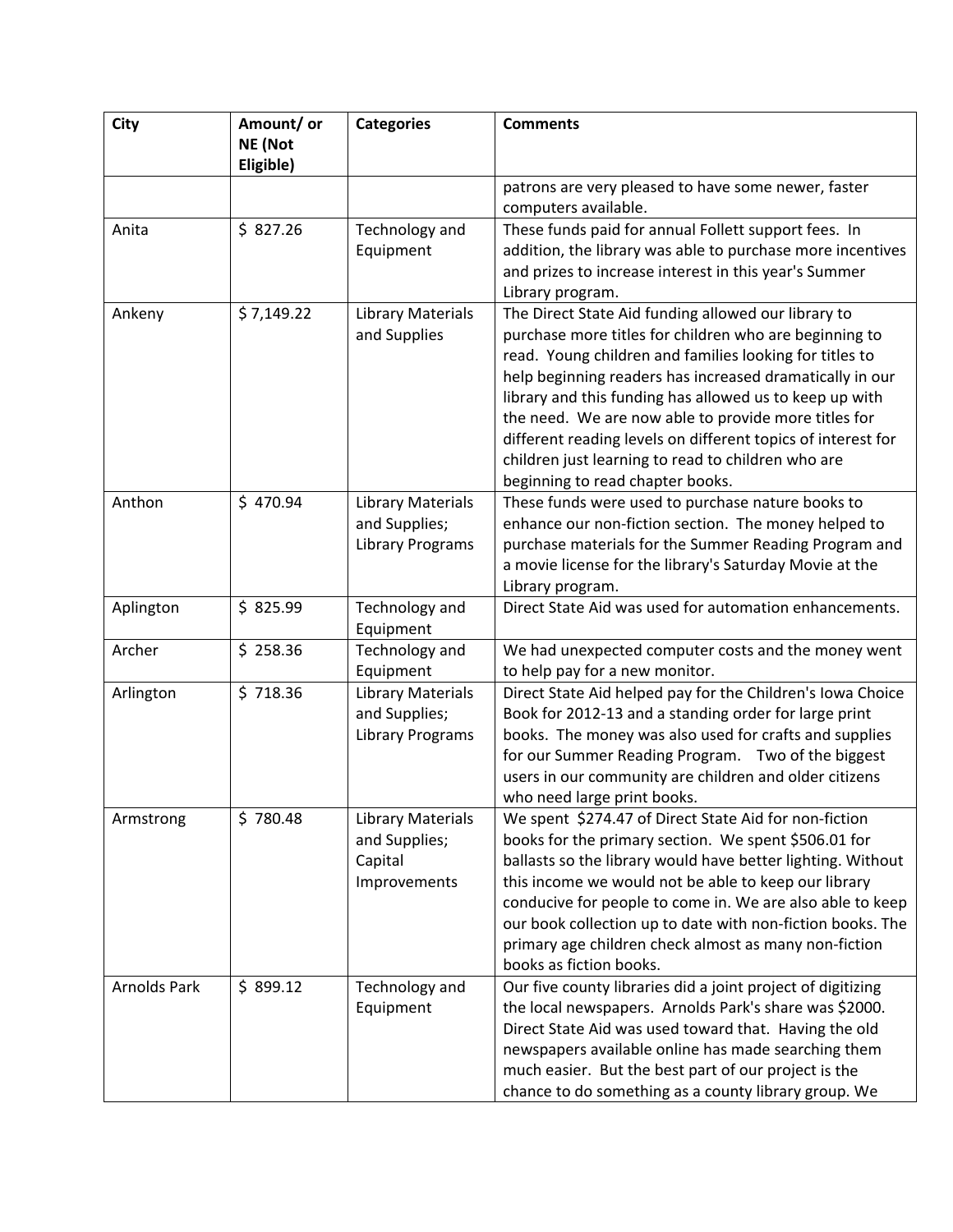| City | Amount/ or NE (Not Eligible) | Categories | Comments |
|---|---|---|---|
| | | | patrons are very pleased to have some newer, faster computers available. |
| Anita | $ 827.26 | Technology and Equipment | These funds paid for annual Follett support fees. In addition, the library was able to purchase more incentives and prizes to increase interest in this year's Summer Library program. |
| Ankeny | $ 7,149.22 | Library Materials and Supplies | The Direct State Aid funding allowed our library to purchase more titles for children who are beginning to read. Young children and families looking for titles to help beginning readers has increased dramatically in our library and this funding has allowed us to keep up with the need. We are now able to provide more titles for different reading levels on different topics of interest for children just learning to read to children who are beginning to read chapter books. |
| Anthon | $ 470.94 | Library Materials and Supplies; Library Programs | These funds were used to purchase nature books to enhance our non-fiction section. The money helped to purchase materials for the Summer Reading Program and a movie license for the library's Saturday Movie at the Library program. |
| Aplington | $ 825.99 | Technology and Equipment | Direct State Aid was used for automation enhancements. |
| Archer | $ 258.36 | Technology and Equipment | We had unexpected computer costs and the money went to help pay for a new monitor. |
| Arlington | $ 718.36 | Library Materials and Supplies; Library Programs | Direct State Aid helped pay for the Children's Iowa Choice Book for 2012-13 and a standing order for large print books. The money was also used for crafts and supplies for our Summer Reading Program. Two of the biggest users in our community are children and older citizens who need large print books. |
| Armstrong | $ 780.48 | Library Materials and Supplies; Capital Improvements | We spent $274.47 of Direct State Aid for non-fiction books for the primary section. We spent $506.01 for ballasts so the library would have better lighting. Without this income we would not be able to keep our library conducive for people to come in. We are also able to keep our book collection up to date with non-fiction books. The primary age children check almost as many non-fiction books as fiction books. |
| Arnolds Park | $ 899.12 | Technology and Equipment | Our five county libraries did a joint project of digitizing the local newspapers. Arnolds Park's share was $2000. Direct State Aid was used toward that. Having the old newspapers available online has made searching them much easier. But the best part of our project is the chance to do something as a county library group. We |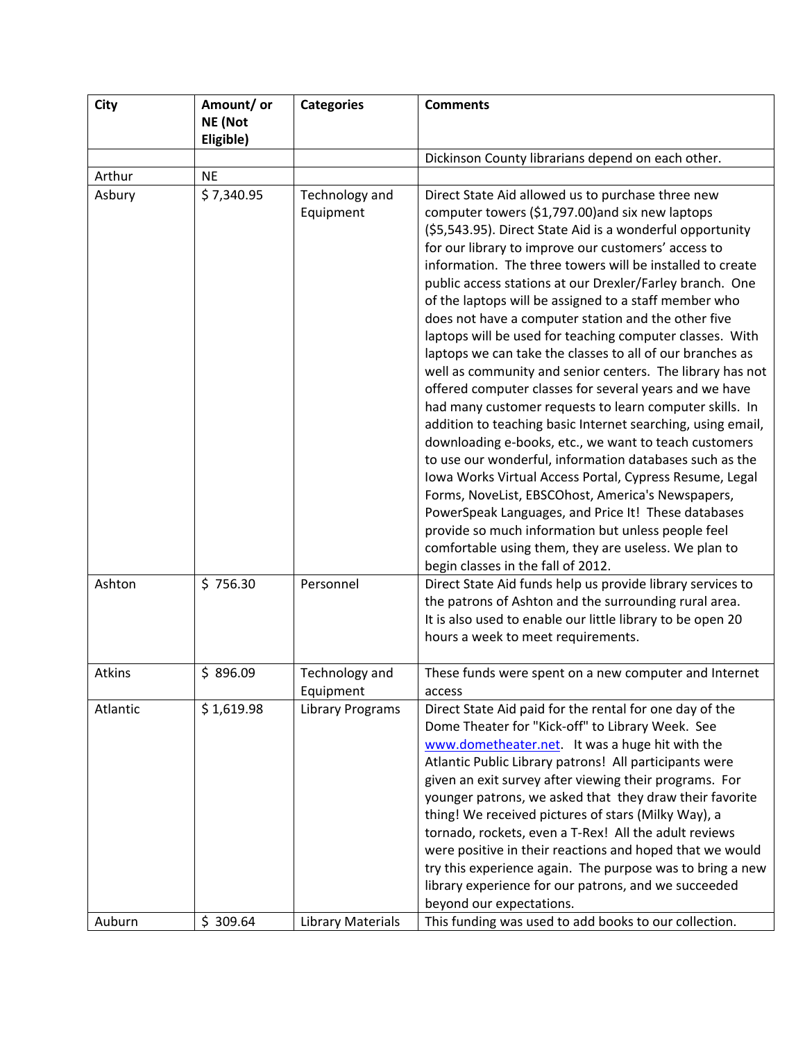| City | Amount/ or NE (Not Eligible) | Categories | Comments |
|---|---|---|---|
| | | | Dickinson County librarians depend on each other. |
| Arthur | NE | | |
| Asbury | $ 7,340.95 | Technology and Equipment | Direct State Aid allowed us to purchase three new computer towers ($1,797.00)and six new laptops ($5,543.95). Direct State Aid is a wonderful opportunity for our library to improve our customers' access to information. The three towers will be installed to create public access stations at our Drexler/Farley branch. One of the laptops will be assigned to a staff member who does not have a computer station and the other five laptops will be used for teaching computer classes. With laptops we can take the classes to all of our branches as well as community and senior centers. The library has not offered computer classes for several years and we have had many customer requests to learn computer skills. In addition to teaching basic Internet searching, using email, downloading e-books, etc., we want to teach customers to use our wonderful, information databases such as the Iowa Works Virtual Access Portal, Cypress Resume, Legal Forms, NoveList, EBSCOhost, America's Newspapers, PowerSpeak Languages, and Price It! These databases provide so much information but unless people feel comfortable using them, they are useless. We plan to begin classes in the fall of 2012. |
| Ashton | $ 756.30 | Personnel | Direct State Aid funds help us provide library services to the patrons of Ashton and the surrounding rural area. It is also used to enable our little library to be open 20 hours a week to meet requirements. |
| Atkins | $ 896.09 | Technology and Equipment | These funds were spent on a new computer and Internet access |
| Atlantic | $ 1,619.98 | Library Programs | Direct State Aid paid for the rental for one day of the Dome Theater for "Kick-off" to Library Week. See www.dometheater.net. It was a huge hit with the Atlantic Public Library patrons! All participants were given an exit survey after viewing their programs. For younger patrons, we asked that they draw their favorite thing! We received pictures of stars (Milky Way), a tornado, rockets, even a T-Rex! All the adult reviews were positive in their reactions and hoped that we would try this experience again. The purpose was to bring a new library experience for our patrons, and we succeeded beyond our expectations. |
| Auburn | $ 309.64 | Library Materials | This funding was used to add books to our collection. |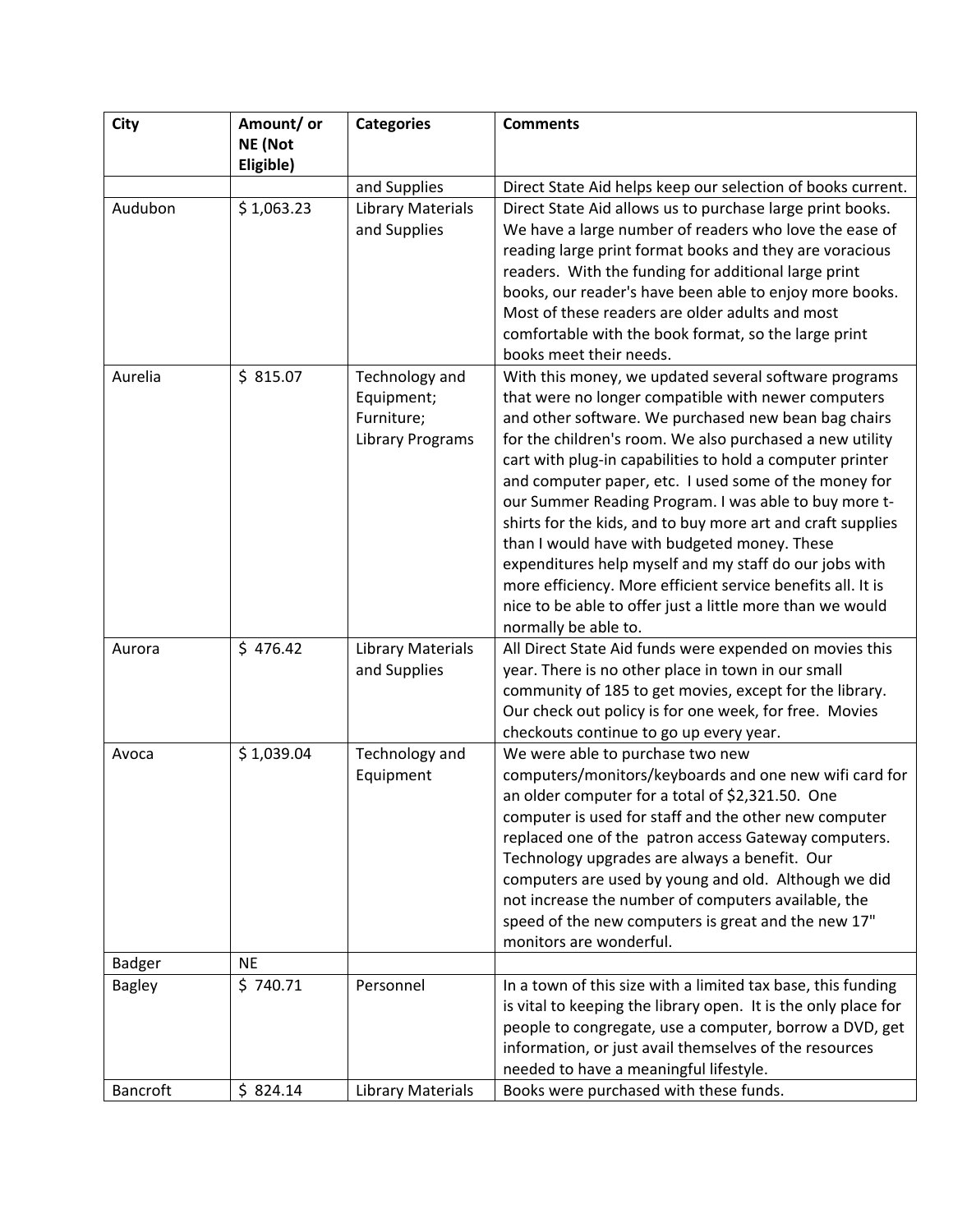| City | Amount/ or NE (Not Eligible) | Categories | Comments |
|---|---|---|---|
| | | and Supplies | Direct State Aid helps keep our selection of books current. |
| Audubon | $ 1,063.23 | Library Materials and Supplies | Direct State Aid allows us to purchase large print books. We have a large number of readers who love the ease of reading large print format books and they are voracious readers. With the funding for additional large print books, our reader's have been able to enjoy more books. Most of these readers are older adults and most comfortable with the book format, so the large print books meet their needs. |
| Aurelia | $ 815.07 | Technology and Equipment; Furniture; Library Programs | With this money, we updated several software programs that were no longer compatible with newer computers and other software. We purchased new bean bag chairs for the children's room. We also purchased a new utility cart with plug-in capabilities to hold a computer printer and computer paper, etc. I used some of the money for our Summer Reading Program. I was able to buy more t-shirts for the kids, and to buy more art and craft supplies than I would have with budgeted money. These expenditures help myself and my staff do our jobs with more efficiency. More efficient service benefits all. It is nice to be able to offer just a little more than we would normally be able to. |
| Aurora | $ 476.42 | Library Materials and Supplies | All Direct State Aid funds were expended on movies this year. There is no other place in town in our small community of 185 to get movies, except for the library. Our check out policy is for one week, for free. Movies checkouts continue to go up every year. |
| Avoca | $ 1,039.04 | Technology and Equipment | We were able to purchase two new computers/monitors/keyboards and one new wifi card for an older computer for a total of $2,321.50. One computer is used for staff and the other new computer replaced one of the patron access Gateway computers. Technology upgrades are always a benefit. Our computers are used by young and old. Although we did not increase the number of computers available, the speed of the new computers is great and the new 17" monitors are wonderful. |
| Badger | NE | | |
| Bagley | $ 740.71 | Personnel | In a town of this size with a limited tax base, this funding is vital to keeping the library open. It is the only place for people to congregate, use a computer, borrow a DVD, get information, or just avail themselves of the resources needed to have a meaningful lifestyle. |
| Bancroft | $ 824.14 | Library Materials | Books were purchased with these funds. |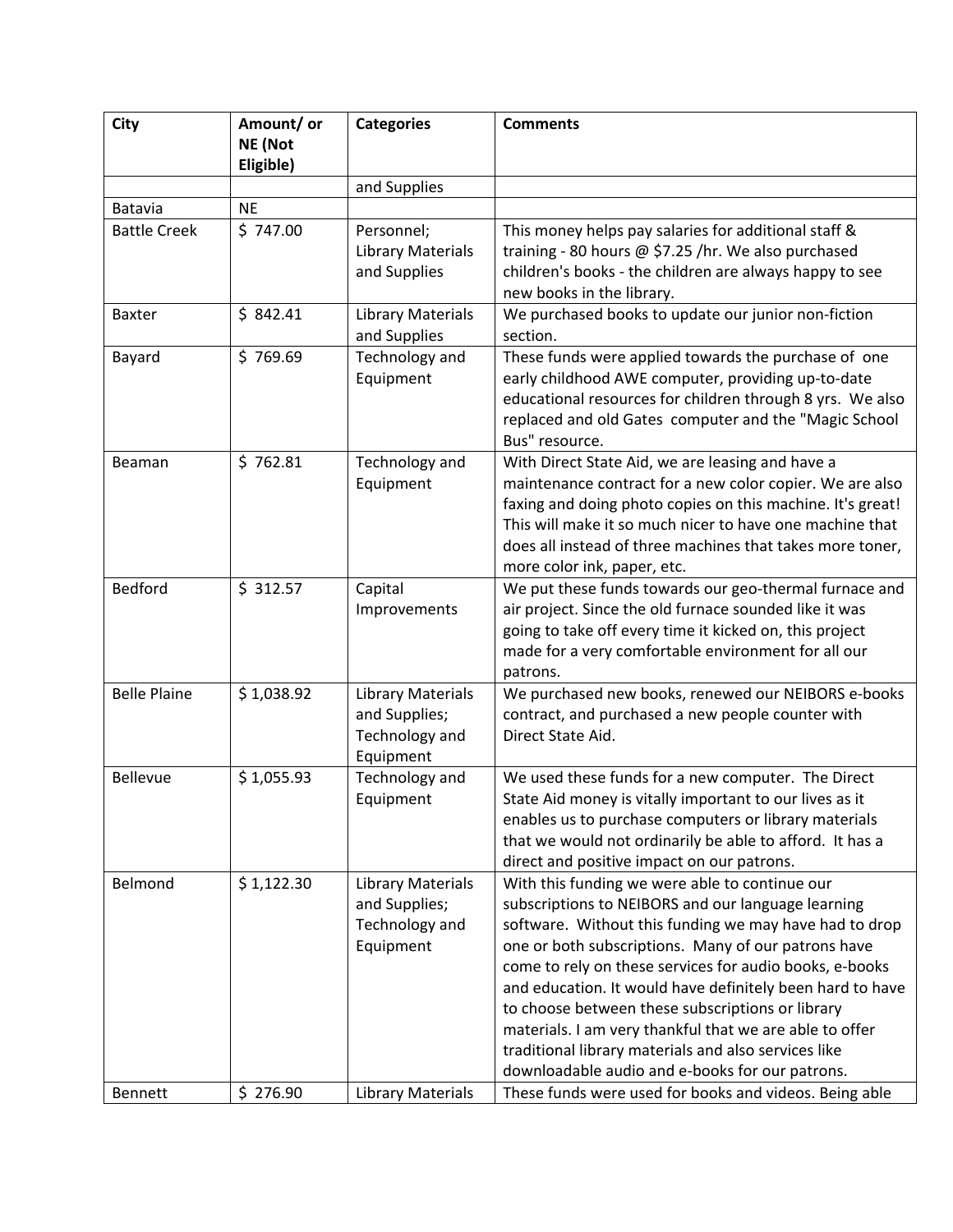| City | Amount/ or NE (Not Eligible) | Categories | Comments |
|---|---|---|---|
| | | and Supplies | |
| Batavia | NE | | |
| Battle Creek | $ 747.00 | Personnel; Library Materials and Supplies | This money helps pay salaries for additional staff & training - 80 hours @ $7.25 /hr. We also purchased children's books - the children are always happy to see new books in the library. |
| Baxter | $ 842.41 | Library Materials and Supplies | We purchased books to update our junior non-fiction section. |
| Bayard | $ 769.69 | Technology and Equipment | These funds were applied towards the purchase of one early childhood AWE computer, providing up-to-date educational resources for children through 8 yrs. We also replaced and old Gates computer and the "Magic School Bus" resource. |
| Beaman | $ 762.81 | Technology and Equipment | With Direct State Aid, we are leasing and have a maintenance contract for a new color copier. We are also faxing and doing photo copies on this machine. It's great! This will make it so much nicer to have one machine that does all instead of three machines that takes more toner, more color ink, paper, etc. |
| Bedford | $ 312.57 | Capital Improvements | We put these funds towards our geo-thermal furnace and air project. Since the old furnace sounded like it was going to take off every time it kicked on, this project made for a very comfortable environment for all our patrons. |
| Belle Plaine | $ 1,038.92 | Library Materials and Supplies; Technology and Equipment | We purchased new books, renewed our NEIBORS e-books contract, and purchased a new people counter with Direct State Aid. |
| Bellevue | $ 1,055.93 | Technology and Equipment | We used these funds for a new computer. The Direct State Aid money is vitally important to our lives as it enables us to purchase computers or library materials that we would not ordinarily be able to afford. It has a direct and positive impact on our patrons. |
| Belmond | $ 1,122.30 | Library Materials and Supplies; Technology and Equipment | With this funding we were able to continue our subscriptions to NEIBORS and our language learning software. Without this funding we may have had to drop one or both subscriptions. Many of our patrons have come to rely on these services for audio books, e-books and education. It would have definitely been hard to have to choose between these subscriptions or library materials. I am very thankful that we are able to offer traditional library materials and also services like downloadable audio and e-books for our patrons. |
| Bennett | $ 276.90 | Library Materials | These funds were used for books and videos. Being able |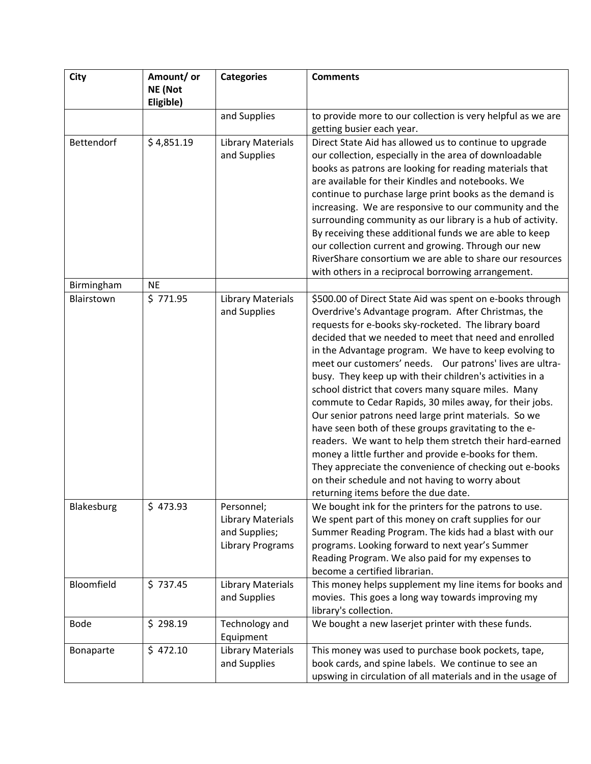| City | Amount/ or NE (Not Eligible) | Categories | Comments |
|---|---|---|---|
| | | and Supplies | to provide more to our collection is very helpful as we are getting busier each year. |
| Bettendorf | $ 4,851.19 | Library Materials and Supplies | Direct State Aid has allowed us to continue to upgrade our collection, especially in the area of downloadable books as patrons are looking for reading materials that are available for their Kindles and notebooks. We continue to purchase large print books as the demand is increasing. We are responsive to our community and the surrounding community as our library is a hub of activity. By receiving these additional funds we are able to keep our collection current and growing. Through our new RiverShare consortium we are able to share our resources with others in a reciprocal borrowing arrangement. |
| Birmingham | NE | | |
| Blairstown | $ 771.95 | Library Materials and Supplies | $500.00 of Direct State Aid was spent on e-books through Overdrive's Advantage program. After Christmas, the requests for e-books sky-rocketed. The library board decided that we needed to meet that need and enrolled in the Advantage program. We have to keep evolving to meet our customers' needs. Our patrons' lives are ultra-busy. They keep up with their children's activities in a school district that covers many square miles. Many commute to Cedar Rapids, 30 miles away, for their jobs. Our senior patrons need large print materials. So we have seen both of these groups gravitating to the e-readers. We want to help them stretch their hard-earned money a little further and provide e-books for them. They appreciate the convenience of checking out e-books on their schedule and not having to worry about returning items before the due date. |
| Blakesburg | $ 473.93 | Personnel; Library Materials and Supplies; Library Programs | We bought ink for the printers for the patrons to use. We spent part of this money on craft supplies for our Summer Reading Program. The kids had a blast with our programs. Looking forward to next year's Summer Reading Program. We also paid for my expenses to become a certified librarian. |
| Bloomfield | $ 737.45 | Library Materials and Supplies | This money helps supplement my line items for books and movies. This goes a long way towards improving my library's collection. |
| Bode | $ 298.19 | Technology and Equipment | We bought a new laserjet printer with these funds. |
| Bonaparte | $ 472.10 | Library Materials and Supplies | This money was used to purchase book pockets, tape, book cards, and spine labels. We continue to see an upswing in circulation of all materials and in the usage of |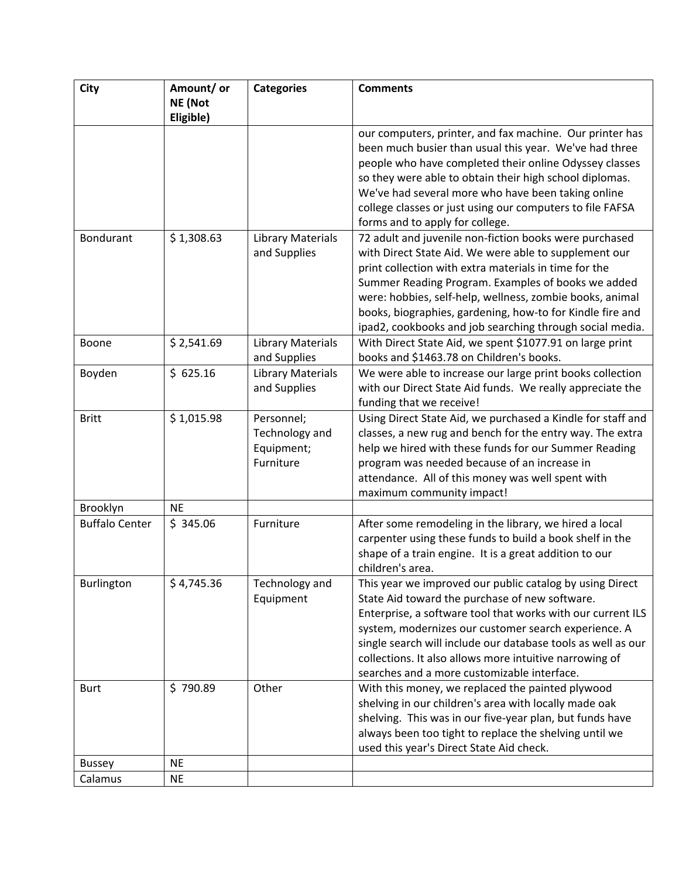| City | Amount/ or NE (Not Eligible) | Categories | Comments |
|---|---|---|---|
| | | | our computers, printer, and fax machine. Our printer has been much busier than usual this year. We've had three people who have completed their online Odyssey classes so they were able to obtain their high school diplomas. We've had several more who have been taking online college classes or just using our computers to file FAFSA forms and to apply for college. |
| Bondurant | $ 1,308.63 | Library Materials and Supplies | 72 adult and juvenile non-fiction books were purchased with Direct State Aid. We were able to supplement our print collection with extra materials in time for the Summer Reading Program. Examples of books we added were: hobbies, self-help, wellness, zombie books, animal books, biographies, gardening, how-to for Kindle fire and ipad2, cookbooks and job searching through social media. |
| Boone | $ 2,541.69 | Library Materials and Supplies | With Direct State Aid, we spent $1077.91 on large print books and $1463.78 on Children's books. |
| Boyden | $ 625.16 | Library Materials and Supplies | We were able to increase our large print books collection with our Direct State Aid funds. We really appreciate the funding that we receive! |
| Britt | $ 1,015.98 | Personnel; Technology and Equipment; Furniture | Using Direct State Aid, we purchased a Kindle for staff and classes, a new rug and bench for the entry way. The extra help we hired with these funds for our Summer Reading program was needed because of an increase in attendance. All of this money was well spent with maximum community impact! |
| Brooklyn | NE | | |
| Buffalo Center | $ 345.06 | Furniture | After some remodeling in the library, we hired a local carpenter using these funds to build a book shelf in the shape of a train engine. It is a great addition to our children's area. |
| Burlington | $ 4,745.36 | Technology and Equipment | This year we improved our public catalog by using Direct State Aid toward the purchase of new software. Enterprise, a software tool that works with our current ILS system, modernizes our customer search experience. A single search will include our database tools as well as our collections. It also allows more intuitive narrowing of searches and a more customizable interface. |
| Burt | $ 790.89 | Other | With this money, we replaced the painted plywood shelving in our children's area with locally made oak shelving. This was in our five-year plan, but funds have always been too tight to replace the shelving until we used this year's Direct State Aid check. |
| Bussey | NE | | |
| Calamus | NE | | |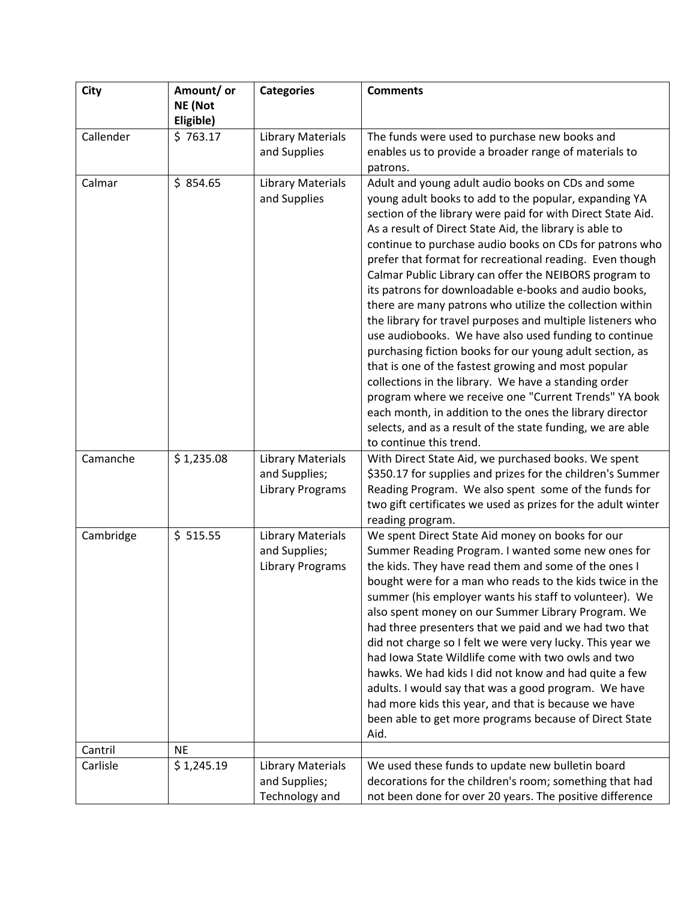| City | Amount/ or NE (Not Eligible) | Categories | Comments |
|---|---|---|---|
| Callender | $ 763.17 | Library Materials and Supplies | The funds were used to purchase new books and enables us to provide a broader range of materials to patrons. |
| Calmar | $ 854.65 | Library Materials and Supplies | Adult and young adult audio books on CDs and some young adult books to add to the popular, expanding YA section of the library were paid for with Direct State Aid. As a result of Direct State Aid, the library is able to continue to purchase audio books on CDs for patrons who prefer that format for recreational reading. Even though Calmar Public Library can offer the NEIBORS program to its patrons for downloadable e-books and audio books, there are many patrons who utilize the collection within the library for travel purposes and multiple listeners who use audiobooks. We have also used funding to continue purchasing fiction books for our young adult section, as that is one of the fastest growing and most popular collections in the library. We have a standing order program where we receive one "Current Trends" YA book each month, in addition to the ones the library director selects, and as a result of the state funding, we are able to continue this trend. |
| Camanche | $ 1,235.08 | Library Materials and Supplies; Library Programs | With Direct State Aid, we purchased books. We spent $350.17 for supplies and prizes for the children's Summer Reading Program. We also spent some of the funds for two gift certificates we used as prizes for the adult winter reading program. |
| Cambridge | $ 515.55 | Library Materials and Supplies; Library Programs | We spent Direct State Aid money on books for our Summer Reading Program. I wanted some new ones for the kids. They have read them and some of the ones I bought were for a man who reads to the kids twice in the summer (his employer wants his staff to volunteer). We also spent money on our Summer Library Program. We had three presenters that we paid and we had two that did not charge so I felt we were very lucky. This year we had Iowa State Wildlife come with two owls and two hawks. We had kids I did not know and had quite a few adults. I would say that was a good program. We have had more kids this year, and that is because we have been able to get more programs because of Direct State Aid. |
| Cantril | NE | | |
| Carlisle | $ 1,245.19 | Library Materials and Supplies; Technology and | We used these funds to update new bulletin board decorations for the children's room; something that had not been done for over 20 years. The positive difference |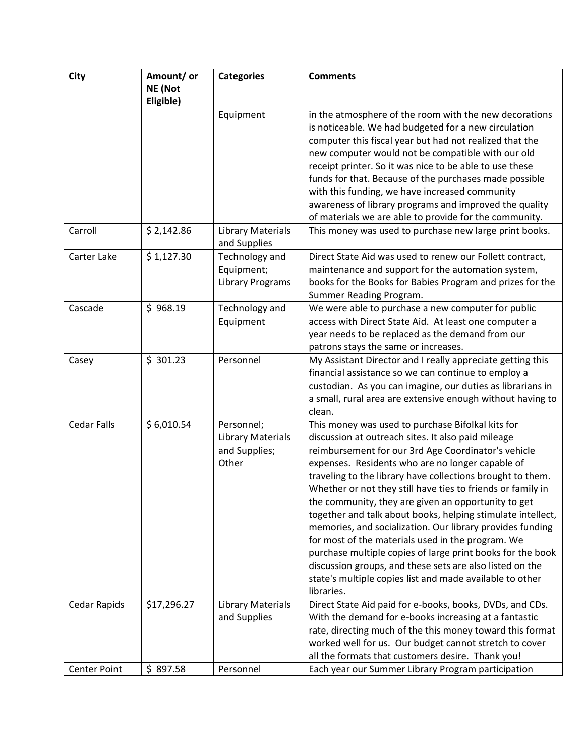| City | Amount/ or NE (Not Eligible) | Categories | Comments |
|---|---|---|---|
| | | Equipment | in the atmosphere of the room with the new decorations is noticeable. We had budgeted for a new circulation computer this fiscal year but had not realized that the new computer would not be compatible with our old receipt printer. So it was nice to be able to use these funds for that. Because of the purchases made possible with this funding, we have increased community awareness of library programs and improved the quality of materials we are able to provide for the community. |
| Carroll | $ 2,142.86 | Library Materials and Supplies | This money was used to purchase new large print books. |
| Carter Lake | $ 1,127.30 | Technology and Equipment; Library Programs | Direct State Aid was used to renew our Follett contract, maintenance and support for the automation system, books for the Books for Babies Program and prizes for the Summer Reading Program. |
| Cascade | $ 968.19 | Technology and Equipment | We were able to purchase a new computer for public access with Direct State Aid. At least one computer a year needs to be replaced as the demand from our patrons stays the same or increases. |
| Casey | $ 301.23 | Personnel | My Assistant Director and I really appreciate getting this financial assistance so we can continue to employ a custodian. As you can imagine, our duties as librarians in a small, rural area are extensive enough without having to clean. |
| Cedar Falls | $ 6,010.54 | Personnel; Library Materials and Supplies; Other | This money was used to purchase Bifolkal kits for discussion at outreach sites. It also paid mileage reimbursement for our 3rd Age Coordinator's vehicle expenses. Residents who are no longer capable of traveling to the library have collections brought to them. Whether or not they still have ties to friends or family in the community, they are given an opportunity to get together and talk about books, helping stimulate intellect, memories, and socialization. Our library provides funding for most of the materials used in the program. We purchase multiple copies of large print books for the book discussion groups, and these sets are also listed on the state's multiple copies list and made available to other libraries. |
| Cedar Rapids | $17,296.27 | Library Materials and Supplies | Direct State Aid paid for e-books, books, DVDs, and CDs. With the demand for e-books increasing at a fantastic rate, directing much of the this money toward this format worked well for us. Our budget cannot stretch to cover all the formats that customers desire. Thank you! |
| Center Point | $ 897.58 | Personnel | Each year our Summer Library Program participation |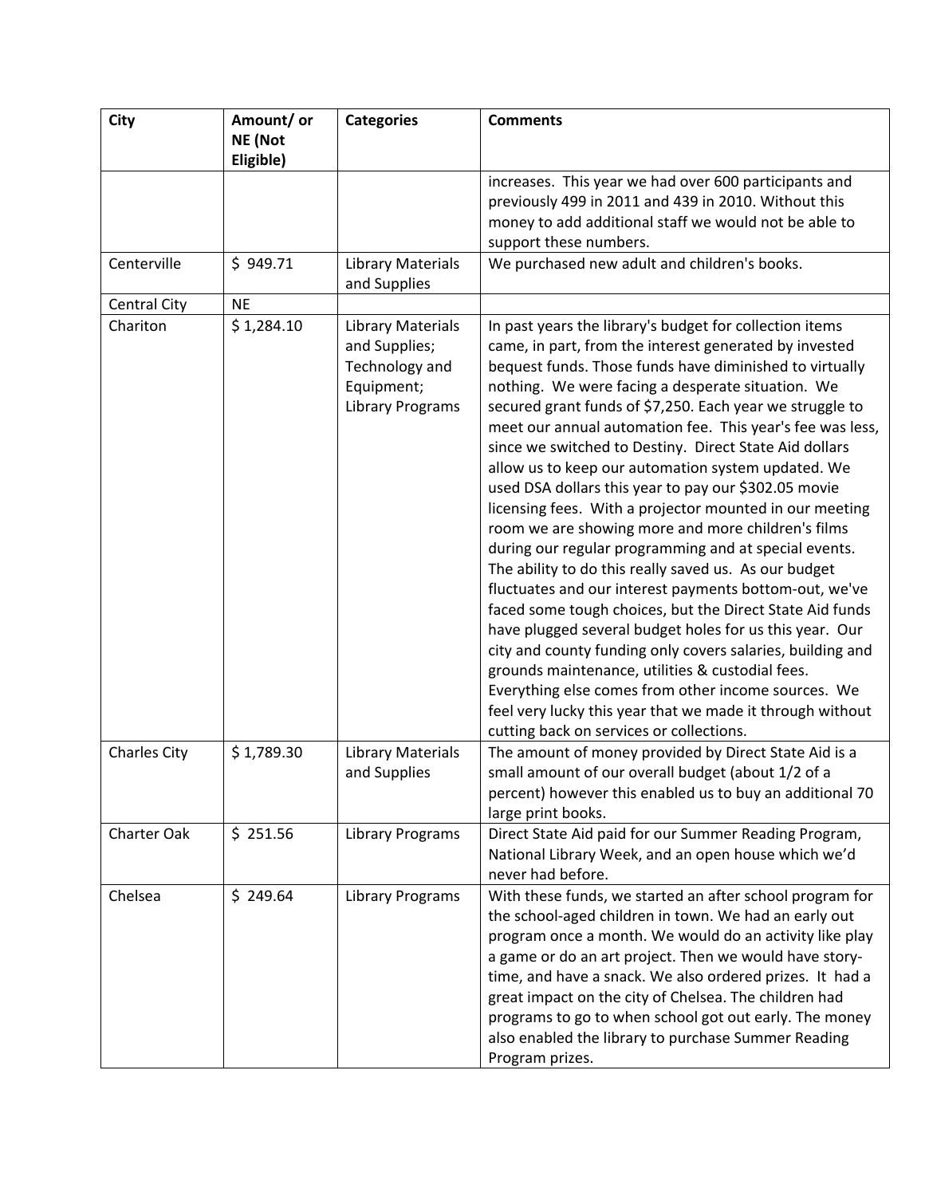| City | Amount/ or NE (Not Eligible) | Categories | Comments |
| --- | --- | --- | --- |
| | | | increases. This year we had over 600 participants and previously 499 in 2011 and 439 in 2010. Without this money to add additional staff we would not be able to support these numbers. |
| Centerville | $ 949.71 | Library Materials and Supplies | We purchased new adult and children's books. |
| Central City | NE | | |
| Chariton | $ 1,284.10 | Library Materials and Supplies; Technology and Equipment; Library Programs | In past years the library's budget for collection items came, in part, from the interest generated by invested bequest funds. Those funds have diminished to virtually nothing. We were facing a desperate situation. We secured grant funds of $7,250. Each year we struggle to meet our annual automation fee. This year's fee was less, since we switched to Destiny. Direct State Aid dollars allow us to keep our automation system updated. We used DSA dollars this year to pay our $302.05 movie licensing fees. With a projector mounted in our meeting room we are showing more and more children's films during our regular programming and at special events. The ability to do this really saved us. As our budget fluctuates and our interest payments bottom-out, we've faced some tough choices, but the Direct State Aid funds have plugged several budget holes for us this year. Our city and county funding only covers salaries, building and grounds maintenance, utilities & custodial fees. Everything else comes from other income sources. We feel very lucky this year that we made it through without cutting back on services or collections. |
| Charles City | $ 1,789.30 | Library Materials and Supplies | The amount of money provided by Direct State Aid is a small amount of our overall budget (about 1/2 of a percent) however this enabled us to buy an additional 70 large print books. |
| Charter Oak | $ 251.56 | Library Programs | Direct State Aid paid for our Summer Reading Program, National Library Week, and an open house which we'd never had before. |
| Chelsea | $ 249.64 | Library Programs | With these funds, we started an after school program for the school-aged children in town. We had an early out program once a month. We would do an activity like play a game or do an art project. Then we would have story-time, and have a snack. We also ordered prizes. It had a great impact on the city of Chelsea. The children had programs to go to when school got out early. The money also enabled the library to purchase Summer Reading Program prizes. |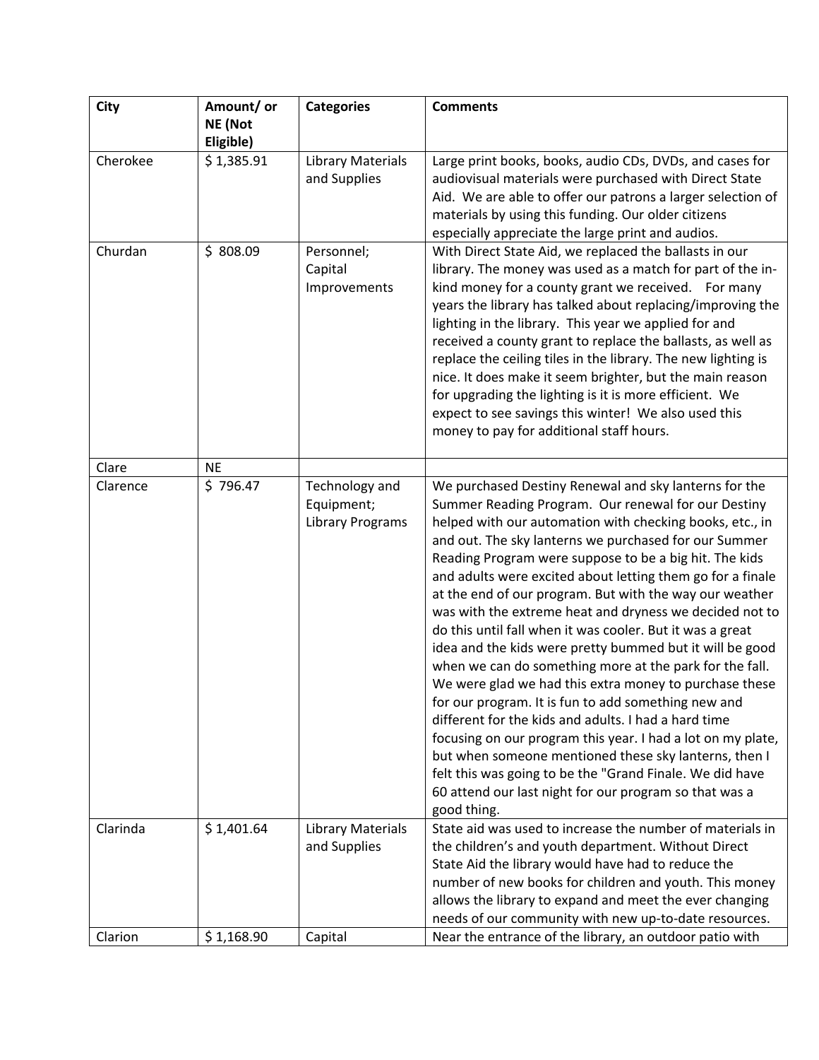| City | Amount/ or NE (Not Eligible) | Categories | Comments |
|---|---|---|---|
| Cherokee | $ 1,385.91 | Library Materials and Supplies | Large print books, books, audio CDs, DVDs, and cases for audiovisual materials were purchased with Direct State Aid. We are able to offer our patrons a larger selection of materials by using this funding. Our older citizens especially appreciate the large print and audios. |
| Churdan | $ 808.09 | Personnel; Capital Improvements | With Direct State Aid, we replaced the ballasts in our library. The money was used as a match for part of the in-kind money for a county grant we received. For many years the library has talked about replacing/improving the lighting in the library. This year we applied for and received a county grant to replace the ballasts, as well as replace the ceiling tiles in the library. The new lighting is nice. It does make it seem brighter, but the main reason for upgrading the lighting is it is more efficient. We expect to see savings this winter! We also used this money to pay for additional staff hours. |
| Clare | NE | | |
| Clarence | $ 796.47 | Technology and Equipment; Library Programs | We purchased Destiny Renewal and sky lanterns for the Summer Reading Program. Our renewal for our Destiny helped with our automation with checking books, etc., in and out. The sky lanterns we purchased for our Summer Reading Program were suppose to be a big hit. The kids and adults were excited about letting them go for a finale at the end of our program. But with the way our weather was with the extreme heat and dryness we decided not to do this until fall when it was cooler. But it was a great idea and the kids were pretty bummed but it will be good when we can do something more at the park for the fall. We were glad we had this extra money to purchase these for our program. It is fun to add something new and different for the kids and adults. I had a hard time focusing on our program this year. I had a lot on my plate, but when someone mentioned these sky lanterns, then I felt this was going to be the "Grand Finale. We did have 60 attend our last night for our program so that was a good thing. |
| Clarinda | $ 1,401.64 | Library Materials and Supplies | State aid was used to increase the number of materials in the children's and youth department. Without Direct State Aid the library would have had to reduce the number of new books for children and youth. This money allows the library to expand and meet the ever changing needs of our community with new up-to-date resources. |
| Clarion | $ 1,168.90 | Capital | Near the entrance of the library, an outdoor patio with |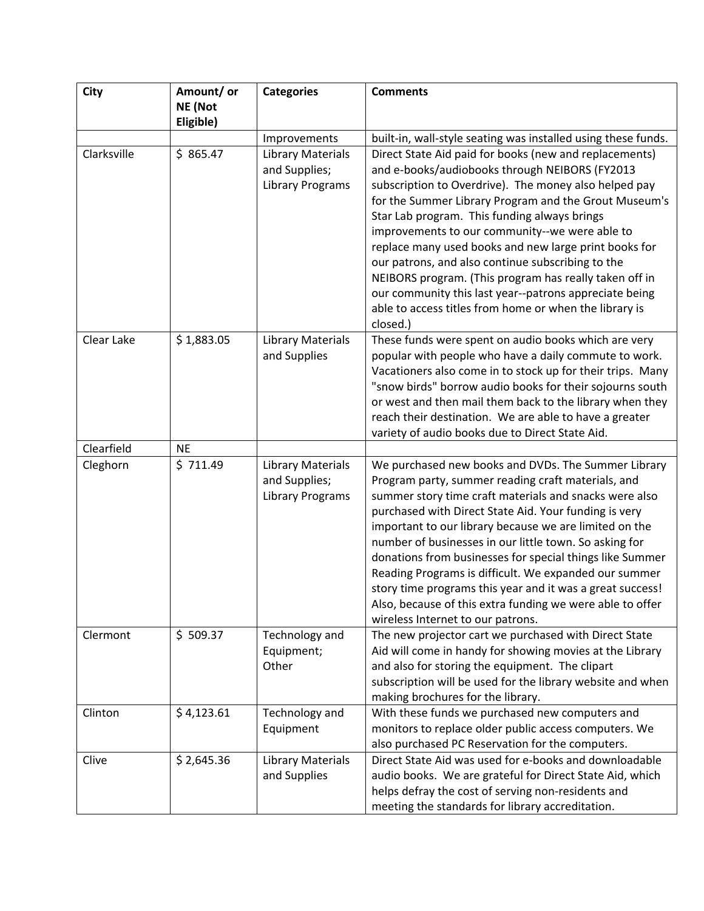| City | Amount/ or NE (Not Eligible) | Categories | Comments |
|---|---|---|---|
| | | Improvements | built-in, wall-style seating was installed using these funds. |
| Clarksville | $ 865.47 | Library Materials and Supplies; Library Programs | Direct State Aid paid for books (new and replacements) and e-books/audiobooks through NEIBORS (FY2013 subscription to Overdrive). The money also helped pay for the Summer Library Program and the Grout Museum's Star Lab program. This funding always brings improvements to our community--we were able to replace many used books and new large print books for our patrons, and also continue subscribing to the NEIBORS program. (This program has really taken off in our community this last year--patrons appreciate being able to access titles from home or when the library is closed.) |
| Clear Lake | $ 1,883.05 | Library Materials and Supplies | These funds were spent on audio books which are very popular with people who have a daily commute to work. Vacationers also come in to stock up for their trips. Many "snow birds" borrow audio books for their sojourns south or west and then mail them back to the library when they reach their destination. We are able to have a greater variety of audio books due to Direct State Aid. |
| Clearfield | NE | | |
| Cleghorn | $ 711.49 | Library Materials and Supplies; Library Programs | We purchased new books and DVDs. The Summer Library Program party, summer reading craft materials, and summer story time craft materials and snacks were also purchased with Direct State Aid. Your funding is very important to our library because we are limited on the number of businesses in our little town. So asking for donations from businesses for special things like Summer Reading Programs is difficult. We expanded our summer story time programs this year and it was a great success! Also, because of this extra funding we were able to offer wireless Internet to our patrons. |
| Clermont | $ 509.37 | Technology and Equipment; Other | The new projector cart we purchased with Direct State Aid will come in handy for showing movies at the Library and also for storing the equipment. The clipart subscription will be used for the library website and when making brochures for the library. |
| Clinton | $ 4,123.61 | Technology and Equipment | With these funds we purchased new computers and monitors to replace older public access computers. We also purchased PC Reservation for the computers. |
| Clive | $ 2,645.36 | Library Materials and Supplies | Direct State Aid was used for e-books and downloadable audio books. We are grateful for Direct State Aid, which helps defray the cost of serving non-residents and meeting the standards for library accreditation. |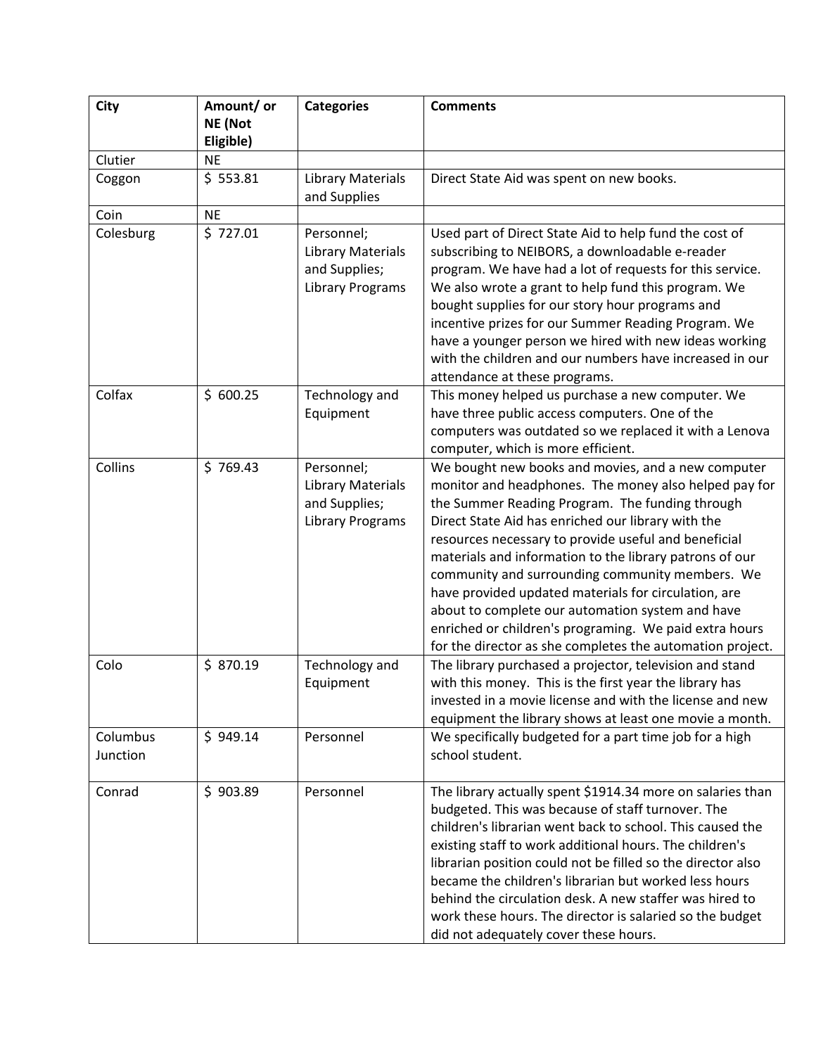| City | Amount/ or NE (Not Eligible) | Categories | Comments |
|---|---|---|---|
| Clutier | NE | | |
| Coggon | $ 553.81 | Library Materials and Supplies | Direct State Aid was spent on new books. |
| Coin | NE | | |
| Colesburg | $ 727.01 | Personnel; Library Materials and Supplies; Library Programs | Used part of Direct State Aid to help fund the cost of subscribing to NEIBORS, a downloadable e-reader program. We have had a lot of requests for this service. We also wrote a grant to help fund this program. We bought supplies for our story hour programs and incentive prizes for our Summer Reading Program. We have a younger person we hired with new ideas working with the children and our numbers have increased in our attendance at these programs. |
| Colfax | $ 600.25 | Technology and Equipment | This money helped us purchase a new computer. We have three public access computers. One of the computers was outdated so we replaced it with a Lenova computer, which is more efficient. |
| Collins | $ 769.43 | Personnel; Library Materials and Supplies; Library Programs | We bought new books and movies, and a new computer monitor and headphones. The money also helped pay for the Summer Reading Program. The funding through Direct State Aid has enriched our library with the resources necessary to provide useful and beneficial materials and information to the library patrons of our community and surrounding community members. We have provided updated materials for circulation, are about to complete our automation system and have enriched or children's programing. We paid extra hours for the director as she completes the automation project. |
| Colo | $ 870.19 | Technology and Equipment | The library purchased a projector, television and stand with this money. This is the first year the library has invested in a movie license and with the license and new equipment the library shows at least one movie a month. |
| Columbus Junction | $ 949.14 | Personnel | We specifically budgeted for a part time job for a high school student. |
| Conrad | $ 903.89 | Personnel | The library actually spent $1914.34 more on salaries than budgeted. This was because of staff turnover. The children's librarian went back to school. This caused the existing staff to work additional hours. The children's librarian position could not be filled so the director also became the children's librarian but worked less hours behind the circulation desk. A new staffer was hired to work these hours. The director is salaried so the budget did not adequately cover these hours. |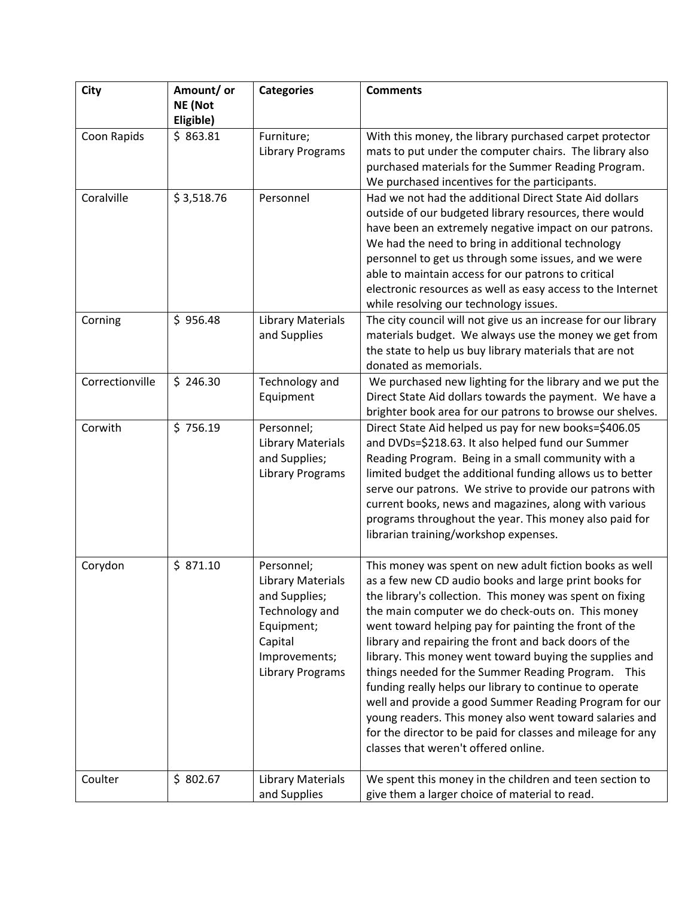| City | Amount/ or NE (Not Eligible) | Categories | Comments |
|---|---|---|---|
| Coon Rapids | $ 863.81 | Furniture; Library Programs | With this money, the library purchased carpet protector mats to put under the computer chairs. The library also purchased materials for the Summer Reading Program. We purchased incentives for the participants. |
| Coralville | $ 3,518.76 | Personnel | Had we not had the additional Direct State Aid dollars outside of our budgeted library resources, there would have been an extremely negative impact on our patrons. We had the need to bring in additional technology personnel to get us through some issues, and we were able to maintain access for our patrons to critical electronic resources as well as easy access to the Internet while resolving our technology issues. |
| Corning | $ 956.48 | Library Materials and Supplies | The city council will not give us an increase for our library materials budget. We always use the money we get from the state to help us buy library materials that are not donated as memorials. |
| Correctionville | $ 246.30 | Technology and Equipment | We purchased new lighting for the library and we put the Direct State Aid dollars towards the payment. We have a brighter book area for our patrons to browse our shelves. |
| Corwith | $ 756.19 | Personnel; Library Materials and Supplies; Library Programs | Direct State Aid helped us pay for new books=$406.05 and DVDs=$218.63. It also helped fund our Summer Reading Program. Being in a small community with a limited budget the additional funding allows us to better serve our patrons. We strive to provide our patrons with current books, news and magazines, along with various programs throughout the year. This money also paid for librarian training/workshop expenses. |
| Corydon | $ 871.10 | Personnel; Library Materials and Supplies; Technology and Equipment; Capital Improvements; Library Programs | This money was spent on new adult fiction books as well as a few new CD audio books and large print books for the library's collection. This money was spent on fixing the main computer we do check-outs on. This money went toward helping pay for painting the front of the library and repairing the front and back doors of the library. This money went toward buying the supplies and things needed for the Summer Reading Program. This funding really helps our library to continue to operate well and provide a good Summer Reading Program for our young readers. This money also went toward salaries and for the director to be paid for classes and mileage for any classes that weren't offered online. |
| Coulter | $ 802.67 | Library Materials and Supplies | We spent this money in the children and teen section to give them a larger choice of material to read. |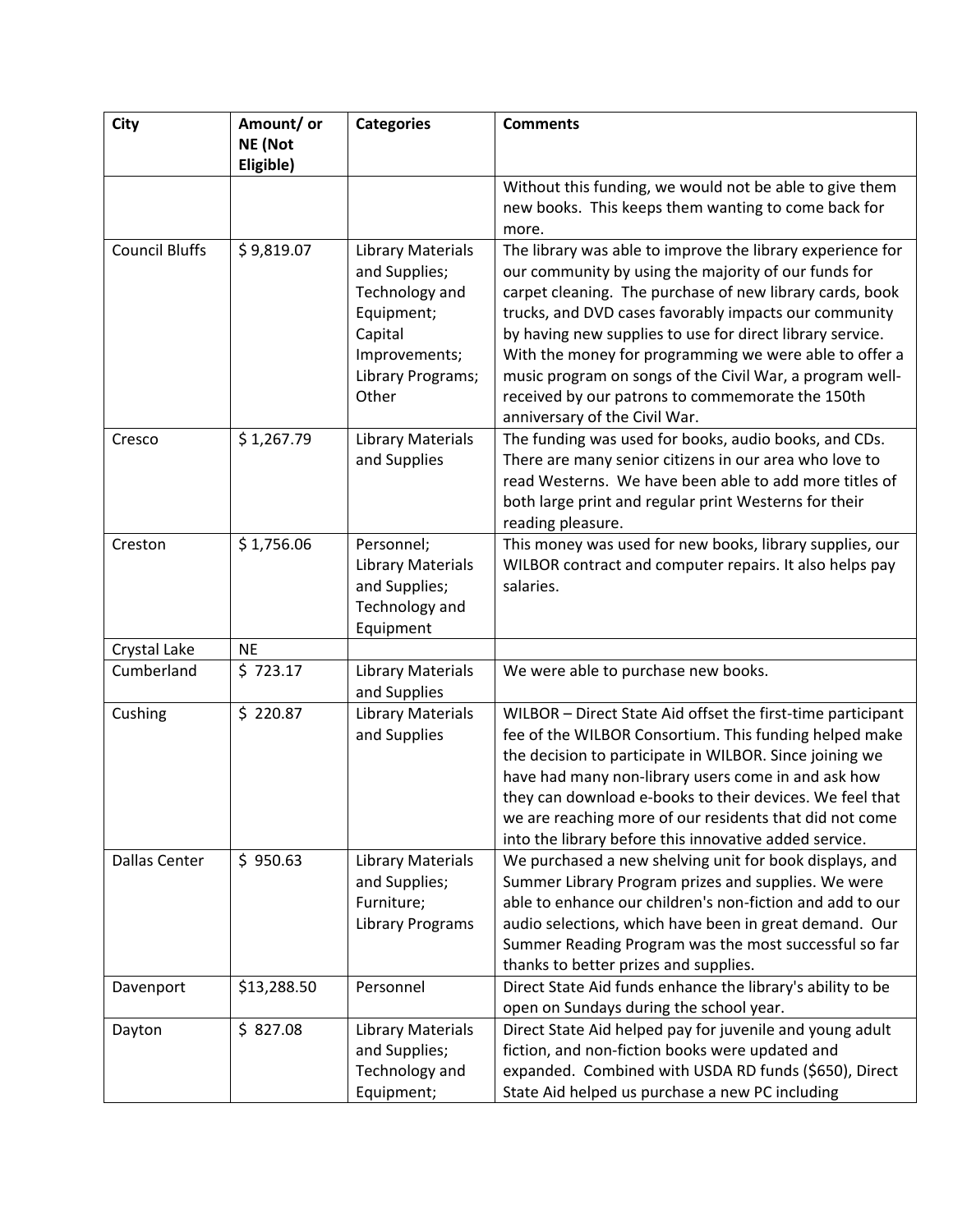| City | Amount/ or NE (Not Eligible) | Categories | Comments |
|---|---|---|---|
| | | | Without this funding, we would not be able to give them new books. This keeps them wanting to come back for more. |
| Council Bluffs | $ 9,819.07 | Library Materials and Supplies; Technology and Equipment; Capital Improvements; Library Programs; Other | The library was able to improve the library experience for our community by using the majority of our funds for carpet cleaning. The purchase of new library cards, book trucks, and DVD cases favorably impacts our community by having new supplies to use for direct library service. With the money for programming we were able to offer a music program on songs of the Civil War, a program well-received by our patrons to commemorate the 150th anniversary of the Civil War. |
| Cresco | $ 1,267.79 | Library Materials and Supplies | The funding was used for books, audio books, and CDs. There are many senior citizens in our area who love to read Westerns. We have been able to add more titles of both large print and regular print Westerns for their reading pleasure. |
| Creston | $ 1,756.06 | Personnel; Library Materials and Supplies; Technology and Equipment | This money was used for new books, library supplies, our WILBOR contract and computer repairs. It also helps pay salaries. |
| Crystal Lake | NE | | |
| Cumberland | $ 723.17 | Library Materials and Supplies | We were able to purchase new books. |
| Cushing | $ 220.87 | Library Materials and Supplies | WILBOR – Direct State Aid offset the first-time participant fee of the WILBOR Consortium. This funding helped make the decision to participate in WILBOR. Since joining we have had many non-library users come in and ask how they can download e-books to their devices. We feel that we are reaching more of our residents that did not come into the library before this innovative added service. |
| Dallas Center | $ 950.63 | Library Materials and Supplies; Furniture; Library Programs | We purchased a new shelving unit for book displays, and Summer Library Program prizes and supplies. We were able to enhance our children's non-fiction and add to our audio selections, which have been in great demand. Our Summer Reading Program was the most successful so far thanks to better prizes and supplies. |
| Davenport | $13,288.50 | Personnel | Direct State Aid funds enhance the library's ability to be open on Sundays during the school year. |
| Dayton | $ 827.08 | Library Materials and Supplies; Technology and Equipment; | Direct State Aid helped pay for juvenile and young adult fiction, and non-fiction books were updated and expanded. Combined with USDA RD funds ($650), Direct State Aid helped us purchase a new PC including |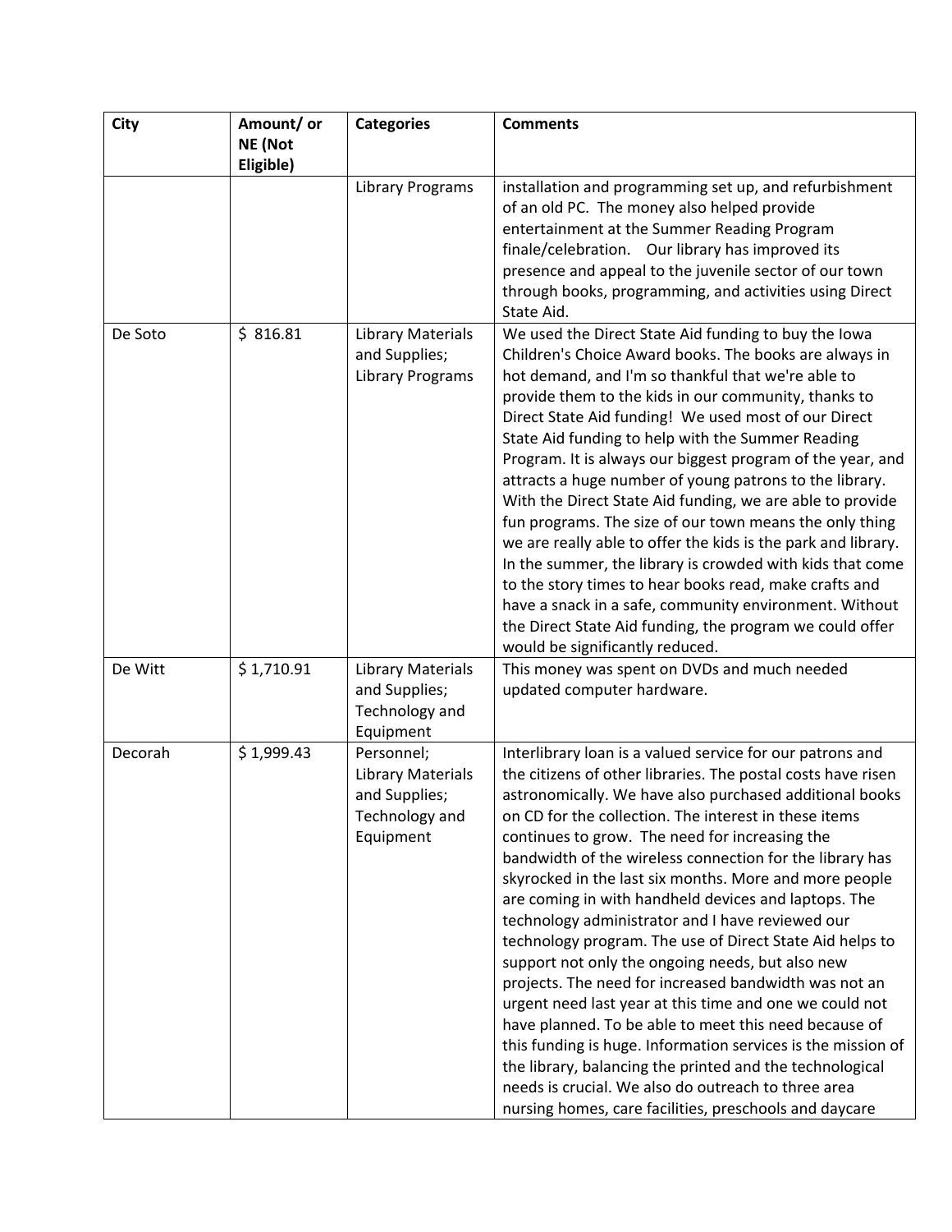| City | Amount/ or NE (Not Eligible) | Categories | Comments |
|---|---|---|---|
| | | Library Programs | installation and programming set up, and refurbishment of an old PC. The money also helped provide entertainment at the Summer Reading Program finale/celebration. Our library has improved its presence and appeal to the juvenile sector of our town through books, programming, and activities using Direct State Aid. |
| De Soto | $ 816.81 | Library Materials and Supplies; Library Programs | We used the Direct State Aid funding to buy the Iowa Children's Choice Award books. The books are always in hot demand, and I'm so thankful that we're able to provide them to the kids in our community, thanks to Direct State Aid funding! We used most of our Direct State Aid funding to help with the Summer Reading Program. It is always our biggest program of the year, and attracts a huge number of young patrons to the library. With the Direct State Aid funding, we are able to provide fun programs. The size of our town means the only thing we are really able to offer the kids is the park and library. In the summer, the library is crowded with kids that come to the story times to hear books read, make crafts and have a snack in a safe, community environment. Without the Direct State Aid funding, the program we could offer would be significantly reduced. |
| De Witt | $ 1,710.91 | Library Materials and Supplies; Technology and Equipment | This money was spent on DVDs and much needed updated computer hardware. |
| Decorah | $ 1,999.43 | Personnel; Library Materials and Supplies; Technology and Equipment | Interlibrary loan is a valued service for our patrons and the citizens of other libraries. The postal costs have risen astronomically. We have also purchased additional books on CD for the collection. The interest in these items continues to grow. The need for increasing the bandwidth of the wireless connection for the library has skyrocked in the last six months. More and more people are coming in with handheld devices and laptops. The technology administrator and I have reviewed our technology program. The use of Direct State Aid helps to support not only the ongoing needs, but also new projects. The need for increased bandwidth was not an urgent need last year at this time and one we could not have planned. To be able to meet this need because of this funding is huge. Information services is the mission of the library, balancing the printed and the technological needs is crucial. We also do outreach to three area nursing homes, care facilities, preschools and daycare |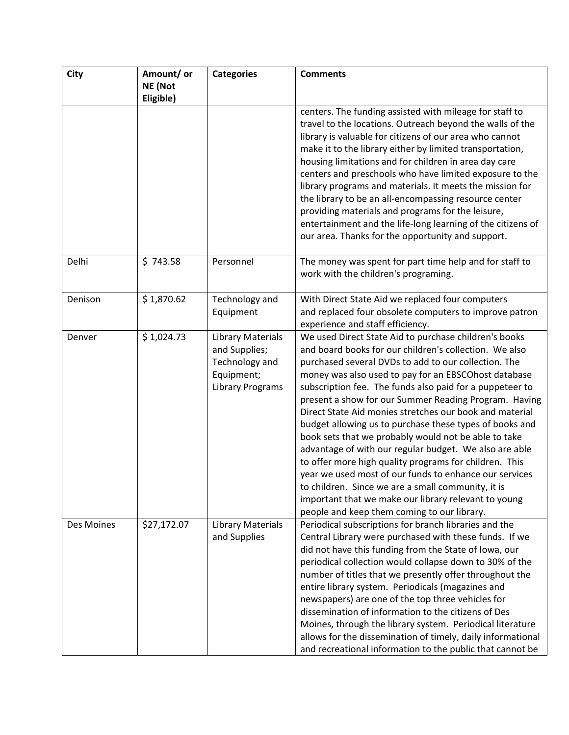| City | Amount/ or NE (Not Eligible) | Categories | Comments |
|---|---|---|---|
| | | | centers. The funding assisted with mileage for staff to travel to the locations. Outreach beyond the walls of the library is valuable for citizens of our area who cannot make it to the library either by limited transportation, housing limitations and for children in area day care centers and preschools who have limited exposure to the library programs and materials. It meets the mission for the library to be an all-encompassing resource center providing materials and programs for the leisure, entertainment and the life-long learning of the citizens of our area. Thanks for the opportunity and support. |
| Delhi | $ 743.58 | Personnel | The money was spent for part time help and for staff to work with the children's programing. |
| Denison | $ 1,870.62 | Technology and Equipment | With Direct State Aid we replaced four computers and replaced four obsolete computers to improve patron experience and staff efficiency. |
| Denver | $ 1,024.73 | Library Materials and Supplies; Technology and Equipment; Library Programs | We used Direct State Aid to purchase children's books and board books for our children's collection. We also purchased several DVDs to add to our collection. The money was also used to pay for an EBSCOhost database subscription fee. The funds also paid for a puppeteer to present a show for our Summer Reading Program. Having Direct State Aid monies stretches our book and material budget allowing us to purchase these types of books and book sets that we probably would not be able to take advantage of with our regular budget. We also are able to offer more high quality programs for children. This year we used most of our funds to enhance our services to children. Since we are a small community, it is important that we make our library relevant to young people and keep them coming to our library. |
| Des Moines | $27,172.07 | Library Materials and Supplies | Periodical subscriptions for branch libraries and the Central Library were purchased with these funds. If we did not have this funding from the State of Iowa, our periodical collection would collapse down to 30% of the number of titles that we presently offer throughout the entire library system. Periodicals (magazines and newspapers) are one of the top three vehicles for dissemination of information to the citizens of Des Moines, through the library system. Periodical literature allows for the dissemination of timely, daily informational and recreational information to the public that cannot be |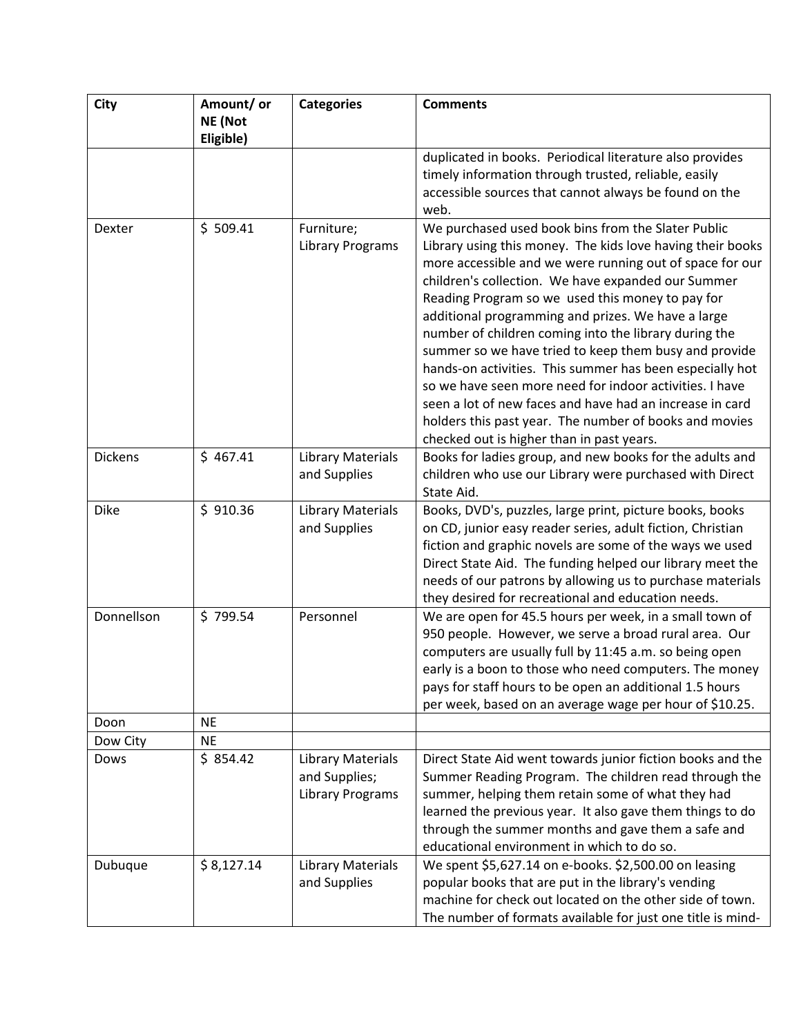| City | Amount/ or NE (Not Eligible) | Categories | Comments |
|---|---|---|---|
| | | | duplicated in books. Periodical literature also provides timely information through trusted, reliable, easily accessible sources that cannot always be found on the web. |
| Dexter | $ 509.41 | Furniture; Library Programs | We purchased used book bins from the Slater Public Library using this money. The kids love having their books more accessible and we were running out of space for our children's collection. We have expanded our Summer Reading Program so we used this money to pay for additional programming and prizes. We have a large number of children coming into the library during the summer so we have tried to keep them busy and provide hands-on activities. This summer has been especially hot so we have seen more need for indoor activities. I have seen a lot of new faces and have had an increase in card holders this past year. The number of books and movies checked out is higher than in past years. |
| Dickens | $ 467.41 | Library Materials and Supplies | Books for ladies group, and new books for the adults and children who use our Library were purchased with Direct State Aid. |
| Dike | $ 910.36 | Library Materials and Supplies | Books, DVD's, puzzles, large print, picture books, books on CD, junior easy reader series, adult fiction, Christian fiction and graphic novels are some of the ways we used Direct State Aid. The funding helped our library meet the needs of our patrons by allowing us to purchase materials they desired for recreational and education needs. |
| Donnellson | $ 799.54 | Personnel | We are open for 45.5 hours per week, in a small town of 950 people. However, we serve a broad rural area. Our computers are usually full by 11:45 a.m. so being open early is a boon to those who need computers. The money pays for staff hours to be open an additional 1.5 hours per week, based on an average wage per hour of $10.25. |
| Doon | NE | | |
| Dow City | NE | | |
| Dows | $ 854.42 | Library Materials and Supplies; Library Programs | Direct State Aid went towards junior fiction books and the Summer Reading Program. The children read through the summer, helping them retain some of what they had learned the previous year. It also gave them things to do through the summer months and gave them a safe and educational environment in which to do so. |
| Dubuque | $ 8,127.14 | Library Materials and Supplies | We spent $5,627.14 on e-books. $2,500.00 on leasing popular books that are put in the library's vending machine for check out located on the other side of town. The number of formats available for just one title is mind- |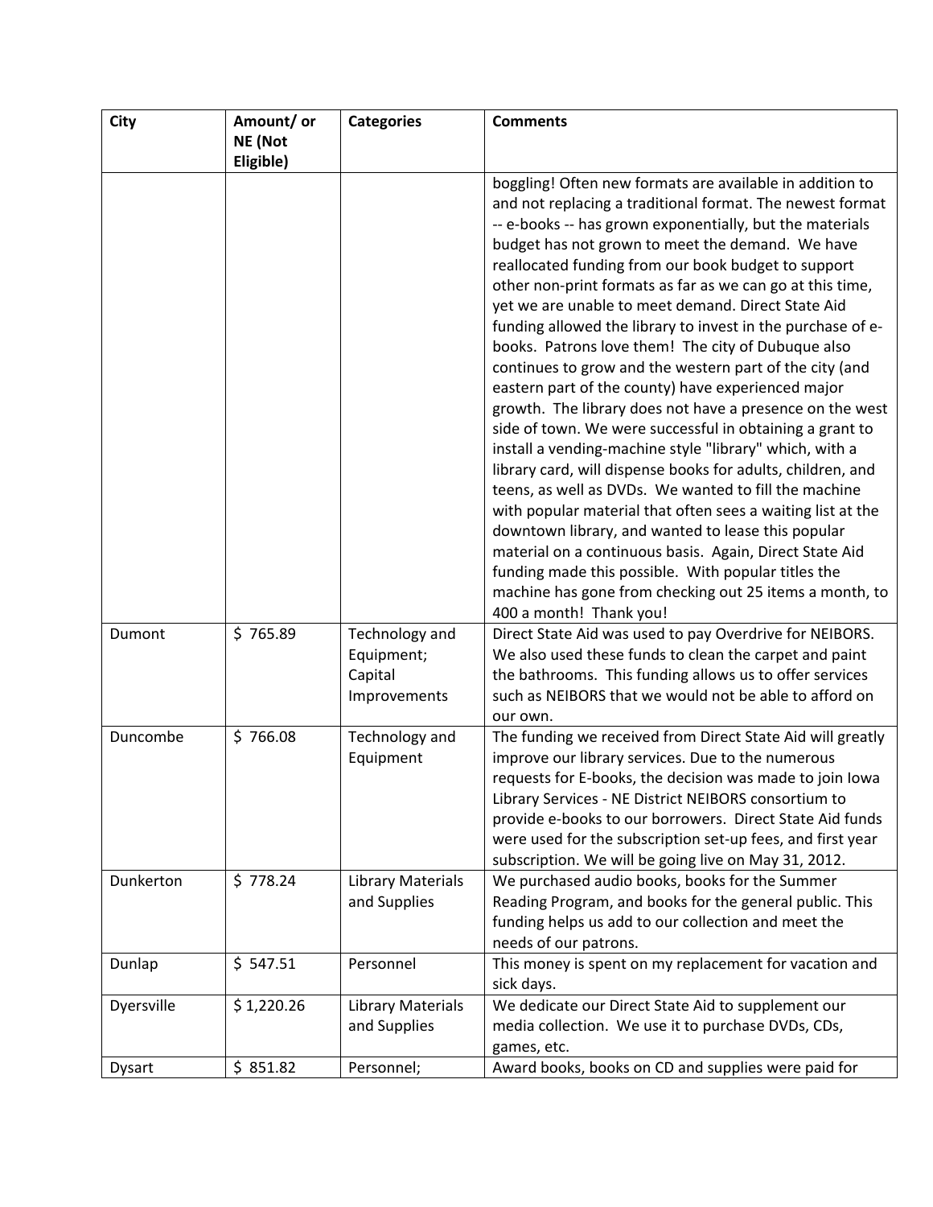| City | Amount/ or NE (Not Eligible) | Categories | Comments |
|---|---|---|---|
| | | | boggling! Often new formats are available in addition to and not replacing a traditional format. The newest format -- e-books -- has grown exponentially, but the materials budget has not grown to meet the demand. We have reallocated funding from our book budget to support other non-print formats as far as we can go at this time, yet we are unable to meet demand. Direct State Aid funding allowed the library to invest in the purchase of e-books. Patrons love them! The city of Dubuque also continues to grow and the western part of the city (and eastern part of the county) have experienced major growth. The library does not have a presence on the west side of town. We were successful in obtaining a grant to install a vending-machine style "library" which, with a library card, will dispense books for adults, children, and teens, as well as DVDs. We wanted to fill the machine with popular material that often sees a waiting list at the downtown library, and wanted to lease this popular material on a continuous basis. Again, Direct State Aid funding made this possible. With popular titles the machine has gone from checking out 25 items a month, to 400 a month! Thank you! |
| Dumont | $ 765.89 | Technology and Equipment; Capital Improvements | Direct State Aid was used to pay Overdrive for NEIBORS. We also used these funds to clean the carpet and paint the bathrooms. This funding allows us to offer services such as NEIBORS that we would not be able to afford on our own. |
| Duncombe | $ 766.08 | Technology and Equipment | The funding we received from Direct State Aid will greatly improve our library services. Due to the numerous requests for E-books, the decision was made to join Iowa Library Services - NE District NEIBORS consortium to provide e-books to our borrowers. Direct State Aid funds were used for the subscription set-up fees, and first year subscription. We will be going live on May 31, 2012. |
| Dunkerton | $ 778.24 | Library Materials and Supplies | We purchased audio books, books for the Summer Reading Program, and books for the general public. This funding helps us add to our collection and meet the needs of our patrons. |
| Dunlap | $ 547.51 | Personnel | This money is spent on my replacement for vacation and sick days. |
| Dyersville | $ 1,220.26 | Library Materials and Supplies | We dedicate our Direct State Aid to supplement our media collection. We use it to purchase DVDs, CDs, games, etc. |
| Dysart | $ 851.82 | Personnel; | Award books, books on CD and supplies were paid for |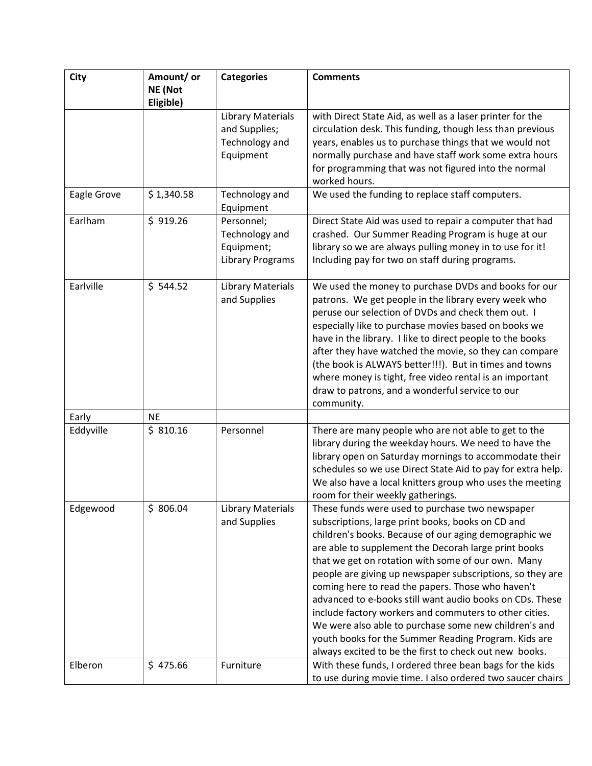| City | Amount/ or NE (Not Eligible) | Categories | Comments |
|---|---|---|---|
| | | Library Materials and Supplies; Technology and Equipment | with Direct State Aid, as well as a laser printer for the circulation desk. This funding, though less than previous years, enables us to purchase things that we would not normally purchase and have staff work some extra hours for programming that was not figured into the normal worked hours. |
| Eagle Grove | $ 1,340.58 | Technology and Equipment | We used the funding to replace staff computers. |
| Earlham | $ 919.26 | Personnel; Technology and Equipment; Library Programs | Direct State Aid was used to repair a computer that had crashed. Our Summer Reading Program is huge at our library so we are always pulling money in to use for it! Including pay for two on staff during programs. |
| Earlville | $ 544.52 | Library Materials and Supplies | We used the money to purchase DVDs and books for our patrons. We get people in the library every week who peruse our selection of DVDs and check them out. I especially like to purchase movies based on books we have in the library. I like to direct people to the books after they have watched the movie, so they can compare (the book is ALWAYS better!!!). But in times and towns where money is tight, free video rental is an important draw to patrons, and a wonderful service to our community. |
| Early | NE | | |
| Eddyville | $ 810.16 | Personnel | There are many people who are not able to get to the library during the weekday hours. We need to have the library open on Saturday mornings to accommodate their schedules so we use Direct State Aid to pay for extra help. We also have a local knitters group who uses the meeting room for their weekly gatherings. |
| Edgewood | $ 806.04 | Library Materials and Supplies | These funds were used to purchase two newspaper subscriptions, large print books, books on CD and children's books. Because of our aging demographic we are able to supplement the Decorah large print books that we get on rotation with some of our own. Many people are giving up newspaper subscriptions, so they are coming here to read the papers. Those who haven't advanced to e-books still want audio books on CDs. These include factory workers and commuters to other cities. We were also able to purchase some new children's and youth books for the Summer Reading Program. Kids are always excited to be the first to check out new books. |
| Elberon | $ 475.66 | Furniture | With these funds, I ordered three bean bags for the kids to use during movie time. I also ordered two saucer chairs |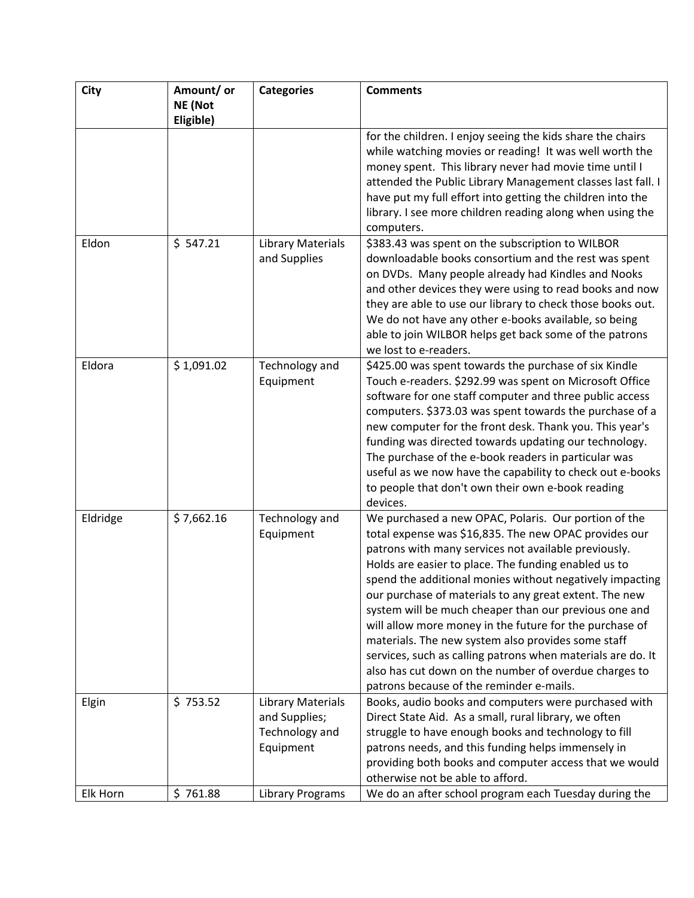| City | Amount/ or NE (Not Eligible) | Categories | Comments |
|---|---|---|---|
| | | | for the children. I enjoy seeing the kids share the chairs while watching movies or reading! It was well worth the money spent. This library never had movie time until I attended the Public Library Management classes last fall. I have put my full effort into getting the children into the library. I see more children reading along when using the computers. |
| Eldon | $ 547.21 | Library Materials and Supplies | $383.43 was spent on the subscription to WILBOR downloadable books consortium and the rest was spent on DVDs. Many people already had Kindles and Nooks and other devices they were using to read books and now they are able to use our library to check those books out. We do not have any other e-books available, so being able to join WILBOR helps get back some of the patrons we lost to e-readers. |
| Eldora | $ 1,091.02 | Technology and Equipment | $425.00 was spent towards the purchase of six Kindle Touch e-readers. $292.99 was spent on Microsoft Office software for one staff computer and three public access computers. $373.03 was spent towards the purchase of a new computer for the front desk. Thank you. This year's funding was directed towards updating our technology. The purchase of the e-book readers in particular was useful as we now have the capability to check out e-books to people that don't own their own e-book reading devices. |
| Eldridge | $ 7,662.16 | Technology and Equipment | We purchased a new OPAC, Polaris. Our portion of the total expense was $16,835. The new OPAC provides our patrons with many services not available previously. Holds are easier to place. The funding enabled us to spend the additional monies without negatively impacting our purchase of materials to any great extent. The new system will be much cheaper than our previous one and will allow more money in the future for the purchase of materials. The new system also provides some staff services, such as calling patrons when materials are do. It also has cut down on the number of overdue charges to patrons because of the reminder e-mails. |
| Elgin | $ 753.52 | Library Materials and Supplies; Technology and Equipment | Books, audio books and computers were purchased with Direct State Aid. As a small, rural library, we often struggle to have enough books and technology to fill patrons needs, and this funding helps immensely in providing both books and computer access that we would otherwise not be able to afford. |
| Elk Horn | $ 761.88 | Library Programs | We do an after school program each Tuesday during the |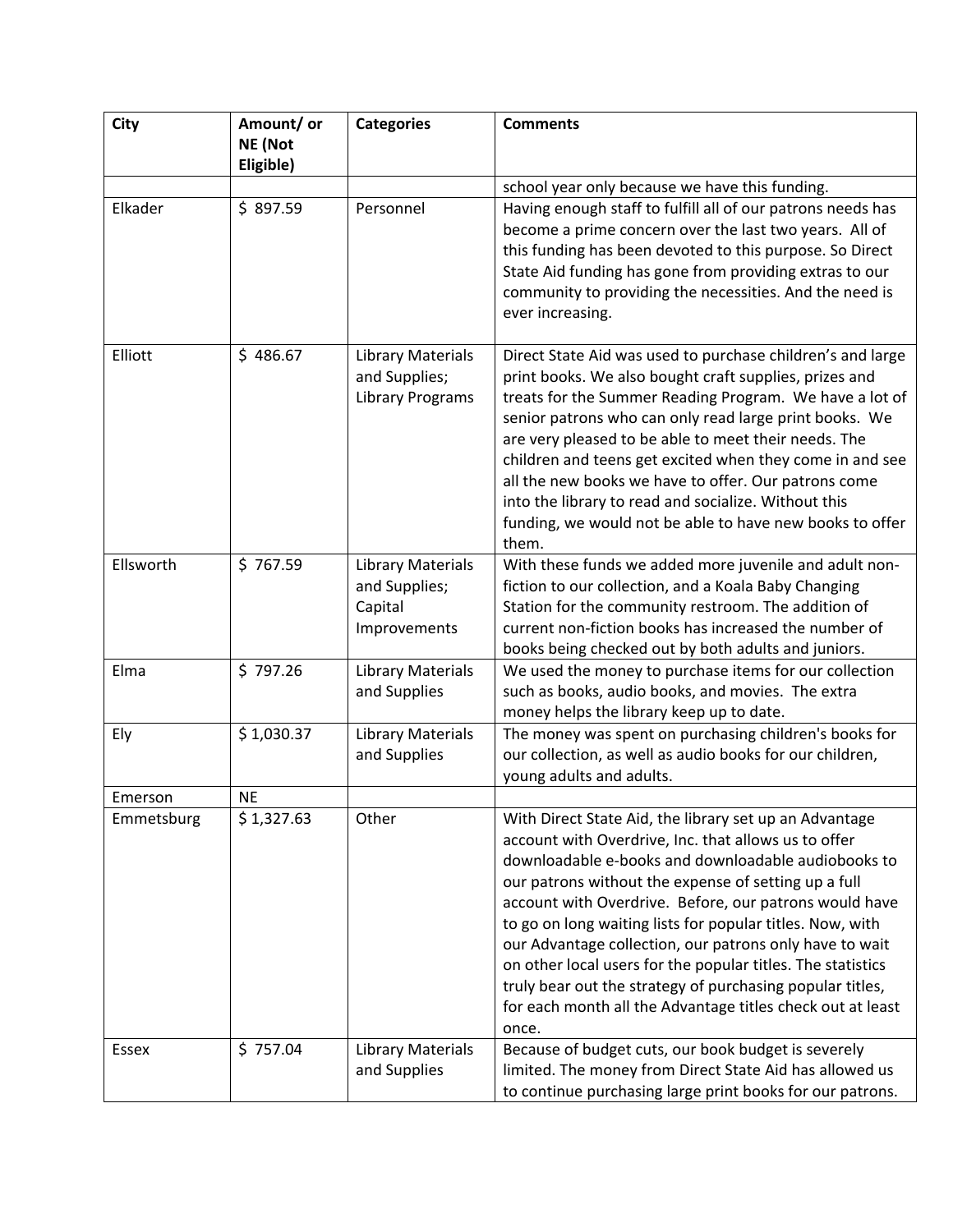| City | Amount/ or NE (Not Eligible) | Categories | Comments |
|---|---|---|---|
| | | | school year only because we have this funding. |
| Elkader | $ 897.59 | Personnel | Having enough staff to fulfill all of our patrons needs has become a prime concern over the last two years. All of this funding has been devoted to this purpose. So Direct State Aid funding has gone from providing extras to our community to providing the necessities. And the need is ever increasing. |
| Elliott | $ 486.67 | Library Materials and Supplies; Library Programs | Direct State Aid was used to purchase children's and large print books. We also bought craft supplies, prizes and treats for the Summer Reading Program. We have a lot of senior patrons who can only read large print books. We are very pleased to be able to meet their needs. The children and teens get excited when they come in and see all the new books we have to offer. Our patrons come into the library to read and socialize. Without this funding, we would not be able to have new books to offer them. |
| Ellsworth | $ 767.59 | Library Materials and Supplies; Capital Improvements | With these funds we added more juvenile and adult non-fiction to our collection, and a Koala Baby Changing Station for the community restroom. The addition of current non-fiction books has increased the number of books being checked out by both adults and juniors. |
| Elma | $ 797.26 | Library Materials and Supplies | We used the money to purchase items for our collection such as books, audio books, and movies. The extra money helps the library keep up to date. |
| Ely | $ 1,030.37 | Library Materials and Supplies | The money was spent on purchasing children's books for our collection, as well as audio books for our children, young adults and adults. |
| Emerson | NE | | |
| Emmetsburg | $ 1,327.63 | Other | With Direct State Aid, the library set up an Advantage account with Overdrive, Inc. that allows us to offer downloadable e-books and downloadable audiobooks to our patrons without the expense of setting up a full account with Overdrive. Before, our patrons would have to go on long waiting lists for popular titles. Now, with our Advantage collection, our patrons only have to wait on other local users for the popular titles. The statistics truly bear out the strategy of purchasing popular titles, for each month all the Advantage titles check out at least once. |
| Essex | $ 757.04 | Library Materials and Supplies | Because of budget cuts, our book budget is severely limited. The money from Direct State Aid has allowed us to continue purchasing large print books for our patrons. |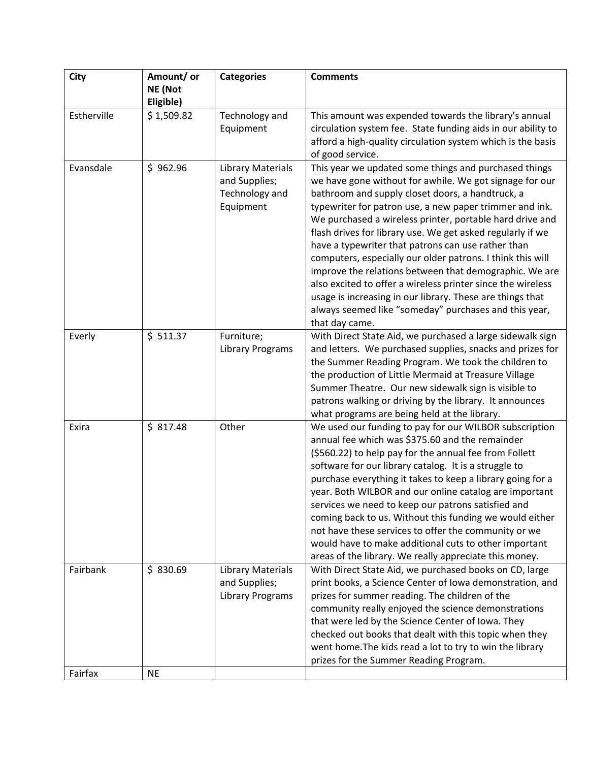| City | Amount/ or NE (Not Eligible) | Categories | Comments |
|---|---|---|---|
| Estherville | $ 1,509.82 | Technology and Equipment | This amount was expended towards the library's annual circulation system fee. State funding aids in our ability to afford a high-quality circulation system which is the basis of good service. |
| Evansdale | $ 962.96 | Library Materials and Supplies; Technology and Equipment | This year we updated some things and purchased things we have gone without for awhile. We got signage for our bathroom and supply closet doors, a handtruck, a typewriter for patron use, a new paper trimmer and ink. We purchased a wireless printer, portable hard drive and flash drives for library use. We get asked regularly if we have a typewriter that patrons can use rather than computers, especially our older patrons. I think this will improve the relations between that demographic. We are also excited to offer a wireless printer since the wireless usage is increasing in our library. These are things that always seemed like "someday" purchases and this year, that day came. |
| Everly | $ 511.37 | Furniture; Library Programs | With Direct State Aid, we purchased a large sidewalk sign and letters. We purchased supplies, snacks and prizes for the Summer Reading Program. We took the children to the production of Little Mermaid at Treasure Village Summer Theatre. Our new sidewalk sign is visible to patrons walking or driving by the library. It announces what programs are being held at the library. |
| Exira | $ 817.48 | Other | We used our funding to pay for our WILBOR subscription annual fee which was $375.60 and the remainder ($560.22) to help pay for the annual fee from Follett software for our library catalog. It is a struggle to purchase everything it takes to keep a library going for a year. Both WILBOR and our online catalog are important services we need to keep our patrons satisfied and coming back to us. Without this funding we would either not have these services to offer the community or we would have to make additional cuts to other important areas of the library. We really appreciate this money. |
| Fairbank | $ 830.69 | Library Materials and Supplies; Library Programs | With Direct State Aid, we purchased books on CD, large print books, a Science Center of Iowa demonstration, and prizes for summer reading. The children of the community really enjoyed the science demonstrations that were led by the Science Center of Iowa. They checked out books that dealt with this topic when they went home.The kids read a lot to try to win the library prizes for the Summer Reading Program. |
| Fairfax | NE | | |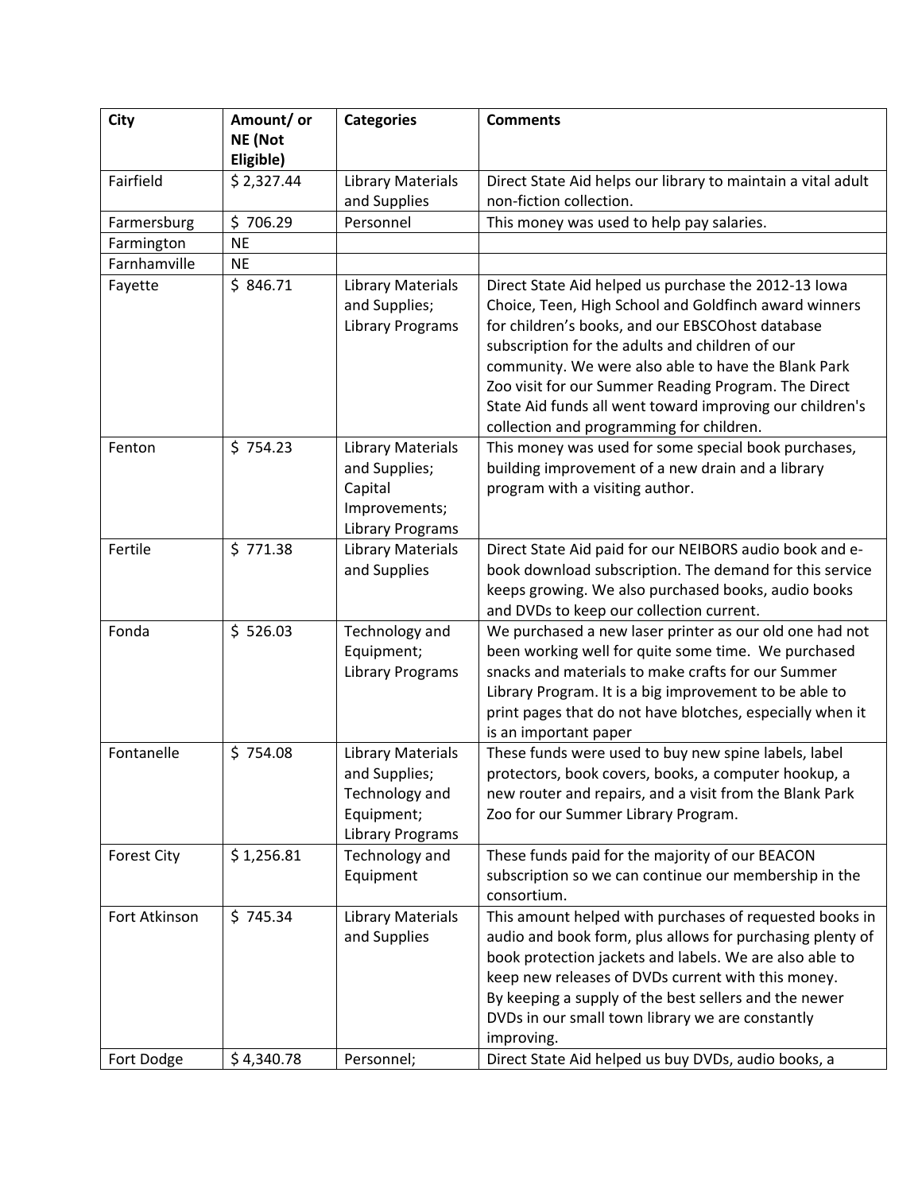| City | Amount/ or NE (Not Eligible) | Categories | Comments |
|---|---|---|---|
| Fairfield | $ 2,327.44 | Library Materials and Supplies | Direct State Aid helps our library to maintain a vital adult non-fiction collection. |
| Farmersburg | $ 706.29 | Personnel | This money was used to help pay salaries. |
| Farmington | NE | | |
| Farnhamville | NE | | |
| Fayette | $ 846.71 | Library Materials and Supplies; Library Programs | Direct State Aid helped us purchase the 2012-13 Iowa Choice, Teen, High School and Goldfinch award winners for children's books, and our EBSCOhost database subscription for the adults and children of our community. We were also able to have the Blank Park Zoo visit for our Summer Reading Program. The Direct State Aid funds all went toward improving our children's collection and programming for children. |
| Fenton | $ 754.23 | Library Materials and Supplies; Capital Improvements; Library Programs | This money was used for some special book purchases, building improvement of a new drain and a library program with a visiting author. |
| Fertile | $ 771.38 | Library Materials and Supplies | Direct State Aid paid for our NEIBORS audio book and e-book download subscription. The demand for this service keeps growing. We also purchased books, audio books and DVDs to keep our collection current. |
| Fonda | $ 526.03 | Technology and Equipment; Library Programs | We purchased a new laser printer as our old one had not been working well for quite some time. We purchased snacks and materials to make crafts for our Summer Library Program. It is a big improvement to be able to print pages that do not have blotches, especially when it is an important paper |
| Fontanelle | $ 754.08 | Library Materials and Supplies; Technology and Equipment; Library Programs | These funds were used to buy new spine labels, label protectors, book covers, books, a computer hookup, a new router and repairs, and a visit from the Blank Park Zoo for our Summer Library Program. |
| Forest City | $ 1,256.81 | Technology and Equipment | These funds paid for the majority of our BEACON subscription so we can continue our membership in the consortium. |
| Fort Atkinson | $ 745.34 | Library Materials and Supplies | This amount helped with purchases of requested books in audio and book form, plus allows for purchasing plenty of book protection jackets and labels. We are also able to keep new releases of DVDs current with this money. By keeping a supply of the best sellers and the newer DVDs in our small town library we are constantly improving. |
| Fort Dodge | $ 4,340.78 | Personnel; | Direct State Aid helped us buy DVDs, audio books, a |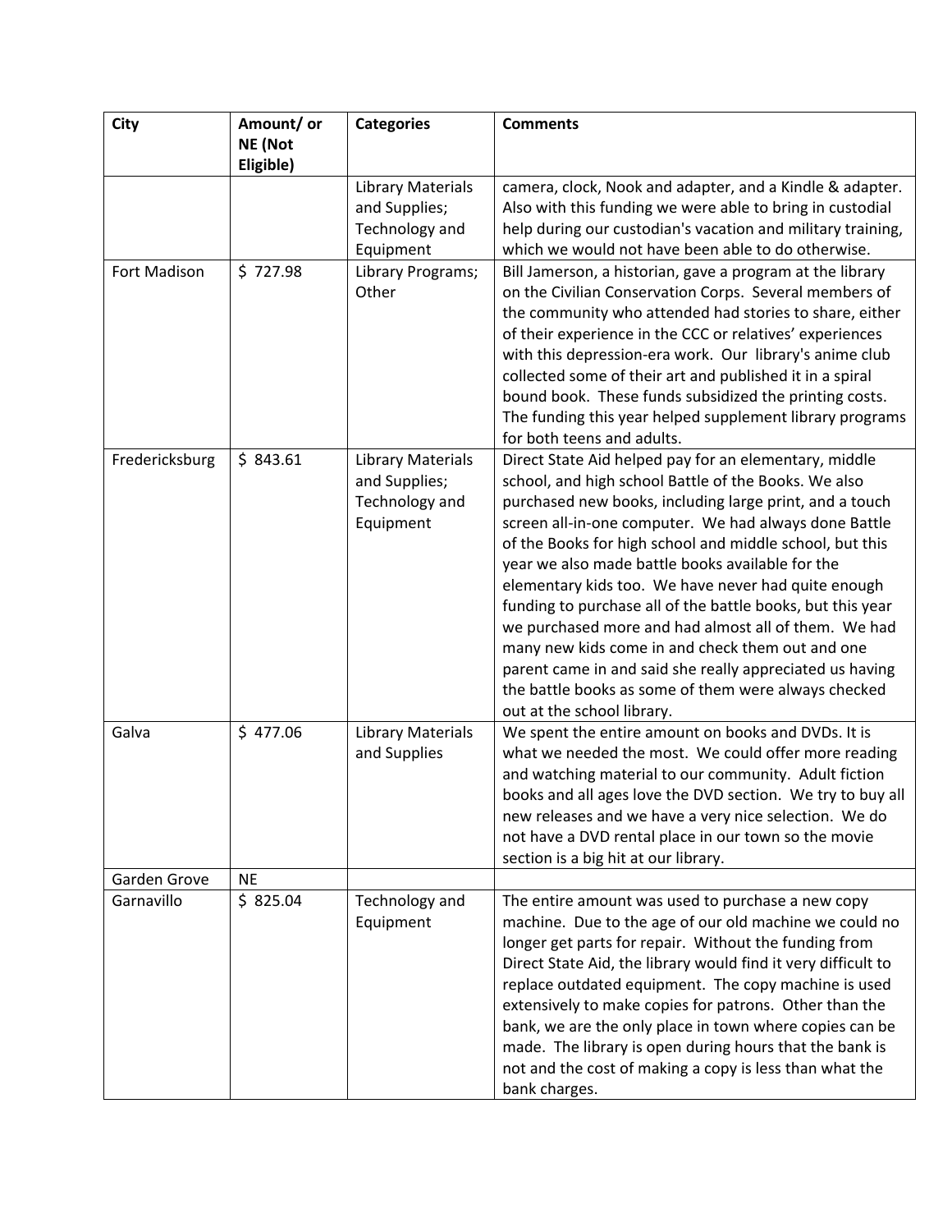| City | Amount/ or NE (Not Eligible) | Categories | Comments |
|---|---|---|---|
| | | Library Materials and Supplies; Technology and Equipment | camera, clock, Nook and adapter, and a Kindle & adapter. Also with this funding we were able to bring in custodial help during our custodian's vacation and military training, which we would not have been able to do otherwise. |
| Fort Madison | $ 727.98 | Library Programs; Other | Bill Jamerson, a historian, gave a program at the library on the Civilian Conservation Corps. Several members of the community who attended had stories to share, either of their experience in the CCC or relatives' experiences with this depression-era work. Our library's anime club collected some of their art and published it in a spiral bound book. These funds subsidized the printing costs. The funding this year helped supplement library programs for both teens and adults. |
| Fredericksburg | $ 843.61 | Library Materials and Supplies; Technology and Equipment | Direct State Aid helped pay for an elementary, middle school, and high school Battle of the Books. We also purchased new books, including large print, and a touch screen all-in-one computer. We had always done Battle of the Books for high school and middle school, but this year we also made battle books available for the elementary kids too. We have never had quite enough funding to purchase all of the battle books, but this year we purchased more and had almost all of them. We had many new kids come in and check them out and one parent came in and said she really appreciated us having the battle books as some of them were always checked out at the school library. |
| Galva | $ 477.06 | Library Materials and Supplies | We spent the entire amount on books and DVDs. It is what we needed the most. We could offer more reading and watching material to our community. Adult fiction books and all ages love the DVD section. We try to buy all new releases and we have a very nice selection. We do not have a DVD rental place in our town so the movie section is a big hit at our library. |
| Garden Grove | NE | | |
| Garnavillo | $ 825.04 | Technology and Equipment | The entire amount was used to purchase a new copy machine. Due to the age of our old machine we could no longer get parts for repair. Without the funding from Direct State Aid, the library would find it very difficult to replace outdated equipment. The copy machine is used extensively to make copies for patrons. Other than the bank, we are the only place in town where copies can be made. The library is open during hours that the bank is not and the cost of making a copy is less than what the bank charges. |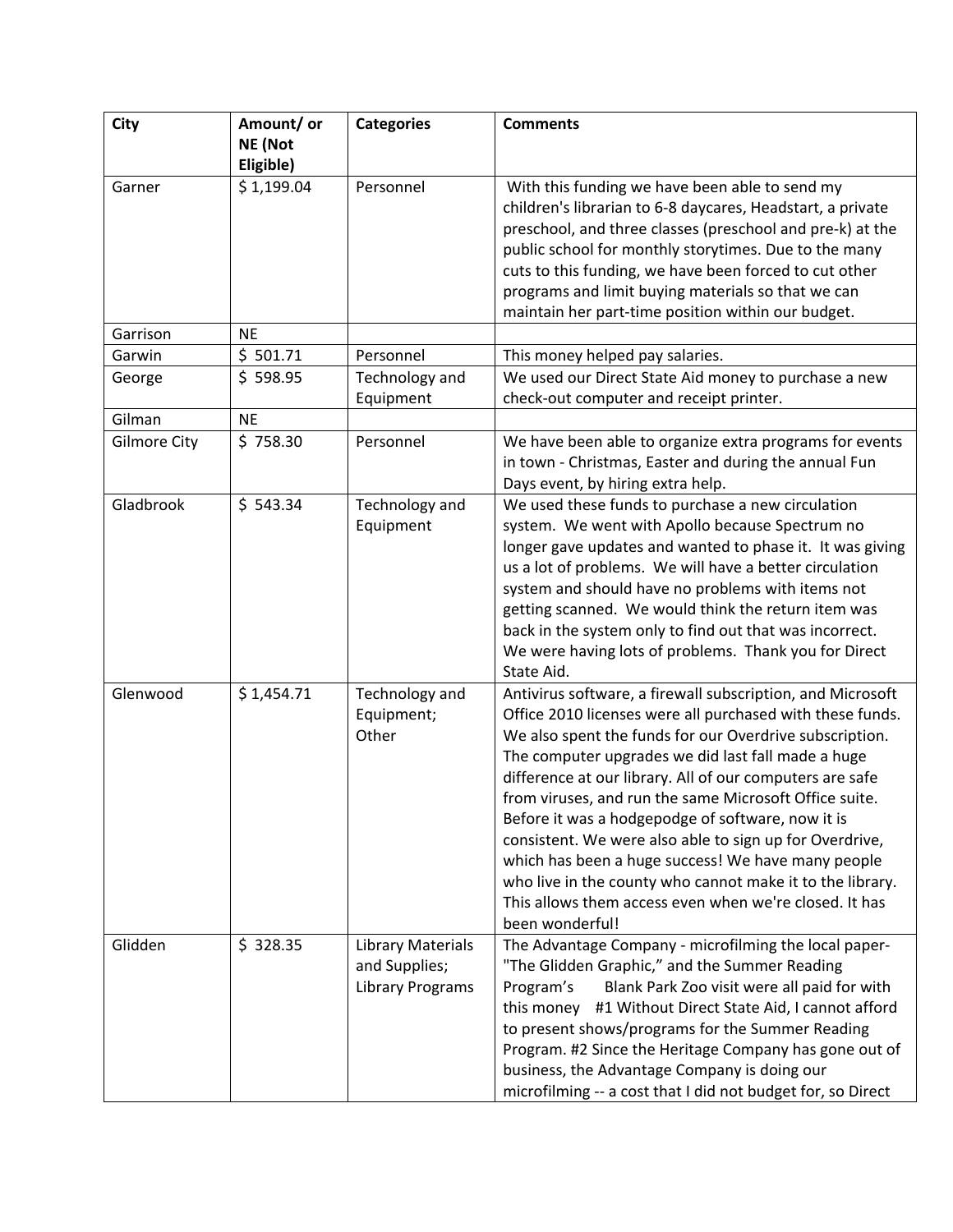| City | Amount/ or NE (Not Eligible) | Categories | Comments |
|---|---|---|---|
| Garner | $ 1,199.04 | Personnel | With this funding we have been able to send my children's librarian to 6-8 daycares, Headstart, a private preschool, and three classes (preschool and pre-k) at the public school for monthly storytimes. Due to the many cuts to this funding, we have been forced to cut other programs and limit buying materials so that we can maintain her part-time position within our budget. |
| Garrison | NE | | |
| Garwin | $ 501.71 | Personnel | This money helped pay salaries. |
| George | $ 598.95 | Technology and Equipment | We used our Direct State Aid money to purchase a new check-out computer and receipt printer. |
| Gilman | NE | | |
| Gilmore City | $ 758.30 | Personnel | We have been able to organize extra programs for events in town - Christmas, Easter and during the annual Fun Days event, by hiring extra help. |
| Gladbrook | $ 543.34 | Technology and Equipment | We used these funds to purchase a new circulation system. We went with Apollo because Spectrum no longer gave updates and wanted to phase it. It was giving us a lot of problems. We will have a better circulation system and should have no problems with items not getting scanned. We would think the return item was back in the system only to find out that was incorrect. We were having lots of problems. Thank you for Direct State Aid. |
| Glenwood | $ 1,454.71 | Technology and Equipment; Other | Antivirus software, a firewall subscription, and Microsoft Office 2010 licenses were all purchased with these funds. We also spent the funds for our Overdrive subscription. The computer upgrades we did last fall made a huge difference at our library. All of our computers are safe from viruses, and run the same Microsoft Office suite. Before it was a hodgepodge of software, now it is consistent. We were also able to sign up for Overdrive, which has been a huge success! We have many people who live in the county who cannot make it to the library. This allows them access even when we're closed. It has been wonderful! |
| Glidden | $ 328.35 | Library Materials and Supplies; Library Programs | The Advantage Company - microfilming the local paper- "The Glidden Graphic," and the Summer Reading Program's Blank Park Zoo visit were all paid for with this money #1 Without Direct State Aid, I cannot afford to present shows/programs for the Summer Reading Program. #2 Since the Heritage Company has gone out of business, the Advantage Company is doing our microfilming -- a cost that I did not budget for, so Direct |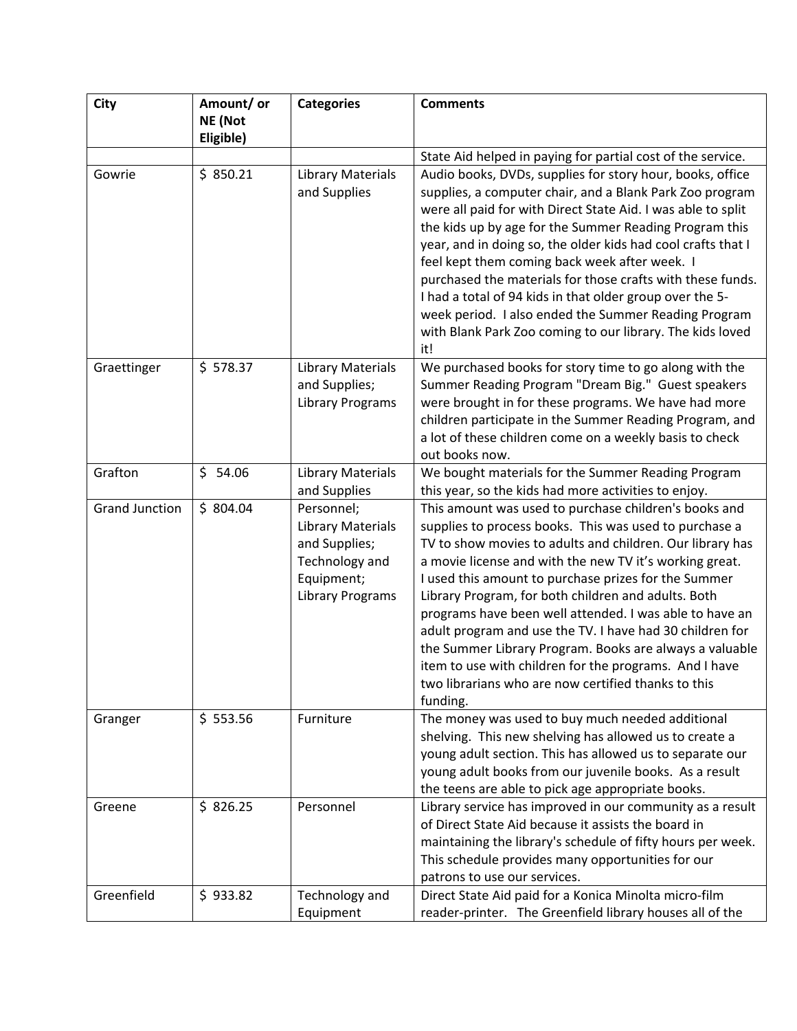| City | Amount/ or NE (Not Eligible) | Categories | Comments |
|---|---|---|---|
| | | | State Aid helped in paying for partial cost of the service. |
| Gowrie | $ 850.21 | Library Materials and Supplies | Audio books, DVDs, supplies for story hour, books, office supplies, a computer chair, and a Blank Park Zoo program were all paid for with Direct State Aid. I was able to split the kids up by age for the Summer Reading Program this year, and in doing so, the older kids had cool crafts that I feel kept them coming back week after week. I purchased the materials for those crafts with these funds. I had a total of 94 kids in that older group over the 5-week period. I also ended the Summer Reading Program with Blank Park Zoo coming to our library. The kids loved it! |
| Graettinger | $ 578.37 | Library Materials and Supplies; Library Programs | We purchased books for story time to go along with the Summer Reading Program "Dream Big." Guest speakers were brought in for these programs. We have had more children participate in the Summer Reading Program, and a lot of these children come on a weekly basis to check out books now. |
| Grafton | $ 54.06 | Library Materials and Supplies | We bought materials for the Summer Reading Program this year, so the kids had more activities to enjoy. |
| Grand Junction | $ 804.04 | Personnel; Library Materials and Supplies; Technology and Equipment; Library Programs | This amount was used to purchase children's books and supplies to process books. This was used to purchase a TV to show movies to adults and children. Our library has a movie license and with the new TV it's working great. I used this amount to purchase prizes for the Summer Library Program, for both children and adults. Both programs have been well attended. I was able to have an adult program and use the TV. I have had 30 children for the Summer Library Program. Books are always a valuable item to use with children for the programs. And I have two librarians who are now certified thanks to this funding. |
| Granger | $ 553.56 | Furniture | The money was used to buy much needed additional shelving. This new shelving has allowed us to create a young adult section. This has allowed us to separate our young adult books from our juvenile books. As a result the teens are able to pick age appropriate books. |
| Greene | $ 826.25 | Personnel | Library service has improved in our community as a result of Direct State Aid because it assists the board in maintaining the library's schedule of fifty hours per week. This schedule provides many opportunities for our patrons to use our services. |
| Greenfield | $ 933.82 | Technology and Equipment | Direct State Aid paid for a Konica Minolta micro-film reader-printer. The Greenfield library houses all of the |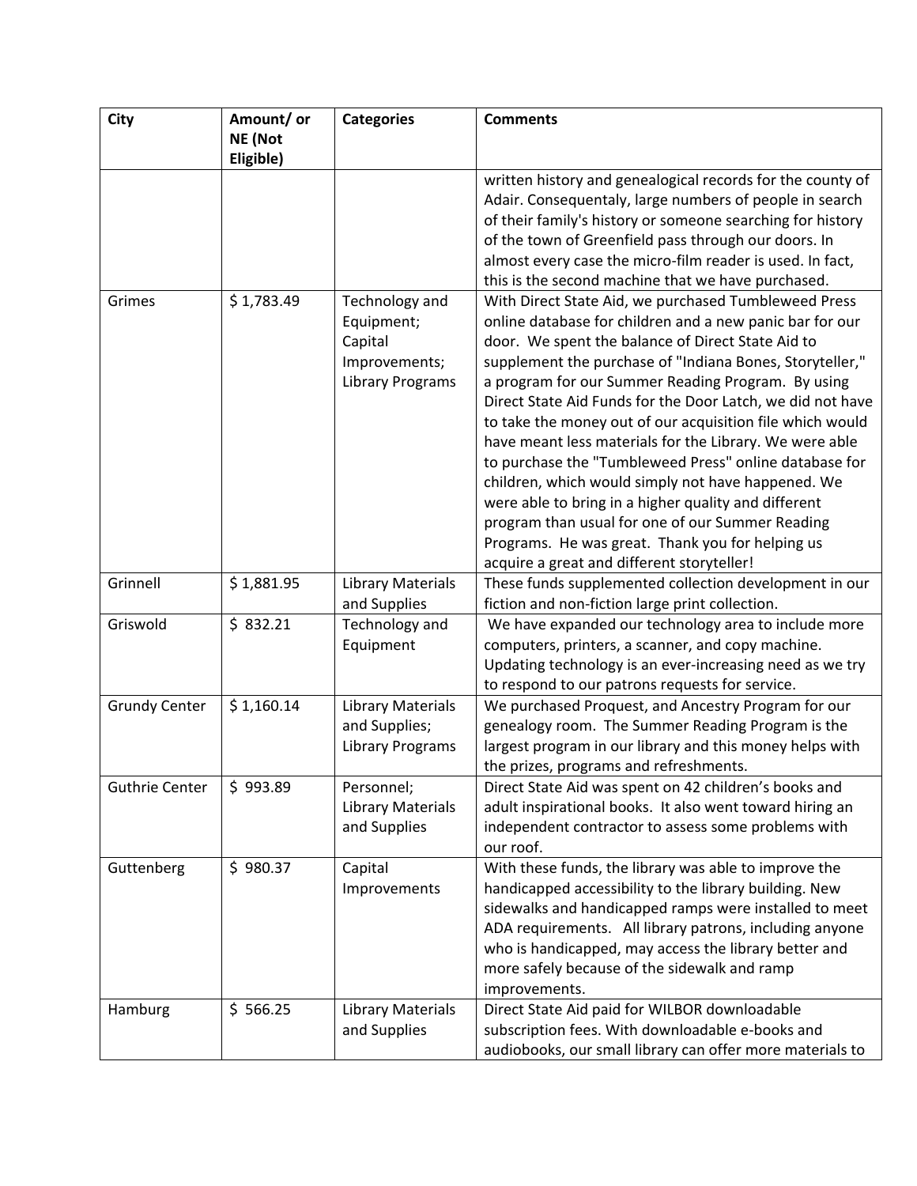| City | Amount/ or NE (Not Eligible) | Categories | Comments |
|---|---|---|---|
| | | | written history and genealogical records for the county of Adair. Consequentaly, large numbers of people in search of their family's history or someone searching for history of the town of Greenfield pass through our doors. In almost every case the micro-film reader is used. In fact, this is the second machine that we have purchased. |
| Grimes | $ 1,783.49 | Technology and Equipment; Capital Improvements; Library Programs | With Direct State Aid, we purchased Tumbleweed Press online database for children and a new panic bar for our door. We spent the balance of Direct State Aid to supplement the purchase of "Indiana Bones, Storyteller," a program for our Summer Reading Program. By using Direct State Aid Funds for the Door Latch, we did not have to take the money out of our acquisition file which would have meant less materials for the Library. We were able to purchase the "Tumbleweed Press" online database for children, which would simply not have happened. We were able to bring in a higher quality and different program than usual for one of our Summer Reading Programs. He was great. Thank you for helping us acquire a great and different storyteller! |
| Grinnell | $ 1,881.95 | Library Materials and Supplies | These funds supplemented collection development in our fiction and non-fiction large print collection. |
| Griswold | $ 832.21 | Technology and Equipment | We have expanded our technology area to include more computers, printers, a scanner, and copy machine. Updating technology is an ever-increasing need as we try to respond to our patrons requests for service. |
| Grundy Center | $ 1,160.14 | Library Materials and Supplies; Library Programs | We purchased Proquest, and Ancestry Program for our genealogy room. The Summer Reading Program is the largest program in our library and this money helps with the prizes, programs and refreshments. |
| Guthrie Center | $ 993.89 | Personnel; Library Materials and Supplies | Direct State Aid was spent on 42 children's books and adult inspirational books. It also went toward hiring an independent contractor to assess some problems with our roof. |
| Guttenberg | $ 980.37 | Capital Improvements | With these funds, the library was able to improve the handicapped accessibility to the library building. New sidewalks and handicapped ramps were installed to meet ADA requirements. All library patrons, including anyone who is handicapped, may access the library better and more safely because of the sidewalk and ramp improvements. |
| Hamburg | $ 566.25 | Library Materials and Supplies | Direct State Aid paid for WILBOR downloadable subscription fees. With downloadable e-books and audiobooks, our small library can offer more materials to |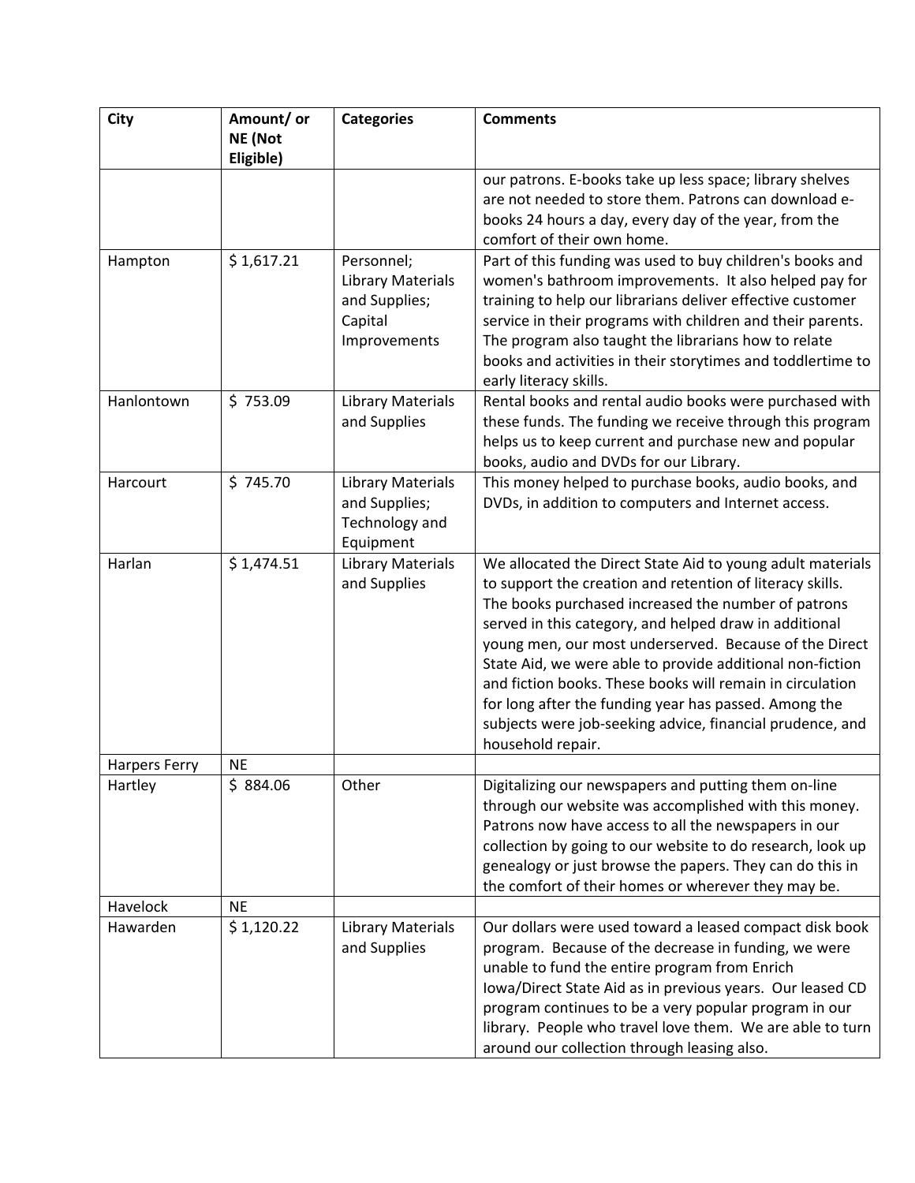| City | Amount/ or NE (Not Eligible) | Categories | Comments |
|---|---|---|---|
| | | | our patrons. E-books take up less space; library shelves are not needed to store them. Patrons can download e-books 24 hours a day, every day of the year, from the comfort of their own home. |
| Hampton | $ 1,617.21 | Personnel; Library Materials and Supplies; Capital Improvements | Part of this funding was used to buy children's books and women's bathroom improvements. It also helped pay for training to help our librarians deliver effective customer service in their programs with children and their parents. The program also taught the librarians how to relate books and activities in their storytimes and toddlertime to early literacy skills. |
| Hanlontown | $ 753.09 | Library Materials and Supplies | Rental books and rental audio books were purchased with these funds. The funding we receive through this program helps us to keep current and purchase new and popular books, audio and DVDs for our Library. |
| Harcourt | $ 745.70 | Library Materials and Supplies; Technology and Equipment | This money helped to purchase books, audio books, and DVDs, in addition to computers and Internet access. |
| Harlan | $ 1,474.51 | Library Materials and Supplies | We allocated the Direct State Aid to young adult materials to support the creation and retention of literacy skills. The books purchased increased the number of patrons served in this category, and helped draw in additional young men, our most underserved. Because of the Direct State Aid, we were able to provide additional non-fiction and fiction books. These books will remain in circulation for long after the funding year has passed. Among the subjects were job-seeking advice, financial prudence, and household repair. |
| Harpers Ferry | NE | | |
| Hartley | $ 884.06 | Other | Digitalizing our newspapers and putting them on-line through our website was accomplished with this money. Patrons now have access to all the newspapers in our collection by going to our website to do research, look up genealogy or just browse the papers. They can do this in the comfort of their homes or wherever they may be. |
| Havelock | NE | | |
| Hawarden | $ 1,120.22 | Library Materials and Supplies | Our dollars were used toward a leased compact disk book program. Because of the decrease in funding, we were unable to fund the entire program from Enrich Iowa/Direct State Aid as in previous years. Our leased CD program continues to be a very popular program in our library. People who travel love them. We are able to turn around our collection through leasing also. |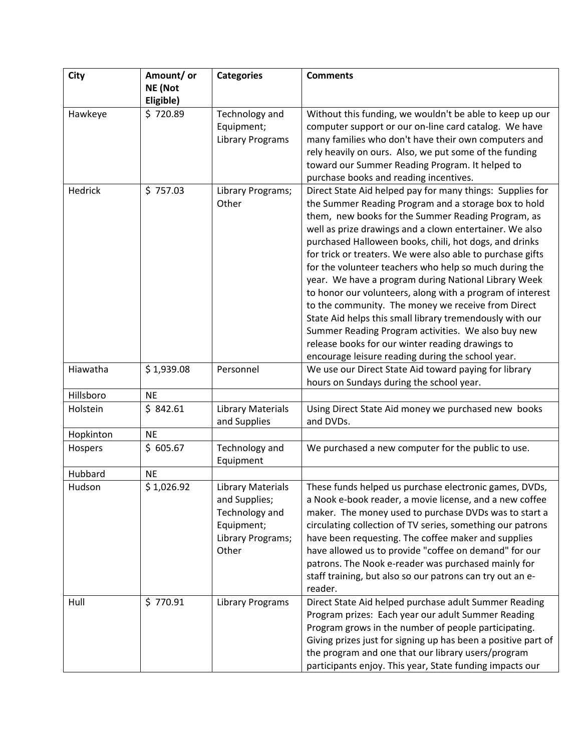| City | Amount/ or NE (Not Eligible) | Categories | Comments |
|---|---|---|---|
| Hawkeye | $ 720.89 | Technology and Equipment; Library Programs | Without this funding, we wouldn't be able to keep up our computer support or our on-line card catalog. We have many families who don't have their own computers and rely heavily on ours. Also, we put some of the funding toward our Summer Reading Program. It helped to purchase books and reading incentives. |
| Hedrick | $ 757.03 | Library Programs; Other | Direct State Aid helped pay for many things: Supplies for the Summer Reading Program and a storage box to hold them, new books for the Summer Reading Program, as well as prize drawings and a clown entertainer. We also purchased Halloween books, chili, hot dogs, and drinks for trick or treaters. We were also able to purchase gifts for the volunteer teachers who help so much during the year. We have a program during National Library Week to honor our volunteers, along with a program of interest to the community. The money we receive from Direct State Aid helps this small library tremendously with our Summer Reading Program activities. We also buy new release books for our winter reading drawings to encourage leisure reading during the school year. |
| Hiawatha | $ 1,939.08 | Personnel | We use our Direct State Aid toward paying for library hours on Sundays during the school year. |
| Hillsboro | NE | | |
| Holstein | $ 842.61 | Library Materials and Supplies | Using Direct State Aid money we purchased new books and DVDs. |
| Hopkinton | NE | | |
| Hospers | $ 605.67 | Technology and Equipment | We purchased a new computer for the public to use. |
| Hubbard | NE | | |
| Hudson | $ 1,026.92 | Library Materials and Supplies; Technology and Equipment; Library Programs; Other | These funds helped us purchase electronic games, DVDs, a Nook e-book reader, a movie license, and a new coffee maker. The money used to purchase DVDs was to start a circulating collection of TV series, something our patrons have been requesting. The coffee maker and supplies have allowed us to provide "coffee on demand" for our patrons. The Nook e-reader was purchased mainly for staff training, but also so our patrons can try out an e-reader. |
| Hull | $ 770.91 | Library Programs | Direct State Aid helped purchase adult Summer Reading Program prizes: Each year our adult Summer Reading Program grows in the number of people participating. Giving prizes just for signing up has been a positive part of the program and one that our library users/program participants enjoy. This year, State funding impacts our |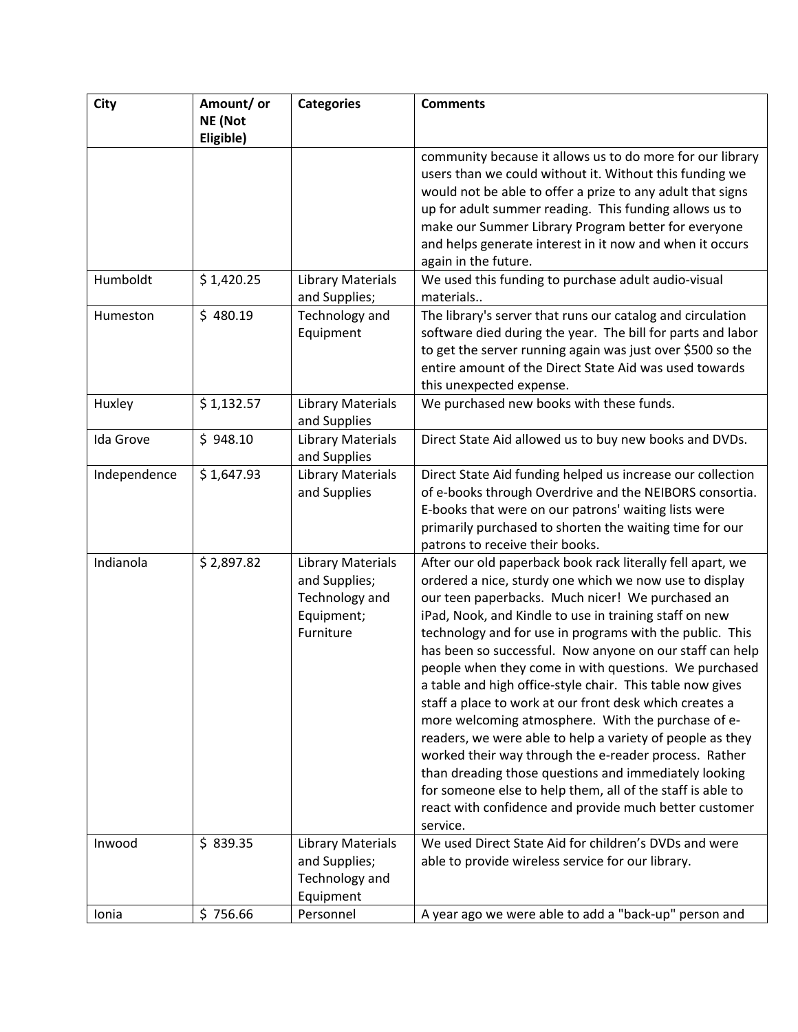| City | Amount/ or NE (Not Eligible) | Categories | Comments |
|---|---|---|---|
| | | | community because it allows us to do more for our library users than we could without it. Without this funding we would not be able to offer a prize to any adult that signs up for adult summer reading. This funding allows us to make our Summer Library Program better for everyone and helps generate interest in it now and when it occurs again in the future. |
| Humboldt | $ 1,420.25 | Library Materials and Supplies; | We used this funding to purchase adult audio-visual materials.. |
| Humeston | $ 480.19 | Technology and Equipment | The library's server that runs our catalog and circulation software died during the year. The bill for parts and labor to get the server running again was just over $500 so the entire amount of the Direct State Aid was used towards this unexpected expense. |
| Huxley | $ 1,132.57 | Library Materials and Supplies | We purchased new books with these funds. |
| Ida Grove | $ 948.10 | Library Materials and Supplies | Direct State Aid allowed us to buy new books and DVDs. |
| Independence | $ 1,647.93 | Library Materials and Supplies | Direct State Aid funding helped us increase our collection of e-books through Overdrive and the NEIBORS consortia. E-books that were on our patrons' waiting lists were primarily purchased to shorten the waiting time for our patrons to receive their books. |
| Indianola | $ 2,897.82 | Library Materials and Supplies; Technology and Equipment; Furniture | After our old paperback book rack literally fell apart, we ordered a nice, sturdy one which we now use to display our teen paperbacks. Much nicer! We purchased an iPad, Nook, and Kindle to use in training staff on new technology and for use in programs with the public. This has been so successful. Now anyone on our staff can help people when they come in with questions. We purchased a table and high office-style chair. This table now gives staff a place to work at our front desk which creates a more welcoming atmosphere. With the purchase of e-readers, we were able to help a variety of people as they worked their way through the e-reader process. Rather than dreading those questions and immediately looking for someone else to help them, all of the staff is able to react with confidence and provide much better customer service. |
| Inwood | $ 839.35 | Library Materials and Supplies; Technology and Equipment | We used Direct State Aid for children's DVDs and were able to provide wireless service for our library. |
| Ionia | $ 756.66 | Personnel | A year ago we were able to add a "back-up" person and |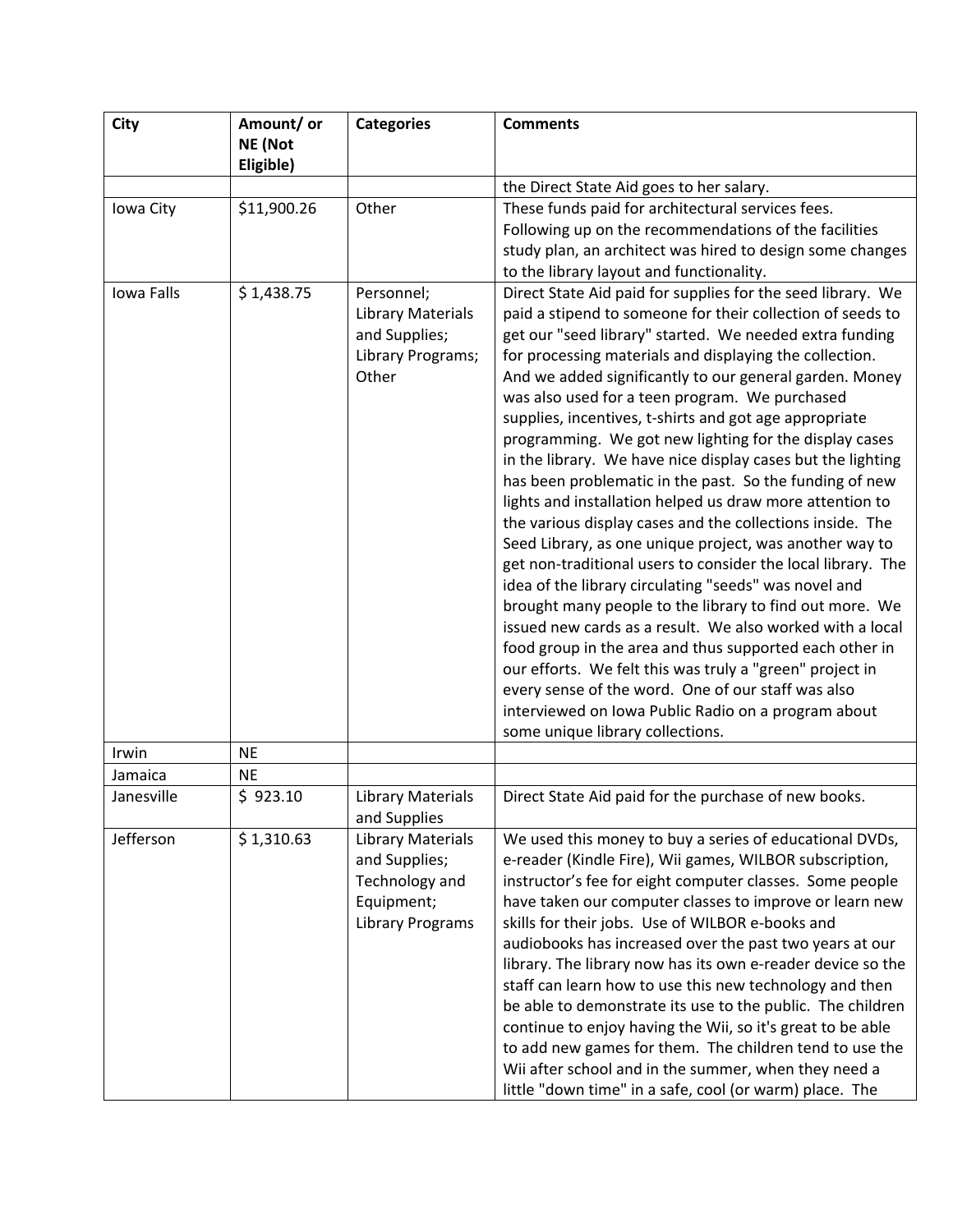| City | Amount/ or NE (Not Eligible) | Categories | Comments |
|---|---|---|---|
| | | | the Direct State Aid goes to her salary. |
| Iowa City | $11,900.26 | Other | These funds paid for architectural services fees. Following up on the recommendations of the facilities study plan, an architect was hired to design some changes to the library layout and functionality. |
| Iowa Falls | $ 1,438.75 | Personnel; Library Materials and Supplies; Library Programs; Other | Direct State Aid paid for supplies for the seed library. We paid a stipend to someone for their collection of seeds to get our "seed library" started. We needed extra funding for processing materials and displaying the collection. And we added significantly to our general garden. Money was also used for a teen program. We purchased supplies, incentives, t-shirts and got age appropriate programming. We got new lighting for the display cases in the library. We have nice display cases but the lighting has been problematic in the past. So the funding of new lights and installation helped us draw more attention to the various display cases and the collections inside. The Seed Library, as one unique project, was another way to get non-traditional users to consider the local library. The idea of the library circulating "seeds" was novel and brought many people to the library to find out more. We issued new cards as a result. We also worked with a local food group in the area and thus supported each other in our efforts. We felt this was truly a "green" project in every sense of the word. One of our staff was also interviewed on Iowa Public Radio on a program about some unique library collections. |
| Irwin | NE | | |
| Jamaica | NE | | |
| Janesville | $ 923.10 | Library Materials and Supplies | Direct State Aid paid for the purchase of new books. |
| Jefferson | $ 1,310.63 | Library Materials and Supplies; Technology and Equipment; Library Programs | We used this money to buy a series of educational DVDs, e-reader (Kindle Fire), Wii games, WILBOR subscription, instructor's fee for eight computer classes. Some people have taken our computer classes to improve or learn new skills for their jobs. Use of WILBOR e-books and audiobooks has increased over the past two years at our library. The library now has its own e-reader device so the staff can learn how to use this new technology and then be able to demonstrate its use to the public. The children continue to enjoy having the Wii, so it's great to be able to add new games for them. The children tend to use the Wii after school and in the summer, when they need a little "down time" in a safe, cool (or warm) place. The |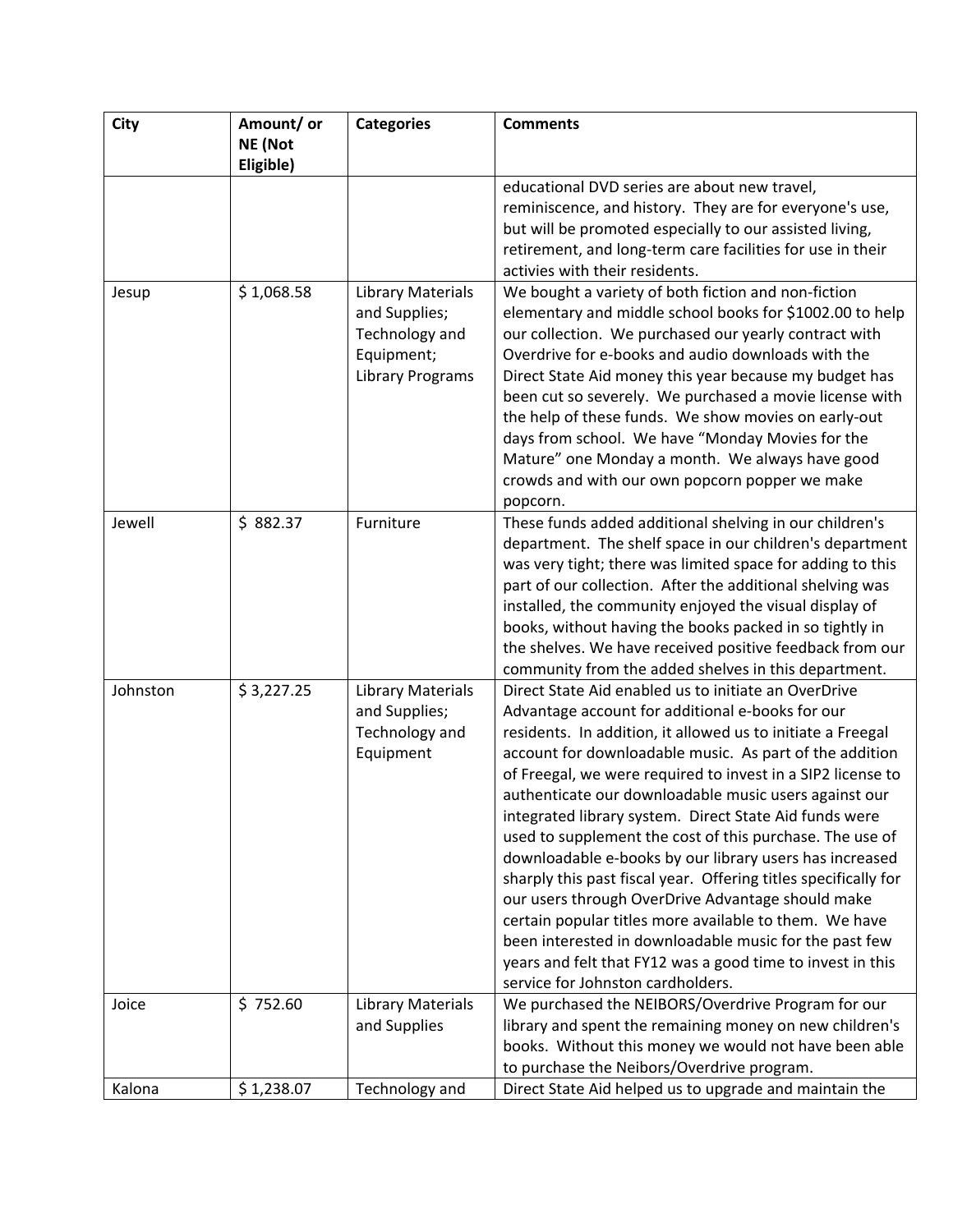| City | Amount/ or NE (Not Eligible) | Categories | Comments |
|---|---|---|---|
| | | | educational DVD series are about new travel, reminiscence, and history. They are for everyone's use, but will be promoted especially to our assisted living, retirement, and long-term care facilities for use in their activies with their residents. |
| Jesup | $ 1,068.58 | Library Materials and Supplies; Technology and Equipment; Library Programs | We bought a variety of both fiction and non-fiction elementary and middle school books for $1002.00 to help our collection. We purchased our yearly contract with Overdrive for e-books and audio downloads with the Direct State Aid money this year because my budget has been cut so severely. We purchased a movie license with the help of these funds. We show movies on early-out days from school. We have "Monday Movies for the Mature" one Monday a month. We always have good crowds and with our own popcorn popper we make popcorn. |
| Jewell | $ 882.37 | Furniture | These funds added additional shelving in our children's department. The shelf space in our children's department was very tight; there was limited space for adding to this part of our collection. After the additional shelving was installed, the community enjoyed the visual display of books, without having the books packed in so tightly in the shelves. We have received positive feedback from our community from the added shelves in this department. |
| Johnston | $ 3,227.25 | Library Materials and Supplies; Technology and Equipment | Direct State Aid enabled us to initiate an OverDrive Advantage account for additional e-books for our residents. In addition, it allowed us to initiate a Freegal account for downloadable music. As part of the addition of Freegal, we were required to invest in a SIP2 license to authenticate our downloadable music users against our integrated library system. Direct State Aid funds were used to supplement the cost of this purchase. The use of downloadable e-books by our library users has increased sharply this past fiscal year. Offering titles specifically for our users through OverDrive Advantage should make certain popular titles more available to them. We have been interested in downloadable music for the past few years and felt that FY12 was a good time to invest in this service for Johnston cardholders. |
| Joice | $ 752.60 | Library Materials and Supplies | We purchased the NEIBORS/Overdrive Program for our library and spent the remaining money on new children's books. Without this money we would not have been able to purchase the Neibors/Overdrive program. |
| Kalona | $ 1,238.07 | Technology and | Direct State Aid helped us to upgrade and maintain the |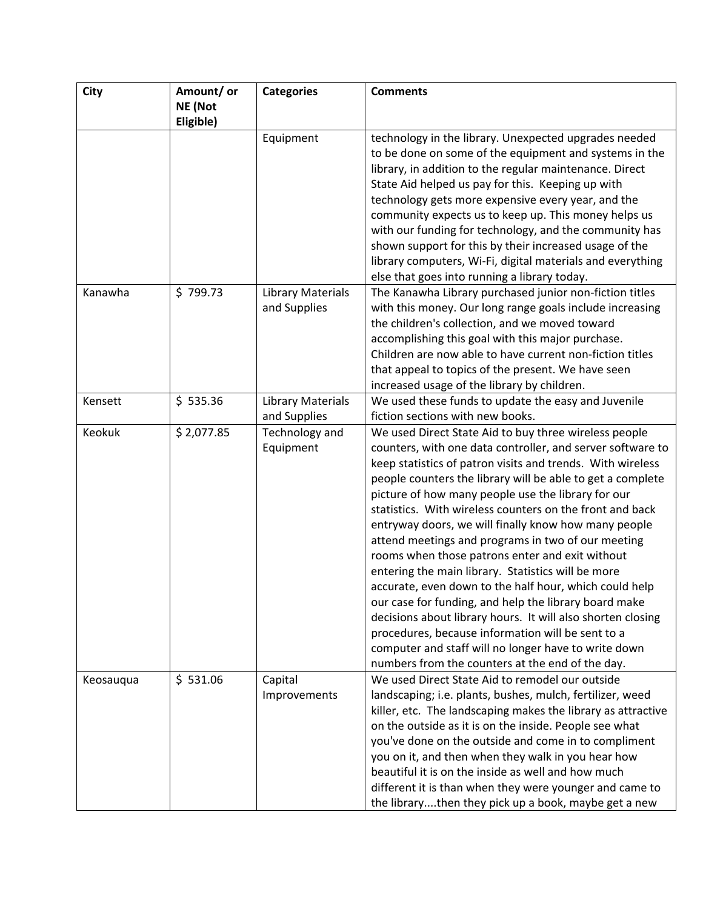| City | Amount/ or NE (Not Eligible) | Categories | Comments |
|---|---|---|---|
| | | Equipment | technology in the library. Unexpected upgrades needed to be done on some of the equipment and systems in the library, in addition to the regular maintenance. Direct State Aid helped us pay for this. Keeping up with technology gets more expensive every year, and the community expects us to keep up. This money helps us with our funding for technology, and the community has shown support for this by their increased usage of the library computers, Wi-Fi, digital materials and everything else that goes into running a library today. |
| Kanawha | $ 799.73 | Library Materials and Supplies | The Kanawha Library purchased junior non-fiction titles with this money. Our long range goals include increasing the children's collection, and we moved toward accomplishing this goal with this major purchase. Children are now able to have current non-fiction titles that appeal to topics of the present. We have seen increased usage of the library by children. |
| Kensett | $ 535.36 | Library Materials and Supplies | We used these funds to update the easy and Juvenile fiction sections with new books. |
| Keokuk | $ 2,077.85 | Technology and Equipment | We used Direct State Aid to buy three wireless people counters, with one data controller, and server software to keep statistics of patron visits and trends. With wireless people counters the library will be able to get a complete picture of how many people use the library for our statistics. With wireless counters on the front and back entryway doors, we will finally know how many people attend meetings and programs in two of our meeting rooms when those patrons enter and exit without entering the main library. Statistics will be more accurate, even down to the half hour, which could help our case for funding, and help the library board make decisions about library hours. It will also shorten closing procedures, because information will be sent to a computer and staff will no longer have to write down numbers from the counters at the end of the day. |
| Keosauqua | $ 531.06 | Capital Improvements | We used Direct State Aid to remodel our outside landscaping; i.e. plants, bushes, mulch, fertilizer, weed killer, etc. The landscaping makes the library as attractive on the outside as it is on the inside. People see what you've done on the outside and come in to compliment you on it, and then when they walk in you hear how beautiful it is on the inside as well and how much different it is than when they were younger and came to the library....then they pick up a book, maybe get a new |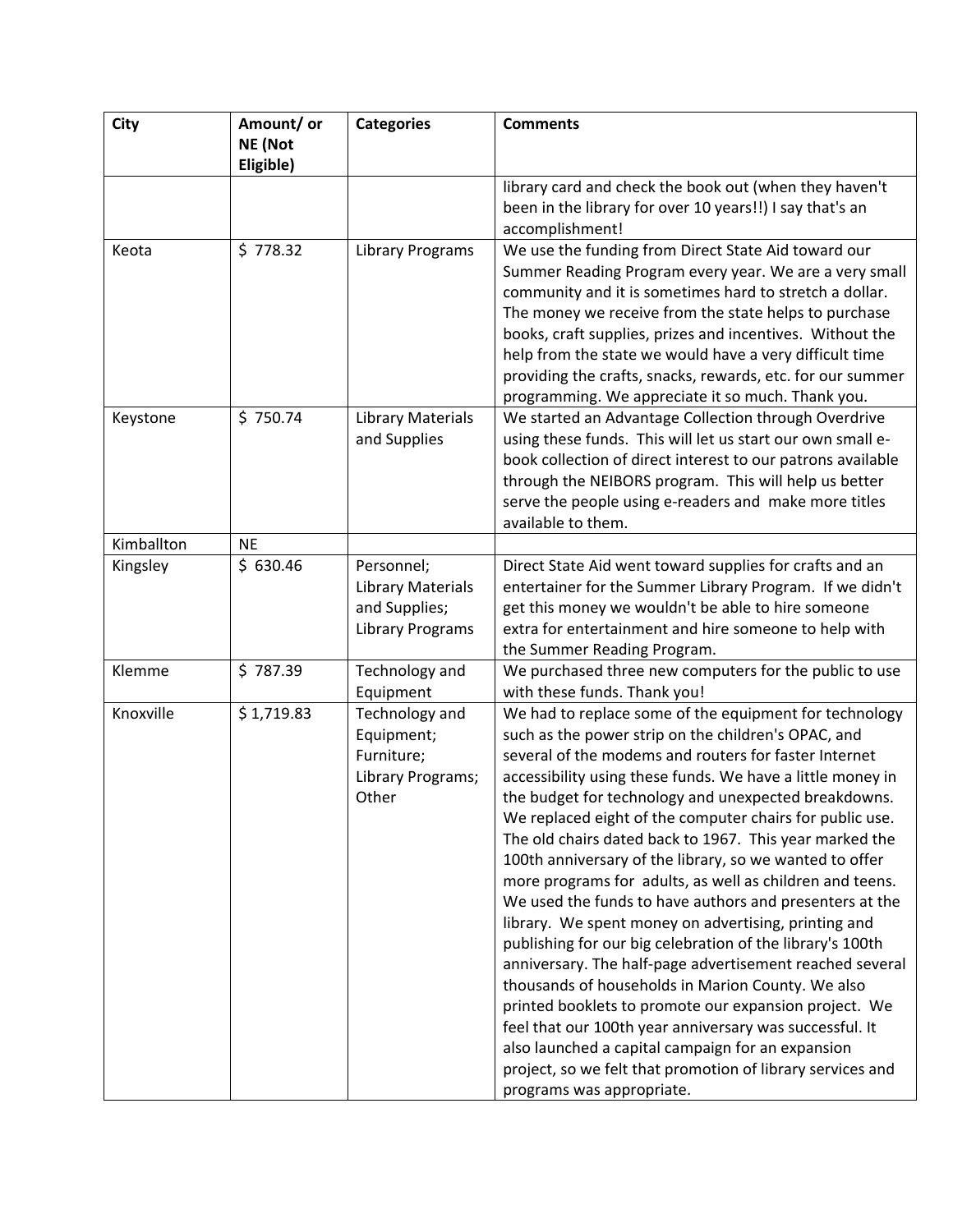| City | Amount/ or NE (Not Eligible) | Categories | Comments |
| --- | --- | --- | --- |
| | | | library card and check the book out (when they haven't been in the library for over 10 years!!) I say that's an accomplishment! |
| Keota | $ 778.32 | Library Programs | We use the funding from Direct State Aid toward our Summer Reading Program every year. We are a very small community and it is sometimes hard to stretch a dollar. The money we receive from the state helps to purchase books, craft supplies, prizes and incentives. Without the help from the state we would have a very difficult time providing the crafts, snacks, rewards, etc. for our summer programming. We appreciate it so much. Thank you. |
| Keystone | $ 750.74 | Library Materials and Supplies | We started an Advantage Collection through Overdrive using these funds. This will let us start our own small e-book collection of direct interest to our patrons available through the NEIBORS program. This will help us better serve the people using e-readers and make more titles available to them. |
| Kimballton | NE | | |
| Kingsley | $ 630.46 | Personnel; Library Materials and Supplies; Library Programs | Direct State Aid went toward supplies for crafts and an entertainer for the Summer Library Program. If we didn't get this money we wouldn't be able to hire someone extra for entertainment and hire someone to help with the Summer Reading Program. |
| Klemme | $ 787.39 | Technology and Equipment | We purchased three new computers for the public to use with these funds. Thank you! |
| Knoxville | $ 1,719.83 | Technology and Equipment; Furniture; Library Programs; Other | We had to replace some of the equipment for technology such as the power strip on the children's OPAC, and several of the modems and routers for faster Internet accessibility using these funds. We have a little money in the budget for technology and unexpected breakdowns. We replaced eight of the computer chairs for public use. The old chairs dated back to 1967. This year marked the 100th anniversary of the library, so we wanted to offer more programs for adults, as well as children and teens. We used the funds to have authors and presenters at the library. We spent money on advertising, printing and publishing for our big celebration of the library's 100th anniversary. The half-page advertisement reached several thousands of households in Marion County. We also printed booklets to promote our expansion project. We feel that our 100th year anniversary was successful. It also launched a capital campaign for an expansion project, so we felt that promotion of library services and programs was appropriate. |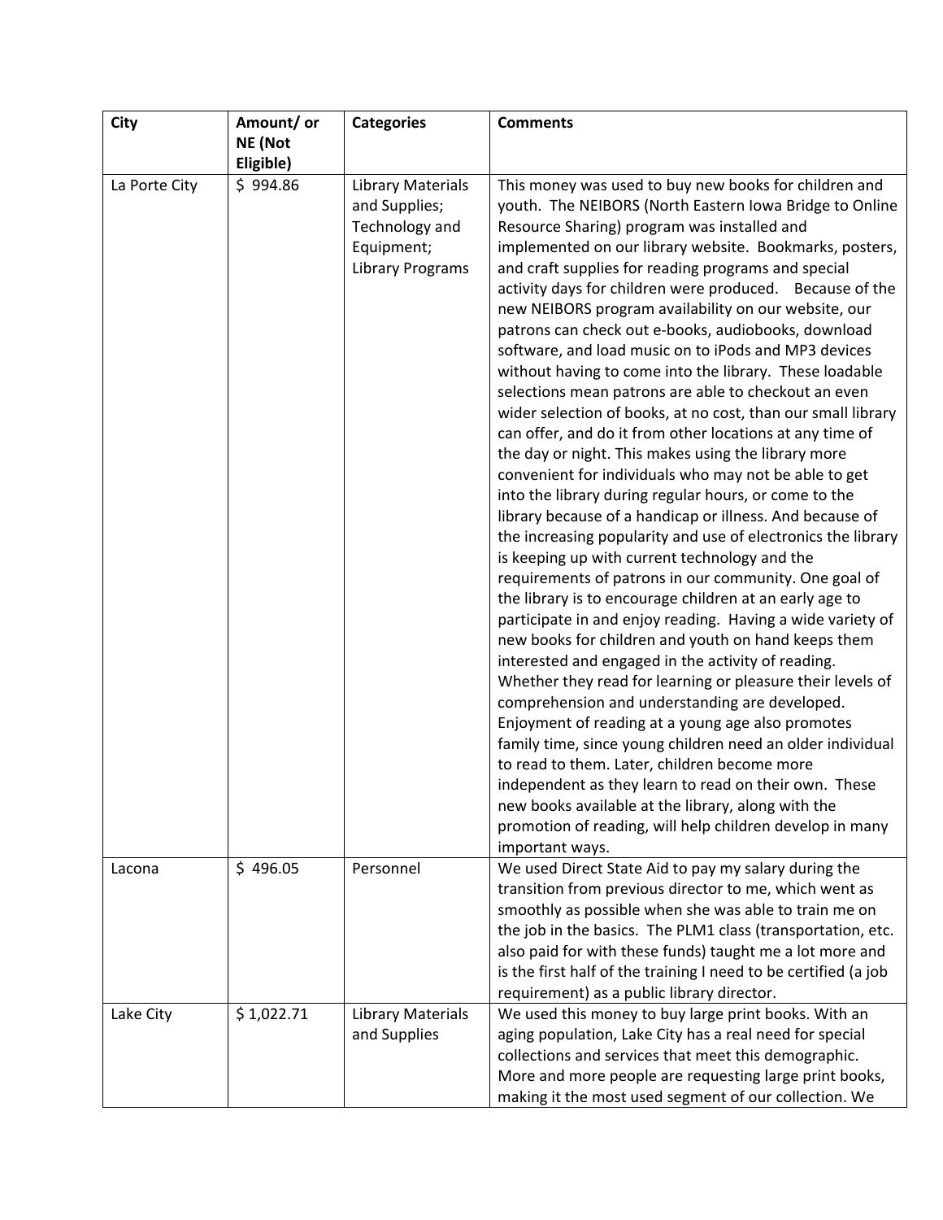| City | Amount/ or NE (Not Eligible) | Categories | Comments |
|---|---|---|---|
| La Porte City | $ 994.86 | Library Materials and Supplies; Technology and Equipment; Library Programs | This money was used to buy new books for children and youth. The NEIBORS (North Eastern Iowa Bridge to Online Resource Sharing) program was installed and implemented on our library website. Bookmarks, posters, and craft supplies for reading programs and special activity days for children were produced. Because of the new NEIBORS program availability on our website, our patrons can check out e-books, audiobooks, download software, and load music on to iPods and MP3 devices without having to come into the library. These loadable selections mean patrons are able to checkout an even wider selection of books, at no cost, than our small library can offer, and do it from other locations at any time of the day or night. This makes using the library more convenient for individuals who may not be able to get into the library during regular hours, or come to the library because of a handicap or illness. And because of the increasing popularity and use of electronics the library is keeping up with current technology and the requirements of patrons in our community. One goal of the library is to encourage children at an early age to participate in and enjoy reading. Having a wide variety of new books for children and youth on hand keeps them interested and engaged in the activity of reading. Whether they read for learning or pleasure their levels of comprehension and understanding are developed. Enjoyment of reading at a young age also promotes family time, since young children need an older individual to read to them. Later, children become more independent as they learn to read on their own. These new books available at the library, along with the promotion of reading, will help children develop in many important ways. |
| Lacona | $ 496.05 | Personnel | We used Direct State Aid to pay my salary during the transition from previous director to me, which went as smoothly as possible when she was able to train me on the job in the basics. The PLM1 class (transportation, etc. also paid for with these funds) taught me a lot more and is the first half of the training I need to be certified (a job requirement) as a public library director. |
| Lake City | $ 1,022.71 | Library Materials and Supplies | We used this money to buy large print books. With an aging population, Lake City has a real need for special collections and services that meet this demographic. More and more people are requesting large print books, making it the most used segment of our collection. We |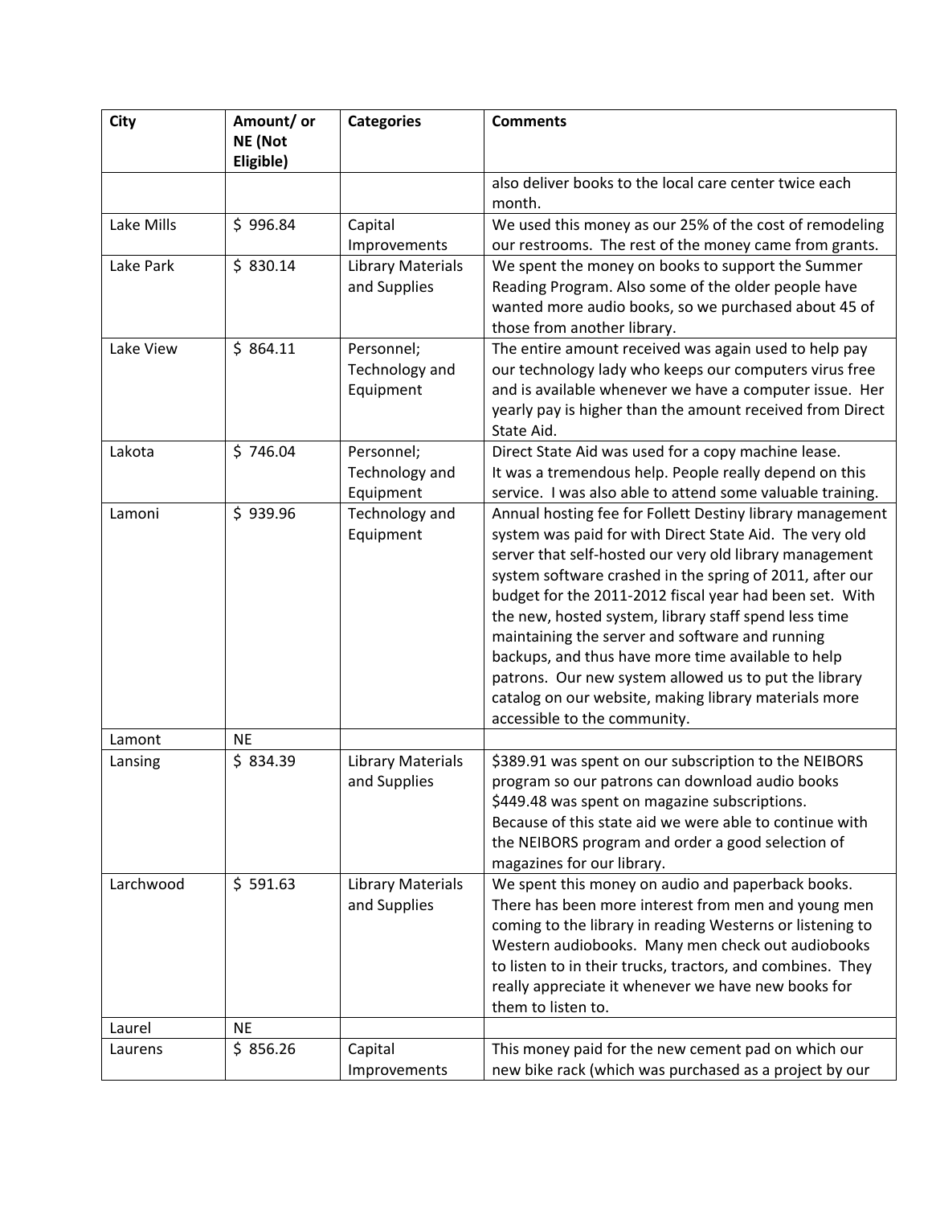| City | Amount/ or NE (Not Eligible) | Categories | Comments |
|---|---|---|---|
| | | | also deliver books to the local care center twice each month. |
| Lake Mills | $ 996.84 | Capital Improvements | We used this money as our 25% of the cost of remodeling our restrooms. The rest of the money came from grants. |
| Lake Park | $ 830.14 | Library Materials and Supplies | We spent the money on books to support the Summer Reading Program. Also some of the older people have wanted more audio books, so we purchased about 45 of those from another library. |
| Lake View | $ 864.11 | Personnel; Technology and Equipment | The entire amount received was again used to help pay our technology lady who keeps our computers virus free and is available whenever we have a computer issue. Her yearly pay is higher than the amount received from Direct State Aid. |
| Lakota | $ 746.04 | Personnel; Technology and Equipment | Direct State Aid was used for a copy machine lease. It was a tremendous help. People really depend on this service. I was also able to attend some valuable training. |
| Lamoni | $ 939.96 | Technology and Equipment | Annual hosting fee for Follett Destiny library management system was paid for with Direct State Aid. The very old server that self-hosted our very old library management system software crashed in the spring of 2011, after our budget for the 2011-2012 fiscal year had been set. With the new, hosted system, library staff spend less time maintaining the server and software and running backups, and thus have more time available to help patrons. Our new system allowed us to put the library catalog on our website, making library materials more accessible to the community. |
| Lamont | NE | | |
| Lansing | $ 834.39 | Library Materials and Supplies | $389.91 was spent on our subscription to the NEIBORS program so our patrons can download audio books $449.48 was spent on magazine subscriptions. Because of this state aid we were able to continue with the NEIBORS program and order a good selection of magazines for our library. |
| Larchwood | $ 591.63 | Library Materials and Supplies | We spent this money on audio and paperback books. There has been more interest from men and young men coming to the library in reading Westerns or listening to Western audiobooks. Many men check out audiobooks to listen to in their trucks, tractors, and combines. They really appreciate it whenever we have new books for them to listen to. |
| Laurel | NE | | |
| Laurens | $ 856.26 | Capital Improvements | This money paid for the new cement pad on which our new bike rack (which was purchased as a project by our |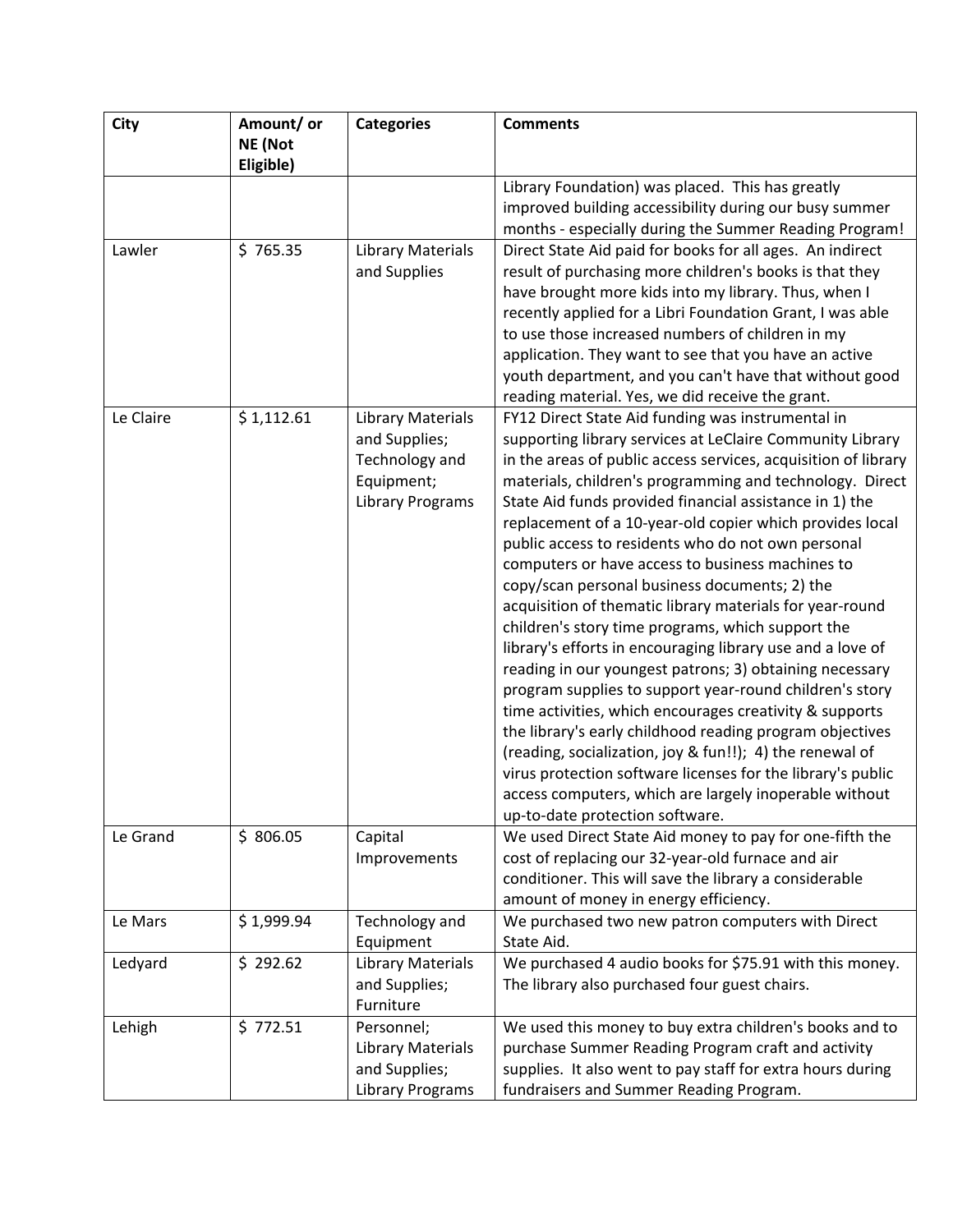| City | Amount/ or NE (Not Eligible) | Categories | Comments |
|---|---|---|---|
| | | | Library Foundation) was placed. This has greatly improved building accessibility during our busy summer months - especially during the Summer Reading Program! |
| Lawler | $ 765.35 | Library Materials and Supplies | Direct State Aid paid for books for all ages. An indirect result of purchasing more children's books is that they have brought more kids into my library. Thus, when I recently applied for a Libri Foundation Grant, I was able to use those increased numbers of children in my application. They want to see that you have an active youth department, and you can't have that without good reading material. Yes, we did receive the grant. |
| Le Claire | $ 1,112.61 | Library Materials and Supplies; Technology and Equipment; Library Programs | FY12 Direct State Aid funding was instrumental in supporting library services at LeClaire Community Library in the areas of public access services, acquisition of library materials, children's programming and technology. Direct State Aid funds provided financial assistance in 1) the replacement of a 10-year-old copier which provides local public access to residents who do not own personal computers or have access to business machines to copy/scan personal business documents; 2) the acquisition of thematic library materials for year-round children's story time programs, which support the library's efforts in encouraging library use and a love of reading in our youngest patrons; 3) obtaining necessary program supplies to support year-round children's story time activities, which encourages creativity & supports the library's early childhood reading program objectives (reading, socialization, joy & fun!!); 4) the renewal of virus protection software licenses for the library's public access computers, which are largely inoperable without up-to-date protection software. |
| Le Grand | $ 806.05 | Capital Improvements | We used Direct State Aid money to pay for one-fifth the cost of replacing our 32-year-old furnace and air conditioner. This will save the library a considerable amount of money in energy efficiency. |
| Le Mars | $ 1,999.94 | Technology and Equipment | We purchased two new patron computers with Direct State Aid. |
| Ledyard | $ 292.62 | Library Materials and Supplies; Furniture | We purchased 4 audio books for $75.91 with this money. The library also purchased four guest chairs. |
| Lehigh | $ 772.51 | Personnel; Library Materials and Supplies; Library Programs | We used this money to buy extra children's books and to purchase Summer Reading Program craft and activity supplies. It also went to pay staff for extra hours during fundraisers and Summer Reading Program. |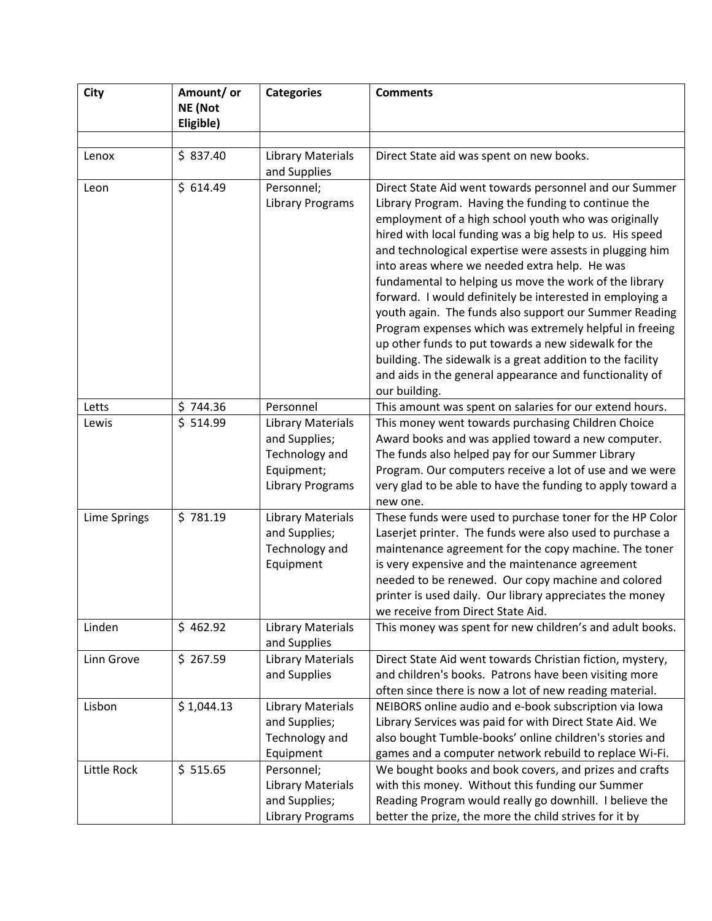| City | Amount/ or NE (Not Eligible) | Categories | Comments |
|---|---|---|---|
| | | | |
| Lenox | $ 837.40 | Library Materials and Supplies | Direct State aid was spent on new books. |
| Leon | $ 614.49 | Personnel; Library Programs | Direct State Aid went towards personnel and our Summer Library Program. Having the funding to continue the employment of a high school youth who was originally hired with local funding was a big help to us. His speed and technological expertise were assests in plugging him into areas where we needed extra help. He was fundamental to helping us move the work of the library forward. I would definitely be interested in employing a youth again. The funds also support our Summer Reading Program expenses which was extremely helpful in freeing up other funds to put towards a new sidewalk for the building. The sidewalk is a great addition to the facility and aids in the general appearance and functionality of our building. |
| Letts | $ 744.36 | Personnel | This amount was spent on salaries for our extend hours. |
| Lewis | $ 514.99 | Library Materials and Supplies; Technology and Equipment; Library Programs | This money went towards purchasing Children Choice Award books and was applied toward a new computer. The funds also helped pay for our Summer Library Program. Our computers receive a lot of use and we were very glad to be able to have the funding to apply toward a new one. |
| Lime Springs | $ 781.19 | Library Materials and Supplies; Technology and Equipment | These funds were used to purchase toner for the HP Color Laserjet printer. The funds were also used to purchase a maintenance agreement for the copy machine. The toner is very expensive and the maintenance agreement needed to be renewed. Our copy machine and colored printer is used daily. Our library appreciates the money we receive from Direct State Aid. |
| Linden | $ 462.92 | Library Materials and Supplies | This money was spent for new children's and adult books. |
| Linn Grove | $ 267.59 | Library Materials and Supplies | Direct State Aid went towards Christian fiction, mystery, and children's books. Patrons have been visiting more often since there is now a lot of new reading material. |
| Lisbon | $ 1,044.13 | Library Materials and Supplies; Technology and Equipment | NEIBORS online audio and e-book subscription via Iowa Library Services was paid for with Direct State Aid. We also bought Tumble-books' online children's stories and games and a computer network rebuild to replace Wi-Fi. |
| Little Rock | $ 515.65 | Personnel; Library Materials and Supplies; Library Programs | We bought books and book covers, and prizes and crafts with this money. Without this funding our Summer Reading Program would really go downhill. I believe the better the prize, the more the child strives for it by |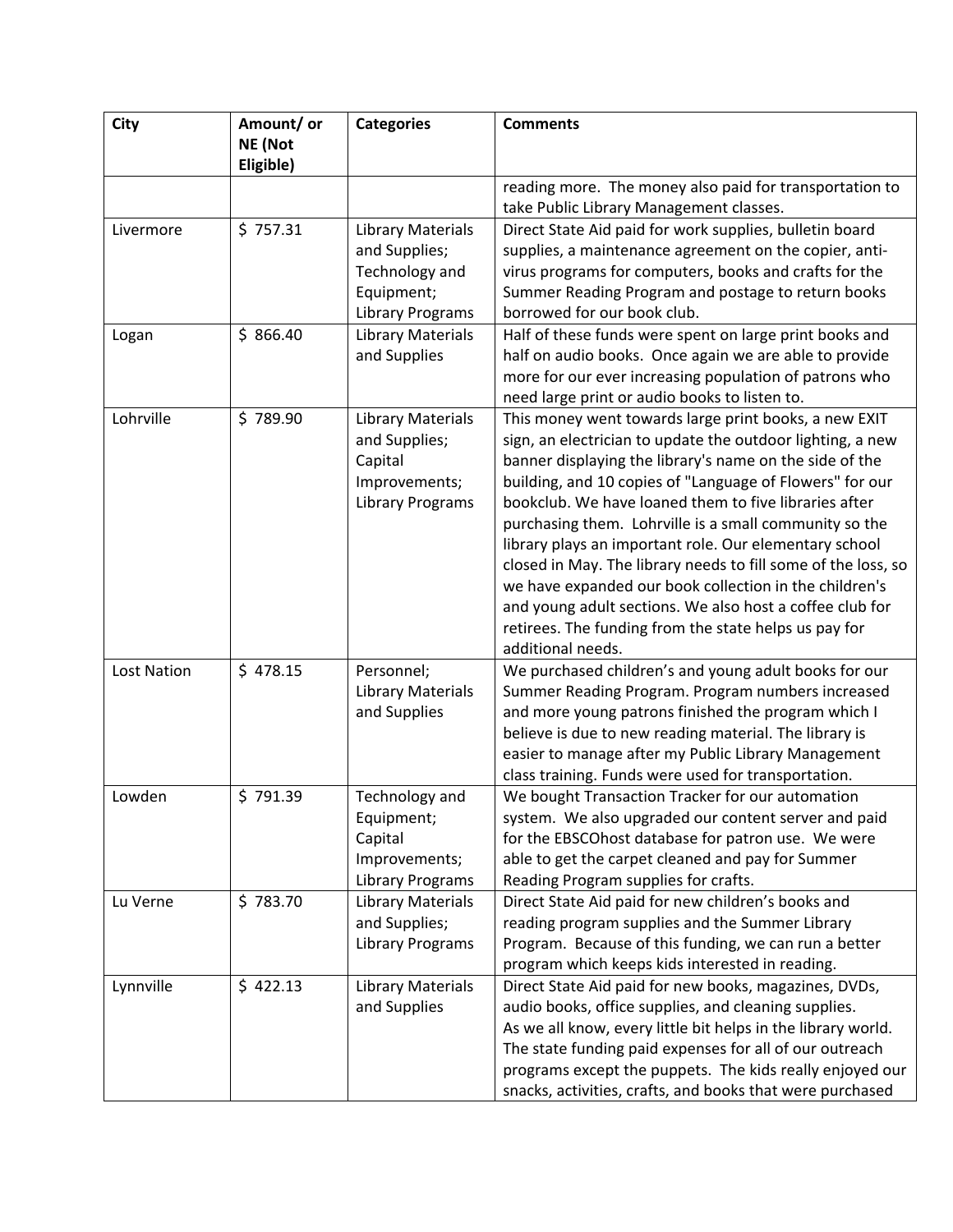| City | Amount/ or NE (Not Eligible) | Categories | Comments |
|---|---|---|---|
| | | | reading more. The money also paid for transportation to take Public Library Management classes. |
| Livermore | $ 757.31 | Library Materials and Supplies; Technology and Equipment; Library Programs | Direct State Aid paid for work supplies, bulletin board supplies, a maintenance agreement on the copier, anti-virus programs for computers, books and crafts for the Summer Reading Program and postage to return books borrowed for our book club. |
| Logan | $ 866.40 | Library Materials and Supplies | Half of these funds were spent on large print books and half on audio books. Once again we are able to provide more for our ever increasing population of patrons who need large print or audio books to listen to. |
| Lohrville | $ 789.90 | Library Materials and Supplies; Capital Improvements; Library Programs | This money went towards large print books, a new EXIT sign, an electrician to update the outdoor lighting, a new banner displaying the library's name on the side of the building, and 10 copies of "Language of Flowers" for our bookclub. We have loaned them to five libraries after purchasing them. Lohrville is a small community so the library plays an important role. Our elementary school closed in May. The library needs to fill some of the loss, so we have expanded our book collection in the children's and young adult sections. We also host a coffee club for retirees. The funding from the state helps us pay for additional needs. |
| Lost Nation | $ 478.15 | Personnel; Library Materials and Supplies | We purchased children's and young adult books for our Summer Reading Program. Program numbers increased and more young patrons finished the program which I believe is due to new reading material. The library is easier to manage after my Public Library Management class training. Funds were used for transportation. |
| Lowden | $ 791.39 | Technology and Equipment; Capital Improvements; Library Programs | We bought Transaction Tracker for our automation system. We also upgraded our content server and paid for the EBSCOhost database for patron use. We were able to get the carpet cleaned and pay for Summer Reading Program supplies for crafts. |
| Lu Verne | $ 783.70 | Library Materials and Supplies; Library Programs | Direct State Aid paid for new children's books and reading program supplies and the Summer Library Program. Because of this funding, we can run a better program which keeps kids interested in reading. |
| Lynnville | $ 422.13 | Library Materials and Supplies | Direct State Aid paid for new books, magazines, DVDs, audio books, office supplies, and cleaning supplies. As we all know, every little bit helps in the library world. The state funding paid expenses for all of our outreach programs except the puppets. The kids really enjoyed our snacks, activities, crafts, and books that were purchased |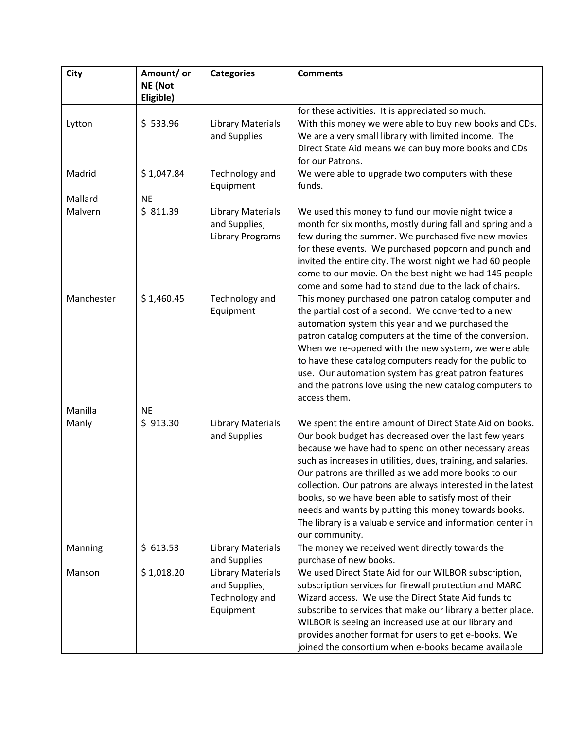| City | Amount/ or NE (Not Eligible) | Categories | Comments |
|---|---|---|---|
| | | | for these activities. It is appreciated so much. |
| Lytton | $ 533.96 | Library Materials and Supplies | With this money we were able to buy new books and CDs. We are a very small library with limited income. The Direct State Aid means we can buy more books and CDs for our Patrons. |
| Madrid | $ 1,047.84 | Technology and Equipment | We were able to upgrade two computers with these funds. |
| Mallard | NE | | |
| Malvern | $ 811.39 | Library Materials and Supplies; Library Programs | We used this money to fund our movie night twice a month for six months, mostly during fall and spring and a few during the summer. We purchased five new movies for these events. We purchased popcorn and punch and invited the entire city. The worst night we had 60 people come to our movie. On the best night we had 145 people come and some had to stand due to the lack of chairs. |
| Manchester | $ 1,460.45 | Technology and Equipment | This money purchased one patron catalog computer and the partial cost of a second. We converted to a new automation system this year and we purchased the patron catalog computers at the time of the conversion. When we re-opened with the new system, we were able to have these catalog computers ready for the public to use. Our automation system has great patron features and the patrons love using the new catalog computers to access them. |
| Manilla | NE | | |
| Manly | $ 913.30 | Library Materials and Supplies | We spent the entire amount of Direct State Aid on books. Our book budget has decreased over the last few years because we have had to spend on other necessary areas such as increases in utilities, dues, training, and salaries. Our patrons are thrilled as we add more books to our collection. Our patrons are always interested in the latest books, so we have been able to satisfy most of their needs and wants by putting this money towards books. The library is a valuable service and information center in our community. |
| Manning | $ 613.53 | Library Materials and Supplies | The money we received went directly towards the purchase of new books. |
| Manson | $ 1,018.20 | Library Materials and Supplies; Technology and Equipment | We used Direct State Aid for our WILBOR subscription, subscription services for firewall protection and MARC Wizard access. We use the Direct State Aid funds to subscribe to services that make our library a better place. WILBOR is seeing an increased use at our library and provides another format for users to get e-books. We joined the consortium when e-books became available |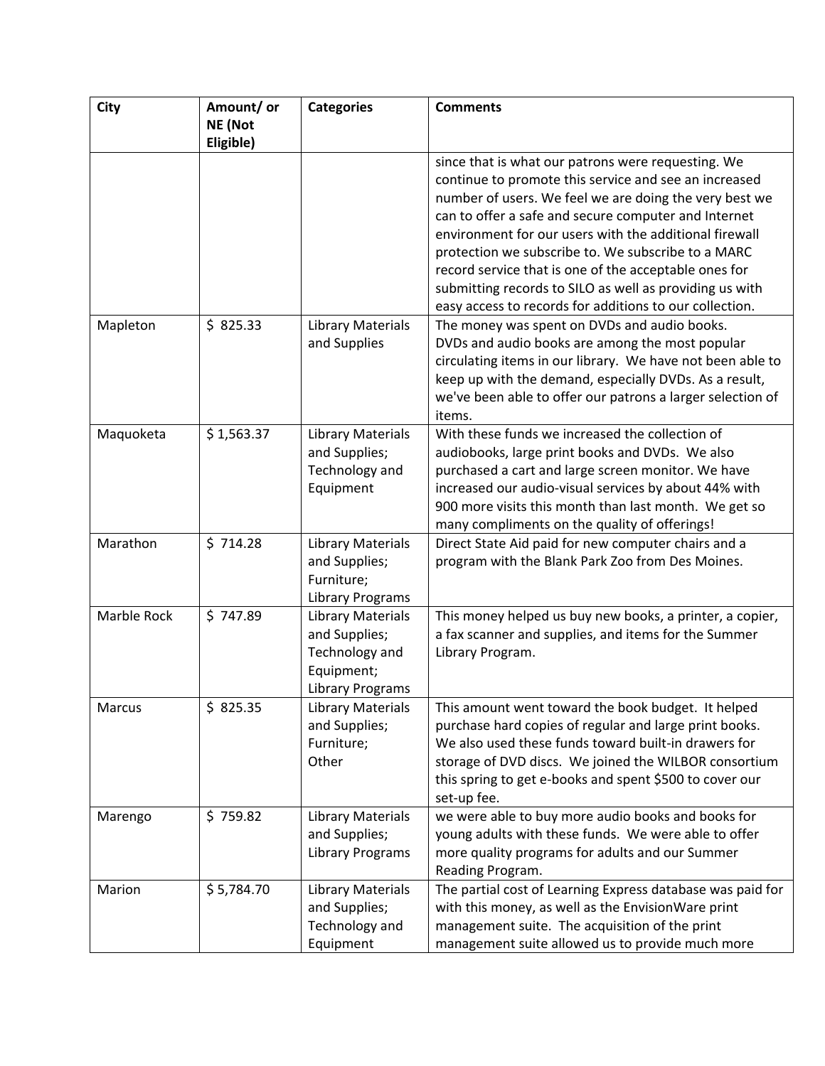| City | Amount/ or NE (Not Eligible) | Categories | Comments |
|---|---|---|---|
| | | | since that is what our patrons were requesting. We continue to promote this service and see an increased number of users. We feel we are doing the very best we can to offer a safe and secure computer and Internet environment for our users with the additional firewall protection we subscribe to. We subscribe to a MARC record service that is one of the acceptable ones for submitting records to SILO as well as providing us with easy access to records for additions to our collection. |
| Mapleton | $ 825.33 | Library Materials and Supplies | The money was spent on DVDs and audio books. DVDs and audio books are among the most popular circulating items in our library. We have not been able to keep up with the demand, especially DVDs. As a result, we've been able to offer our patrons a larger selection of items. |
| Maquoketa | $ 1,563.37 | Library Materials and Supplies; Technology and Equipment | With these funds we increased the collection of audiobooks, large print books and DVDs. We also purchased a cart and large screen monitor. We have increased our audio-visual services by about 44% with 900 more visits this month than last month. We get so many compliments on the quality of offerings! |
| Marathon | $ 714.28 | Library Materials and Supplies; Furniture; Library Programs | Direct State Aid paid for new computer chairs and a program with the Blank Park Zoo from Des Moines. |
| Marble Rock | $ 747.89 | Library Materials and Supplies; Technology and Equipment; Library Programs | This money helped us buy new books, a printer, a copier, a fax scanner and supplies, and items for the Summer Library Program. |
| Marcus | $ 825.35 | Library Materials and Supplies; Furniture; Other | This amount went toward the book budget. It helped purchase hard copies of regular and large print books. We also used these funds toward built-in drawers for storage of DVD discs. We joined the WILBOR consortium this spring to get e-books and spent $500 to cover our set-up fee. |
| Marengo | $ 759.82 | Library Materials and Supplies; Library Programs | we were able to buy more audio books and books for young adults with these funds. We were able to offer more quality programs for adults and our Summer Reading Program. |
| Marion | $ 5,784.70 | Library Materials and Supplies; Technology and Equipment | The partial cost of Learning Express database was paid for with this money, as well as the EnvisionWare print management suite. The acquisition of the print management suite allowed us to provide much more |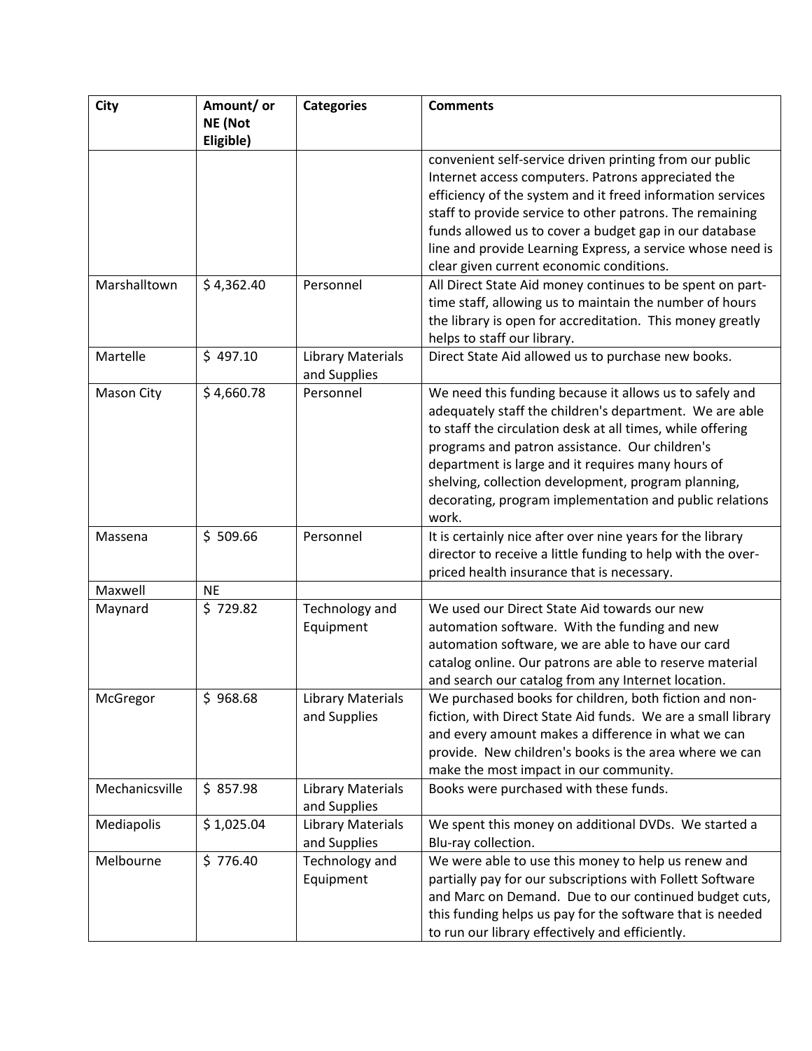| City | Amount/ or NE (Not Eligible) | Categories | Comments |
|---|---|---|---|
| | | | convenient self-service driven printing from our public Internet access computers. Patrons appreciated the efficiency of the system and it freed information services staff to provide service to other patrons. The remaining funds allowed us to cover a budget gap in our database line and provide Learning Express, a service whose need is clear given current economic conditions. |
| Marshalltown | $ 4,362.40 | Personnel | All Direct State Aid money continues to be spent on part-time staff, allowing us to maintain the number of hours the library is open for accreditation. This money greatly helps to staff our library. |
| Martelle | $ 497.10 | Library Materials and Supplies | Direct State Aid allowed us to purchase new books. |
| Mason City | $ 4,660.78 | Personnel | We need this funding because it allows us to safely and adequately staff the children's department. We are able to staff the circulation desk at all times, while offering programs and patron assistance. Our children's department is large and it requires many hours of shelving, collection development, program planning, decorating, program implementation and public relations work. |
| Massena | $ 509.66 | Personnel | It is certainly nice after over nine years for the library director to receive a little funding to help with the over-priced health insurance that is necessary. |
| Maxwell | NE | | |
| Maynard | $ 729.82 | Technology and Equipment | We used our Direct State Aid towards our new automation software. With the funding and new automation software, we are able to have our card catalog online. Our patrons are able to reserve material and search our catalog from any Internet location. |
| McGregor | $ 968.68 | Library Materials and Supplies | We purchased books for children, both fiction and non-fiction, with Direct State Aid funds. We are a small library and every amount makes a difference in what we can provide. New children's books is the area where we can make the most impact in our community. |
| Mechanicsville | $ 857.98 | Library Materials and Supplies | Books were purchased with these funds. |
| Mediapolis | $ 1,025.04 | Library Materials and Supplies | We spent this money on additional DVDs. We started a Blu-ray collection. |
| Melbourne | $ 776.40 | Technology and Equipment | We were able to use this money to help us renew and partially pay for our subscriptions with Follett Software and Marc on Demand. Due to our continued budget cuts, this funding helps us pay for the software that is needed to run our library effectively and efficiently. |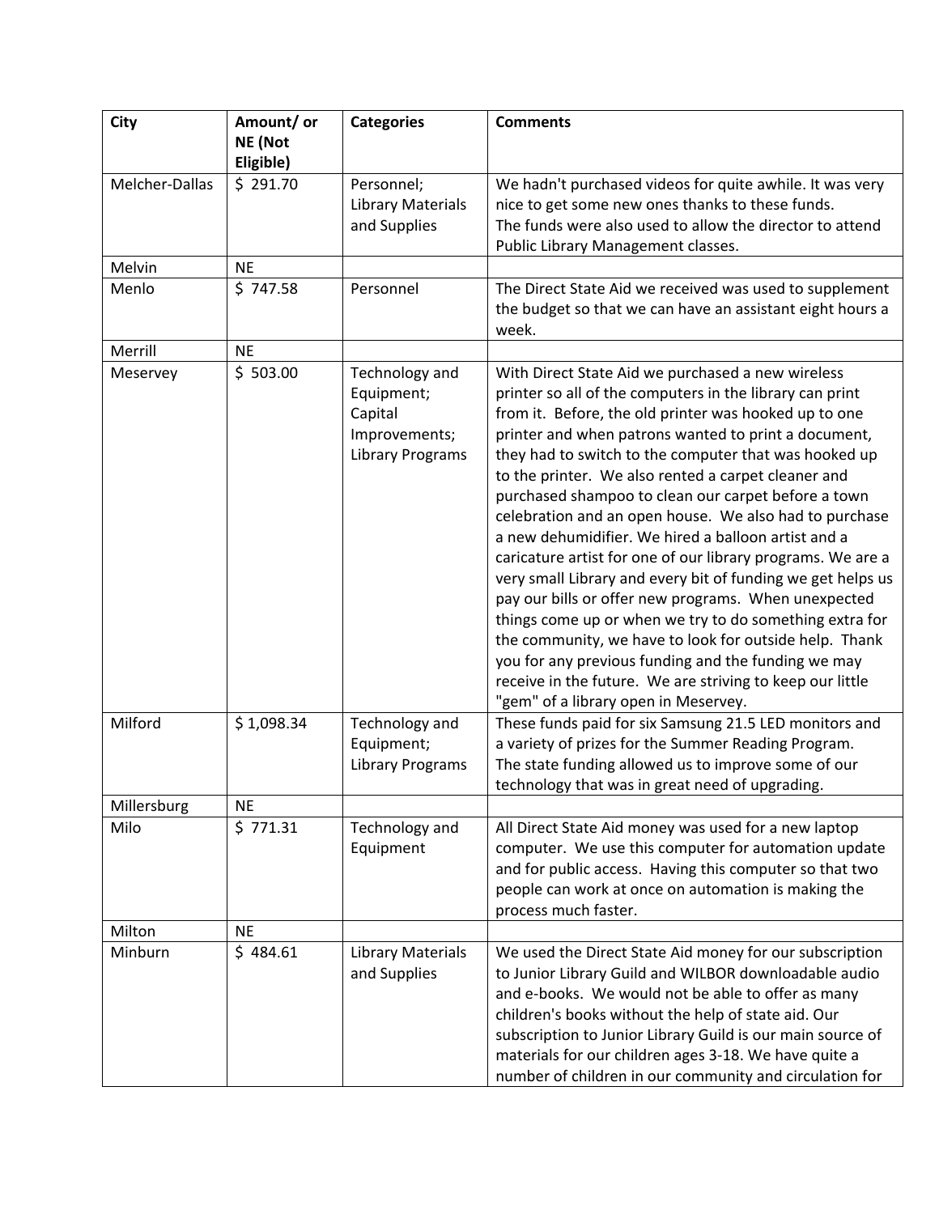| City | Amount/ or NE (Not Eligible) | Categories | Comments |
|---|---|---|---|
| Melcher-Dallas | $ 291.70 | Personnel; Library Materials and Supplies | We hadn't purchased videos for quite awhile. It was very nice to get some new ones thanks to these funds. The funds were also used to allow the director to attend Public Library Management classes. |
| Melvin | NE | | |
| Menlo | $ 747.58 | Personnel | The Direct State Aid we received was used to supplement the budget so that we can have an assistant eight hours a week. |
| Merrill | NE | | |
| Meservey | $ 503.00 | Technology and Equipment; Capital Improvements; Library Programs | With Direct State Aid we purchased a new wireless printer so all of the computers in the library can print from it. Before, the old printer was hooked up to one printer and when patrons wanted to print a document, they had to switch to the computer that was hooked up to the printer. We also rented a carpet cleaner and purchased shampoo to clean our carpet before a town celebration and an open house. We also had to purchase a new dehumidifier. We hired a balloon artist and a caricature artist for one of our library programs. We are a very small Library and every bit of funding we get helps us pay our bills or offer new programs. When unexpected things come up or when we try to do something extra for the community, we have to look for outside help. Thank you for any previous funding and the funding we may receive in the future. We are striving to keep our little "gem" of a library open in Meservey. |
| Milford | $ 1,098.34 | Technology and Equipment; Library Programs | These funds paid for six Samsung 21.5 LED monitors and a variety of prizes for the Summer Reading Program. The state funding allowed us to improve some of our technology that was in great need of upgrading. |
| Millersburg | NE | | |
| Milo | $ 771.31 | Technology and Equipment | All Direct State Aid money was used for a new laptop computer. We use this computer for automation update and for public access. Having this computer so that two people can work at once on automation is making the process much faster. |
| Milton | NE | | |
| Minburn | $ 484.61 | Library Materials and Supplies | We used the Direct State Aid money for our subscription to Junior Library Guild and WILBOR downloadable audio and e-books. We would not be able to offer as many children's books without the help of state aid. Our subscription to Junior Library Guild is our main source of materials for our children ages 3-18. We have quite a number of children in our community and circulation for |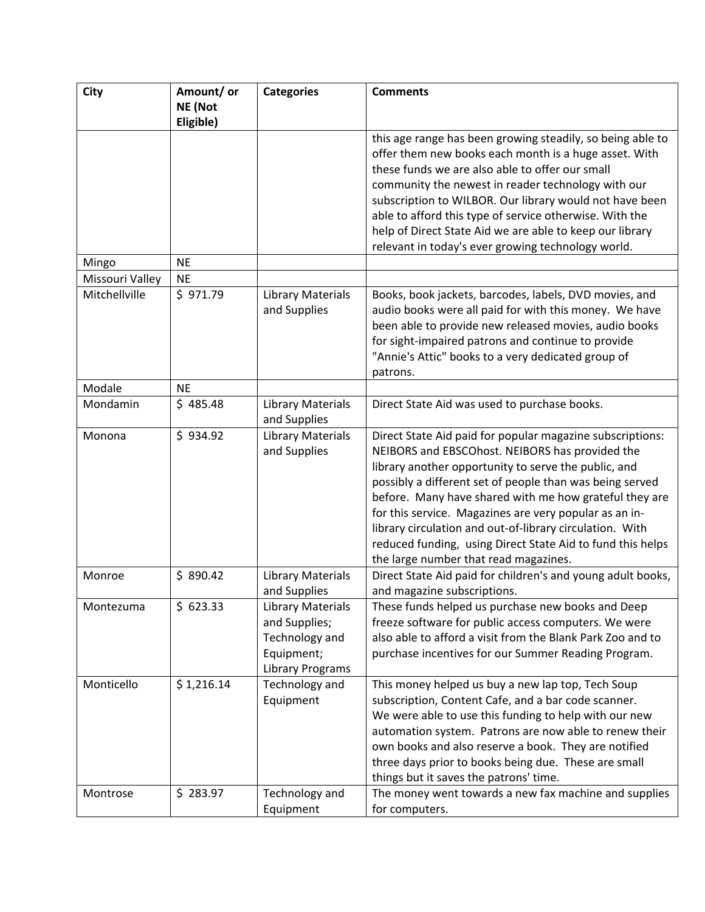| City | Amount/ or NE (Not Eligible) | Categories | Comments |
|---|---|---|---|
| | | | this age range has been growing steadily, so being able to offer them new books each month is a huge asset. With these funds we are also able to offer our small community the newest in reader technology with our subscription to WILBOR. Our library would not have been able to afford this type of service otherwise. With the help of Direct State Aid we are able to keep our library relevant in today's ever growing technology world. |
| Mingo | NE | | |
| Missouri Valley | NE | | |
| Mitchellville | $ 971.79 | Library Materials and Supplies | Books, book jackets, barcodes, labels, DVD movies, and audio books were all paid for with this money. We have been able to provide new released movies, audio books for sight-impaired patrons and continue to provide "Annie's Attic" books to a very dedicated group of patrons. |
| Modale | NE | | |
| Mondamin | $ 485.48 | Library Materials and Supplies | Direct State Aid was used to purchase books. |
| Monona | $ 934.92 | Library Materials and Supplies | Direct State Aid paid for popular magazine subscriptions: NEIBORS and EBSCOhost. NEIBORS has provided the library another opportunity to serve the public, and possibly a different set of people than was being served before. Many have shared with me how grateful they are for this service. Magazines are very popular as an in-library circulation and out-of-library circulation. With reduced funding, using Direct State Aid to fund this helps the large number that read magazines. |
| Monroe | $ 890.42 | Library Materials and Supplies | Direct State Aid paid for children's and young adult books, and magazine subscriptions. |
| Montezuma | $ 623.33 | Library Materials and Supplies; Technology and Equipment; Library Programs | These funds helped us purchase new books and Deep freeze software for public access computers. We were also able to afford a visit from the Blank Park Zoo and to purchase incentives for our Summer Reading Program. |
| Monticello | $ 1,216.14 | Technology and Equipment | This money helped us buy a new lap top, Tech Soup subscription, Content Cafe, and a bar code scanner. We were able to use this funding to help with our new automation system. Patrons are now able to renew their own books and also reserve a book. They are notified three days prior to books being due. These are small things but it saves the patrons' time. |
| Montrose | $ 283.97 | Technology and Equipment | The money went towards a new fax machine and supplies for computers. |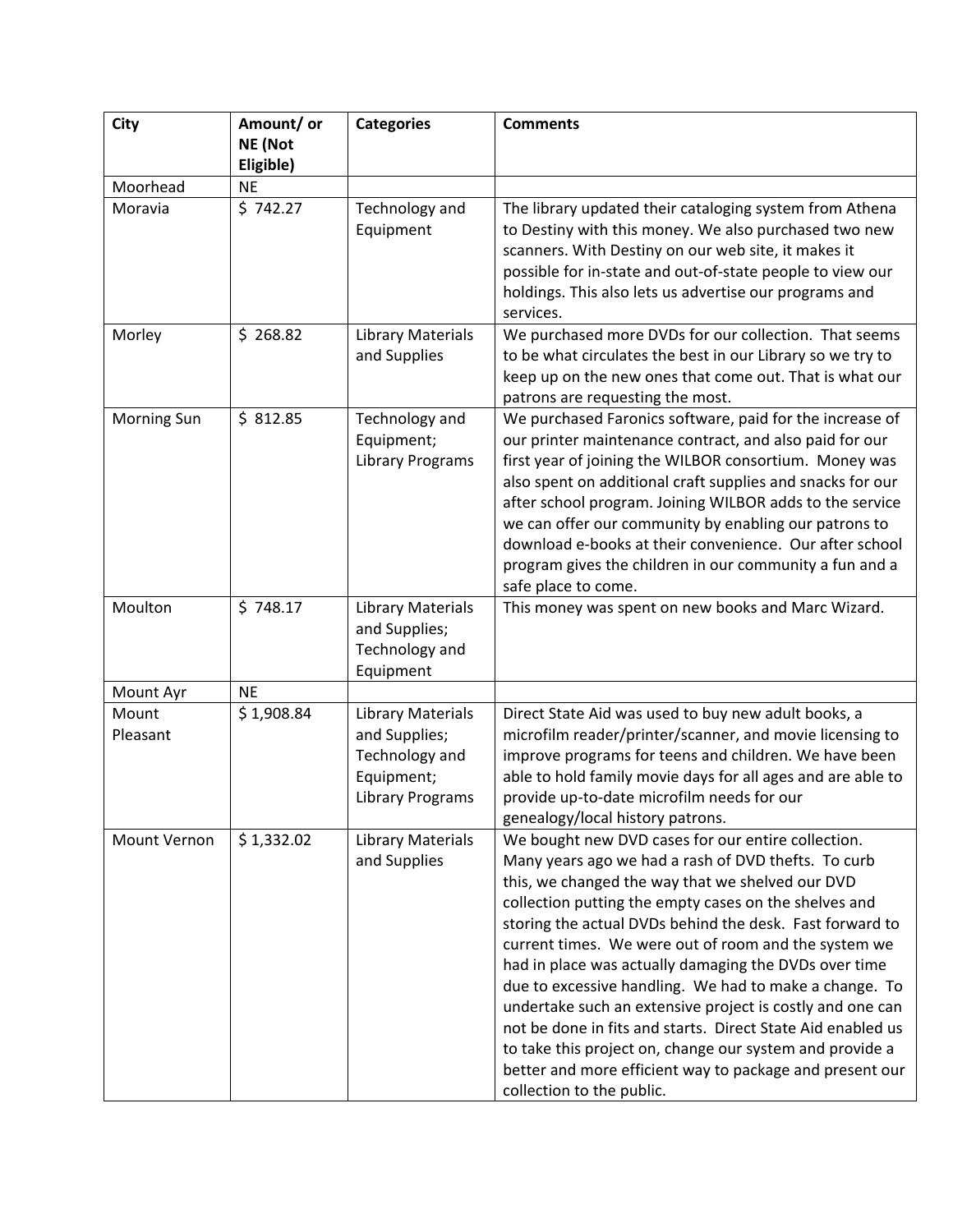| City | Amount/ or NE (Not Eligible) | Categories | Comments |
|---|---|---|---|
| Moorhead | NE | | |
| Moravia | $ 742.27 | Technology and Equipment | The library updated their cataloging system from Athena to Destiny with this money. We also purchased two new scanners. With Destiny on our web site, it makes it possible for in-state and out-of-state people to view our holdings. This also lets us advertise our programs and services. |
| Morley | $ 268.82 | Library Materials and Supplies | We purchased more DVDs for our collection. That seems to be what circulates the best in our Library so we try to keep up on the new ones that come out. That is what our patrons are requesting the most. |
| Morning Sun | $ 812.85 | Technology and Equipment; Library Programs | We purchased Faronics software, paid for the increase of our printer maintenance contract, and also paid for our first year of joining the WILBOR consortium. Money was also spent on additional craft supplies and snacks for our after school program. Joining WILBOR adds to the service we can offer our community by enabling our patrons to download e-books at their convenience. Our after school program gives the children in our community a fun and a safe place to come. |
| Moulton | $ 748.17 | Library Materials and Supplies; Technology and Equipment | This money was spent on new books and Marc Wizard. |
| Mount Ayr | NE | | |
| Mount Pleasant | $ 1,908.84 | Library Materials and Supplies; Technology and Equipment; Library Programs | Direct State Aid was used to buy new adult books, a microfilm reader/printer/scanner, and movie licensing to improve programs for teens and children. We have been able to hold family movie days for all ages and are able to provide up-to-date microfilm needs for our genealogy/local history patrons. |
| Mount Vernon | $ 1,332.02 | Library Materials and Supplies | We bought new DVD cases for our entire collection. Many years ago we had a rash of DVD thefts. To curb this, we changed the way that we shelved our DVD collection putting the empty cases on the shelves and storing the actual DVDs behind the desk. Fast forward to current times. We were out of room and the system we had in place was actually damaging the DVDs over time due to excessive handling. We had to make a change. To undertake such an extensive project is costly and one can not be done in fits and starts. Direct State Aid enabled us to take this project on, change our system and provide a better and more efficient way to package and present our collection to the public. |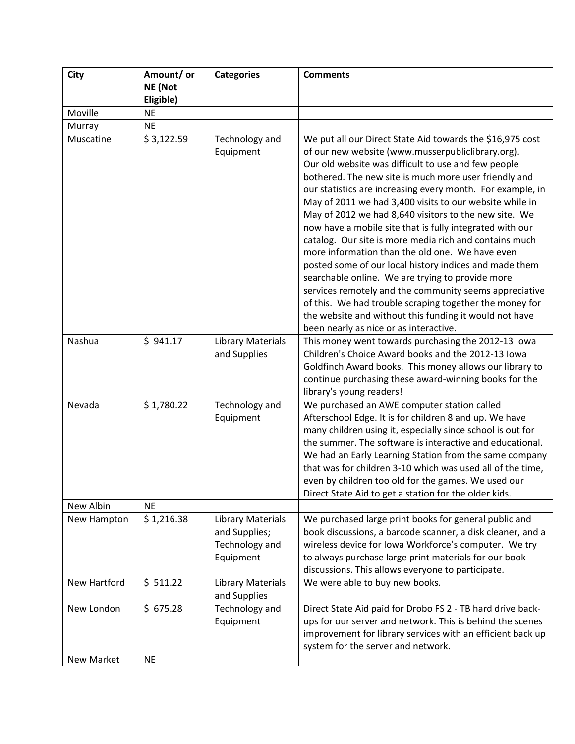| City | Amount/ or NE (Not Eligible) | Categories | Comments |
|---|---|---|---|
| Moville | NE | | |
| Murray | NE | | |
| Muscatine | $ 3,122.59 | Technology and Equipment | We put all our Direct State Aid towards the $16,975 cost of our new website (www.musserpubliclibrary.org). Our old website was difficult to use and few people bothered. The new site is much more user friendly and our statistics are increasing every month. For example, in May of 2011 we had 3,400 visits to our website while in May of 2012 we had 8,640 visitors to the new site. We now have a mobile site that is fully integrated with our catalog. Our site is more media rich and contains much more information than the old one. We have even posted some of our local history indices and made them searchable online. We are trying to provide more services remotely and the community seems appreciative of this. We had trouble scraping together the money for the website and without this funding it would not have been nearly as nice or as interactive. |
| Nashua | $ 941.17 | Library Materials and Supplies | This money went towards purchasing the 2012-13 Iowa Children's Choice Award books and the 2012-13 Iowa Goldfinch Award books. This money allows our library to continue purchasing these award-winning books for the library's young readers! |
| Nevada | $ 1,780.22 | Technology and Equipment | We purchased an AWE computer station called Afterschool Edge. It is for children 8 and up. We have many children using it, especially since school is out for the summer. The software is interactive and educational. We had an Early Learning Station from the same company that was for children 3-10 which was used all of the time, even by children too old for the games. We used our Direct State Aid to get a station for the older kids. |
| New Albin | NE | | |
| New Hampton | $ 1,216.38 | Library Materials and Supplies; Technology and Equipment | We purchased large print books for general public and book discussions, a barcode scanner, a disk cleaner, and a wireless device for Iowa Workforce's computer. We try to always purchase large print materials for our book discussions. This allows everyone to participate. |
| New Hartford | $ 511.22 | Library Materials and Supplies | We were able to buy new books. |
| New London | $ 675.28 | Technology and Equipment | Direct State Aid paid for Drobo FS 2 - TB hard drive back-ups for our server and network. This is behind the scenes improvement for library services with an efficient back up system for the server and network. |
| New Market | NE | | |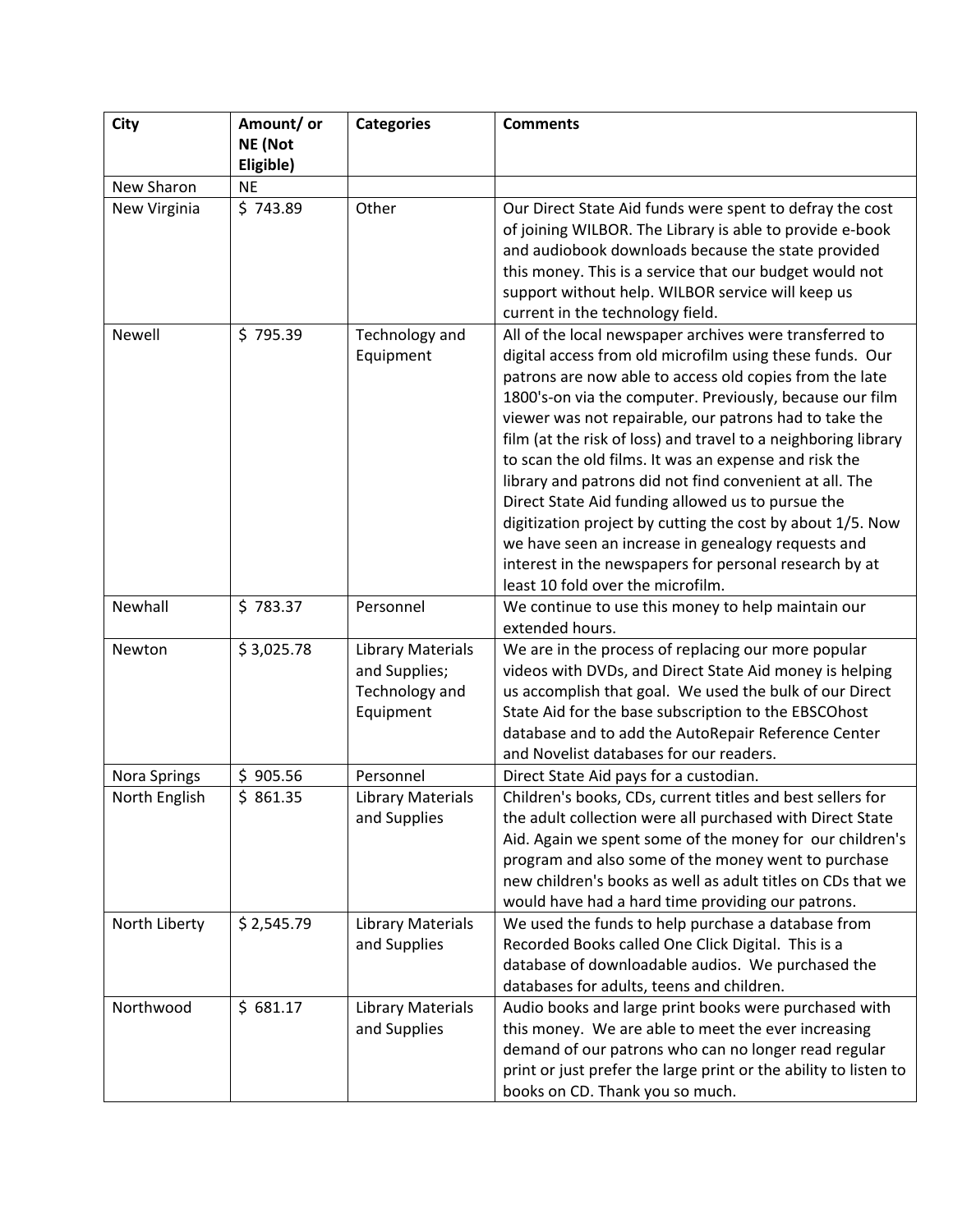| City | Amount/ or NE (Not Eligible) | Categories | Comments |
| --- | --- | --- | --- |
| New Sharon | NE | | |
| New Virginia | $ 743.89 | Other | Our Direct State Aid funds were spent to defray the cost of joining WILBOR. The Library is able to provide e-book and audiobook downloads because the state provided this money. This is a service that our budget would not support without help. WILBOR service will keep us current in the technology field. |
| Newell | $ 795.39 | Technology and Equipment | All of the local newspaper archives were transferred to digital access from old microfilm using these funds. Our patrons are now able to access old copies from the late 1800's-on via the computer. Previously, because our film viewer was not repairable, our patrons had to take the film (at the risk of loss) and travel to a neighboring library to scan the old films. It was an expense and risk the library and patrons did not find convenient at all. The Direct State Aid funding allowed us to pursue the digitization project by cutting the cost by about 1/5. Now we have seen an increase in genealogy requests and interest in the newspapers for personal research by at least 10 fold over the microfilm. |
| Newhall | $ 783.37 | Personnel | We continue to use this money to help maintain our extended hours. |
| Newton | $ 3,025.78 | Library Materials and Supplies; Technology and Equipment | We are in the process of replacing our more popular videos with DVDs, and Direct State Aid money is helping us accomplish that goal. We used the bulk of our Direct State Aid for the base subscription to the EBSCOhost database and to add the AutoRepair Reference Center and Novelist databases for our readers. |
| Nora Springs | $ 905.56 | Personnel | Direct State Aid pays for a custodian. |
| North English | $ 861.35 | Library Materials and Supplies | Children's books, CDs, current titles and best sellers for the adult collection were all purchased with Direct State Aid. Again we spent some of the money for our children's program and also some of the money went to purchase new children's books as well as adult titles on CDs that we would have had a hard time providing our patrons. |
| North Liberty | $ 2,545.79 | Library Materials and Supplies | We used the funds to help purchase a database from Recorded Books called One Click Digital. This is a database of downloadable audios. We purchased the databases for adults, teens and children. |
| Northwood | $ 681.17 | Library Materials and Supplies | Audio books and large print books were purchased with this money. We are able to meet the ever increasing demand of our patrons who can no longer read regular print or just prefer the large print or the ability to listen to books on CD. Thank you so much. |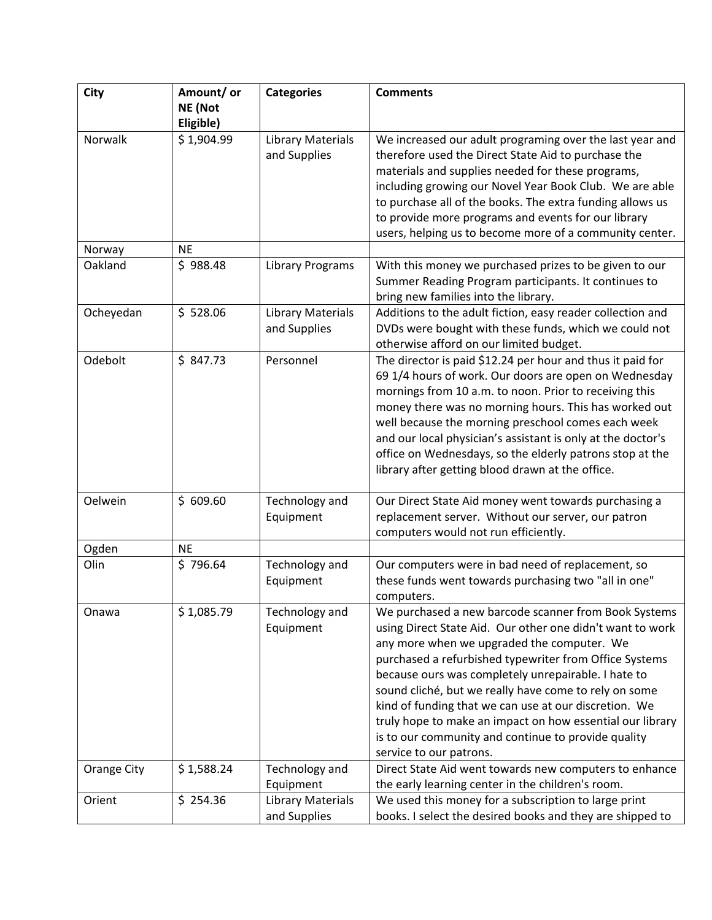| City | Amount/ or NE (Not Eligible) | Categories | Comments |
|---|---|---|---|
| Norwalk | $ 1,904.99 | Library Materials and Supplies | We increased our adult programing over the last year and therefore used the Direct State Aid to purchase the materials and supplies needed for these programs, including growing our Novel Year Book Club. We are able to purchase all of the books. The extra funding allows us to provide more programs and events for our library users, helping us to become more of a community center. |
| Norway | NE | | |
| Oakland | $ 988.48 | Library Programs | With this money we purchased prizes to be given to our Summer Reading Program participants. It continues to bring new families into the library. |
| Ocheyedan | $ 528.06 | Library Materials and Supplies | Additions to the adult fiction, easy reader collection and DVDs were bought with these funds, which we could not otherwise afford on our limited budget. |
| Odebolt | $ 847.73 | Personnel | The director is paid $12.24 per hour and thus it paid for 69 1/4 hours of work. Our doors are open on Wednesday mornings from 10 a.m. to noon. Prior to receiving this money there was no morning hours. This has worked out well because the morning preschool comes each week and our local physician's assistant is only at the doctor's office on Wednesdays, so the elderly patrons stop at the library after getting blood drawn at the office. |
| Oelwein | $ 609.60 | Technology and Equipment | Our Direct State Aid money went towards purchasing a replacement server. Without our server, our patron computers would not run efficiently. |
| Ogden | NE | | |
| Olin | $ 796.64 | Technology and Equipment | Our computers were in bad need of replacement, so these funds went towards purchasing two "all in one" computers. |
| Onawa | $ 1,085.79 | Technology and Equipment | We purchased a new barcode scanner from Book Systems using Direct State Aid. Our other one didn't want to work any more when we upgraded the computer. We purchased a refurbished typewriter from Office Systems because ours was completely unrepairable. I hate to sound cliché, but we really have come to rely on some kind of funding that we can use at our discretion. We truly hope to make an impact on how essential our library is to our community and continue to provide quality service to our patrons. |
| Orange City | $ 1,588.24 | Technology and Equipment | Direct State Aid went towards new computers to enhance the early learning center in the children's room. |
| Orient | $ 254.36 | Library Materials and Supplies | We used this money for a subscription to large print books. I select the desired books and they are shipped to |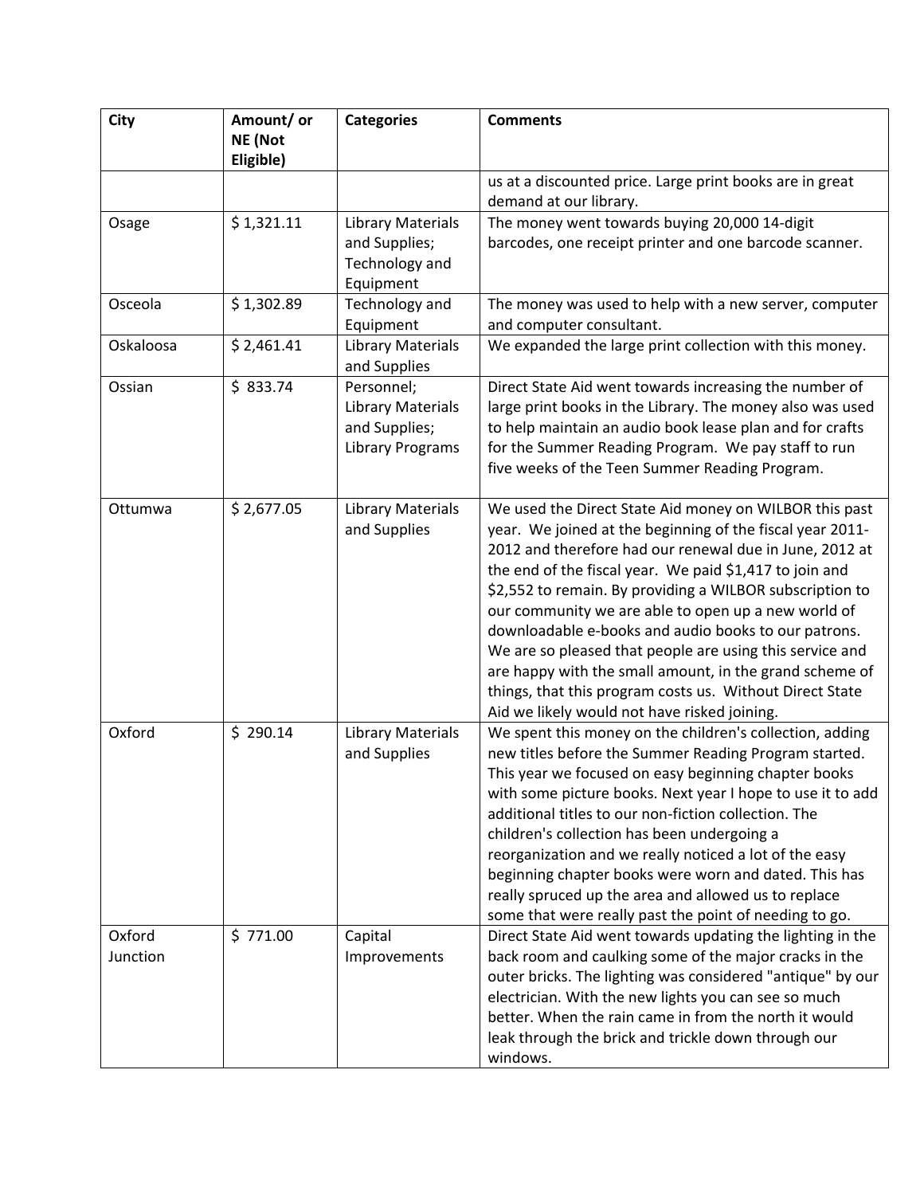| City | Amount/ or NE (Not Eligible) | Categories | Comments |
|---|---|---|---|
| | | | us at a discounted price. Large print books are in great demand at our library. |
| Osage | $ 1,321.11 | Library Materials and Supplies; Technology and Equipment | The money went towards buying 20,000 14-digit barcodes, one receipt printer and one barcode scanner. |
| Osceola | $ 1,302.89 | Technology and Equipment | The money was used to help with a new server, computer and computer consultant. |
| Oskaloosa | $ 2,461.41 | Library Materials and Supplies | We expanded the large print collection with this money. |
| Ossian | $ 833.74 | Personnel; Library Materials and Supplies; Library Programs | Direct State Aid went towards increasing the number of large print books in the Library. The money also was used to help maintain an audio book lease plan and for crafts for the Summer Reading Program. We pay staff to run five weeks of the Teen Summer Reading Program. |
| Ottumwa | $ 2,677.05 | Library Materials and Supplies | We used the Direct State Aid money on WILBOR this past year. We joined at the beginning of the fiscal year 2011-2012 and therefore had our renewal due in June, 2012 at the end of the fiscal year. We paid $1,417 to join and $2,552 to remain. By providing a WILBOR subscription to our community we are able to open up a new world of downloadable e-books and audio books to our patrons. We are so pleased that people are using this service and are happy with the small amount, in the grand scheme of things, that this program costs us. Without Direct State Aid we likely would not have risked joining. |
| Oxford | $ 290.14 | Library Materials and Supplies | We spent this money on the children's collection, adding new titles before the Summer Reading Program started. This year we focused on easy beginning chapter books with some picture books. Next year I hope to use it to add additional titles to our non-fiction collection. The children's collection has been undergoing a reorganization and we really noticed a lot of the easy beginning chapter books were worn and dated. This has really spruced up the area and allowed us to replace some that were really past the point of needing to go. |
| Oxford Junction | $ 771.00 | Capital Improvements | Direct State Aid went towards updating the lighting in the back room and caulking some of the major cracks in the outer bricks. The lighting was considered "antique" by our electrician. With the new lights you can see so much better. When the rain came in from the north it would leak through the brick and trickle down through our windows. |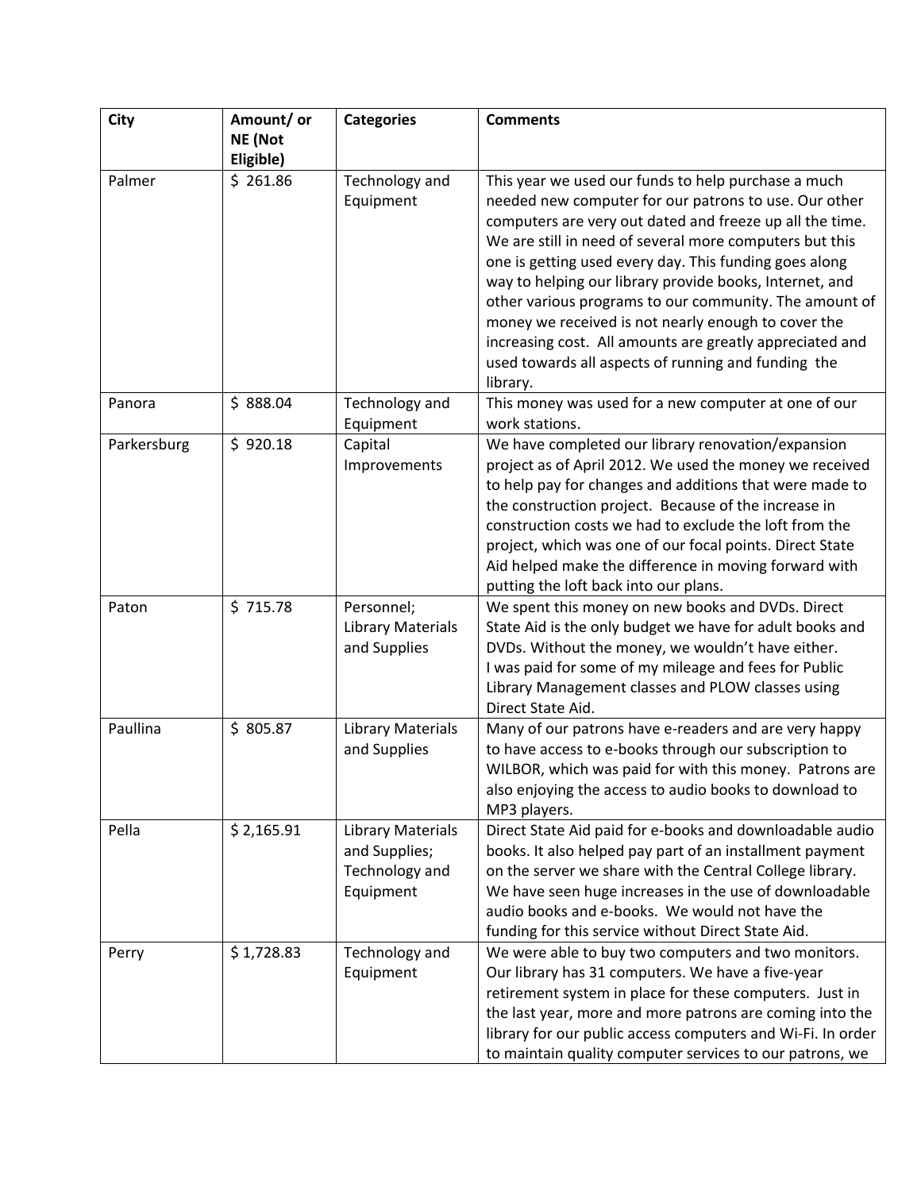| City | Amount/ or NE (Not Eligible) | Categories | Comments |
|---|---|---|---|
| Palmer | $ 261.86 | Technology and Equipment | This year we used our funds to help purchase a much needed new computer for our patrons to use. Our other computers are very out dated and freeze up all the time. We are still in need of several more computers but this one is getting used every day. This funding goes along way to helping our library provide books, Internet, and other various programs to our community. The amount of money we received is not nearly enough to cover the increasing cost. All amounts are greatly appreciated and used towards all aspects of running and funding the library. |
| Panora | $ 888.04 | Technology and Equipment | This money was used for a new computer at one of our work stations. |
| Parkersburg | $ 920.18 | Capital Improvements | We have completed our library renovation/expansion project as of April 2012. We used the money we received to help pay for changes and additions that were made to the construction project. Because of the increase in construction costs we had to exclude the loft from the project, which was one of our focal points. Direct State Aid helped make the difference in moving forward with putting the loft back into our plans. |
| Paton | $ 715.78 | Personnel; Library Materials and Supplies | We spent this money on new books and DVDs. Direct State Aid is the only budget we have for adult books and DVDs. Without the money, we wouldn't have either. I was paid for some of my mileage and fees for Public Library Management classes and PLOW classes using Direct State Aid. |
| Paullina | $ 805.87 | Library Materials and Supplies | Many of our patrons have e-readers and are very happy to have access to e-books through our subscription to WILBOR, which was paid for with this money. Patrons are also enjoying the access to audio books to download to MP3 players. |
| Pella | $ 2,165.91 | Library Materials and Supplies; Technology and Equipment | Direct State Aid paid for e-books and downloadable audio books. It also helped pay part of an installment payment on the server we share with the Central College library. We have seen huge increases in the use of downloadable audio books and e-books. We would not have the funding for this service without Direct State Aid. |
| Perry | $ 1,728.83 | Technology and Equipment | We were able to buy two computers and two monitors. Our library has 31 computers. We have a five-year retirement system in place for these computers. Just in the last year, more and more patrons are coming into the library for our public access computers and Wi-Fi. In order to maintain quality computer services to our patrons, we |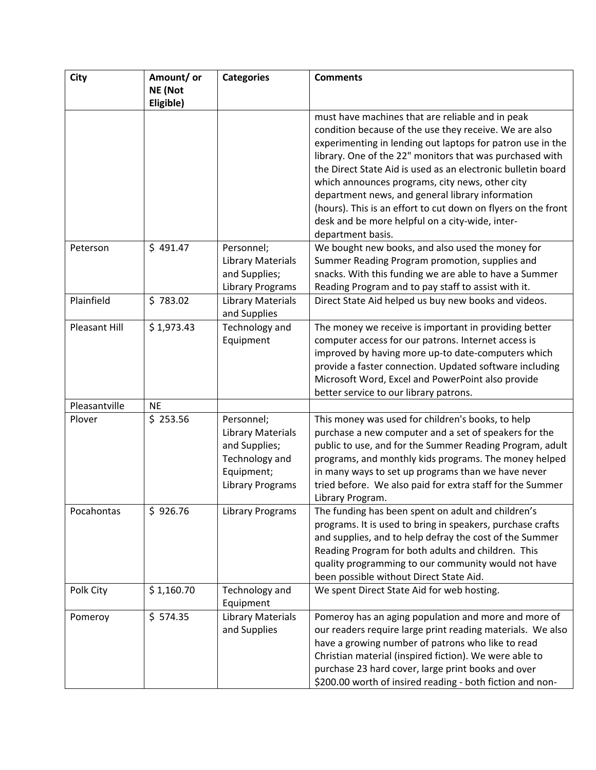| City | Amount/ or NE (Not Eligible) | Categories | Comments |
|---|---|---|---|
| | | | must have machines that are reliable and in peak condition because of the use they receive. We are also experimenting in lending out laptops for patron use in the library. One of the 22" monitors that was purchased with the Direct State Aid is used as an electronic bulletin board which announces programs, city news, other city department news, and general library information (hours). This is an effort to cut down on flyers on the front desk and be more helpful on a city-wide, inter-department basis. |
| Peterson | $ 491.47 | Personnel; Library Materials and Supplies; Library Programs | We bought new books, and also used the money for Summer Reading Program promotion, supplies and snacks. With this funding we are able to have a Summer Reading Program and to pay staff to assist with it. |
| Plainfield | $ 783.02 | Library Materials and Supplies | Direct State Aid helped us buy new books and videos. |
| Pleasant Hill | $ 1,973.43 | Technology and Equipment | The money we receive is important in providing better computer access for our patrons. Internet access is improved by having more up-to date-computers which provide a faster connection. Updated software including Microsoft Word, Excel and PowerPoint also provide better service to our library patrons. |
| Pleasantville | NE | | |
| Plover | $ 253.56 | Personnel; Library Materials and Supplies; Technology and Equipment; Library Programs | This money was used for children's books, to help purchase a new computer and a set of speakers for the public to use, and for the Summer Reading Program, adult programs, and monthly kids programs. The money helped in many ways to set up programs than we have never tried before. We also paid for extra staff for the Summer Library Program. |
| Pocahontas | $ 926.76 | Library Programs | The funding has been spent on adult and children's programs. It is used to bring in speakers, purchase crafts and supplies, and to help defray the cost of the Summer Reading Program for both adults and children. This quality programming to our community would not have been possible without Direct State Aid. |
| Polk City | $ 1,160.70 | Technology and Equipment | We spent Direct State Aid for web hosting. |
| Pomeroy | $ 574.35 | Library Materials and Supplies | Pomeroy has an aging population and more and more of our readers require large print reading materials. We also have a growing number of patrons who like to read Christian material (inspired fiction). We were able to purchase 23 hard cover, large print books and over $200.00 worth of insired reading - both fiction and non- |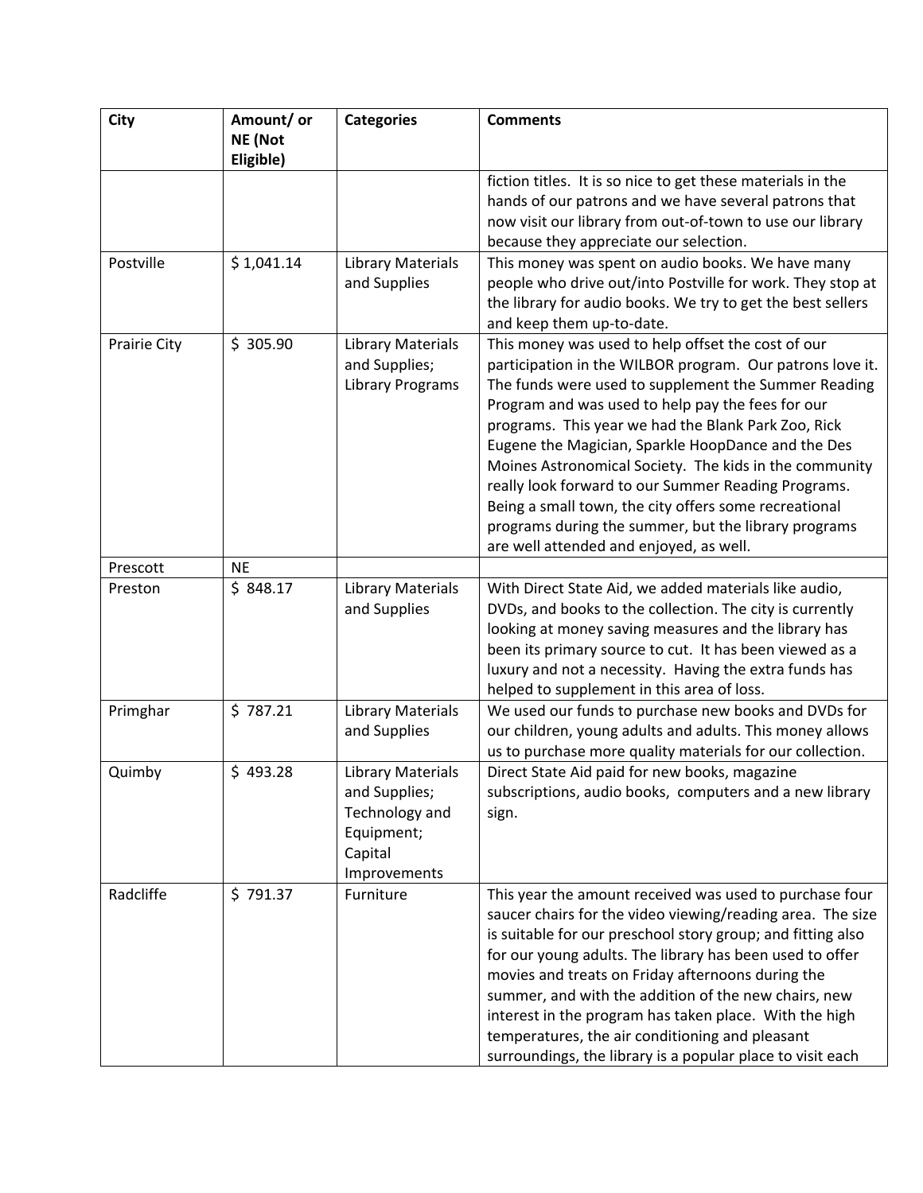| City | Amount/ or NE (Not Eligible) | Categories | Comments |
|---|---|---|---|
| | | | fiction titles. It is so nice to get these materials in the hands of our patrons and we have several patrons that now visit our library from out-of-town to use our library because they appreciate our selection. |
| Postville | $ 1,041.14 | Library Materials and Supplies | This money was spent on audio books. We have many people who drive out/into Postville for work. They stop at the library for audio books. We try to get the best sellers and keep them up-to-date. |
| Prairie City | $ 305.90 | Library Materials and Supplies; Library Programs | This money was used to help offset the cost of our participation in the WILBOR program. Our patrons love it. The funds were used to supplement the Summer Reading Program and was used to help pay the fees for our programs. This year we had the Blank Park Zoo, Rick Eugene the Magician, Sparkle HoopDance and the Des Moines Astronomical Society. The kids in the community really look forward to our Summer Reading Programs. Being a small town, the city offers some recreational programs during the summer, but the library programs are well attended and enjoyed, as well. |
| Prescott | NE | | |
| Preston | $ 848.17 | Library Materials and Supplies | With Direct State Aid, we added materials like audio, DVDs, and books to the collection. The city is currently looking at money saving measures and the library has been its primary source to cut. It has been viewed as a luxury and not a necessity. Having the extra funds has helped to supplement in this area of loss. |
| Primghar | $ 787.21 | Library Materials and Supplies | We used our funds to purchase new books and DVDs for our children, young adults and adults. This money allows us to purchase more quality materials for our collection. |
| Quimby | $ 493.28 | Library Materials and Supplies; Technology and Equipment; Capital Improvements | Direct State Aid paid for new books, magazine subscriptions, audio books, computers and a new library sign. |
| Radcliffe | $ 791.37 | Furniture | This year the amount received was used to purchase four saucer chairs for the video viewing/reading area. The size is suitable for our preschool story group; and fitting also for our young adults. The library has been used to offer movies and treats on Friday afternoons during the summer, and with the addition of the new chairs, new interest in the program has taken place. With the high temperatures, the air conditioning and pleasant surroundings, the library is a popular place to visit each |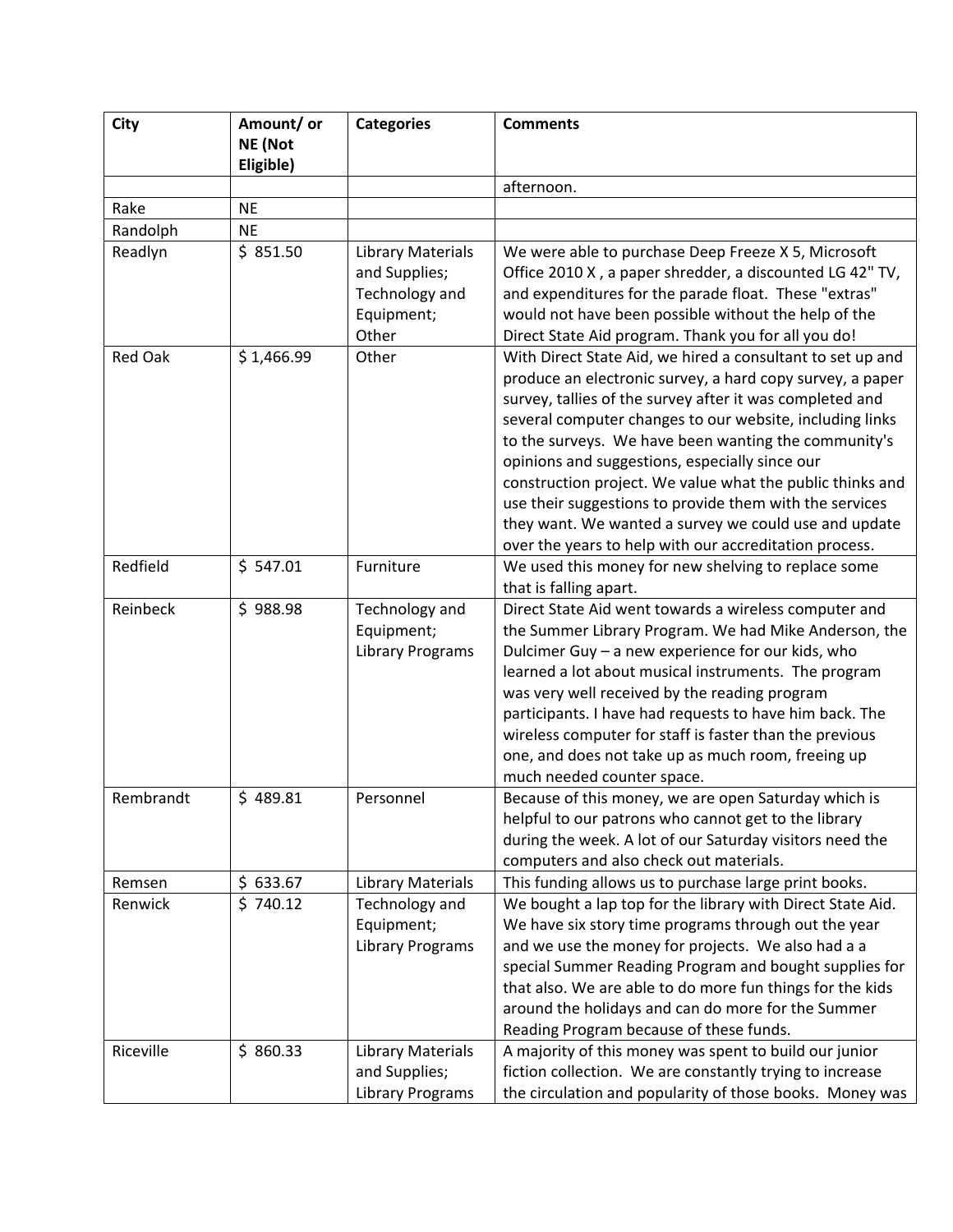| City | Amount/ or NE (Not Eligible) | Categories | Comments |
|---|---|---|---|
| | | | afternoon. |
| Rake | NE | | |
| Randolph | NE | | |
| Readlyn | $ 851.50 | Library Materials and Supplies; Technology and Equipment; Other | We were able to purchase Deep Freeze X 5, Microsoft Office 2010 X , a paper shredder, a discounted LG 42" TV, and expenditures for the parade float. These "extras" would not have been possible without the help of the Direct State Aid program. Thank you for all you do! |
| Red Oak | $ 1,466.99 | Other | With Direct State Aid, we hired a consultant to set up and produce an electronic survey, a hard copy survey, a paper survey, tallies of the survey after it was completed and several computer changes to our website, including links to the surveys. We have been wanting the community's opinions and suggestions, especially since our construction project. We value what the public thinks and use their suggestions to provide them with the services they want. We wanted a survey we could use and update over the years to help with our accreditation process. |
| Redfield | $ 547.01 | Furniture | We used this money for new shelving to replace some that is falling apart. |
| Reinbeck | $ 988.98 | Technology and Equipment; Library Programs | Direct State Aid went towards a wireless computer and the Summer Library Program. We had Mike Anderson, the Dulcimer Guy – a new experience for our kids, who learned a lot about musical instruments. The program was very well received by the reading program participants. I have had requests to have him back. The wireless computer for staff is faster than the previous one, and does not take up as much room, freeing up much needed counter space. |
| Rembrandt | $ 489.81 | Personnel | Because of this money, we are open Saturday which is helpful to our patrons who cannot get to the library during the week. A lot of our Saturday visitors need the computers and also check out materials. |
| Remsen | $ 633.67 | Library Materials | This funding allows us to purchase large print books. |
| Renwick | $ 740.12 | Technology and Equipment; Library Programs | We bought a lap top for the library with Direct State Aid. We have six story time programs through out the year and we use the money for projects. We also had a a special Summer Reading Program and bought supplies for that also. We are able to do more fun things for the kids around the holidays and can do more for the Summer Reading Program because of these funds. |
| Riceville | $ 860.33 | Library Materials and Supplies; Library Programs | A majority of this money was spent to build our junior fiction collection. We are constantly trying to increase the circulation and popularity of those books. Money was |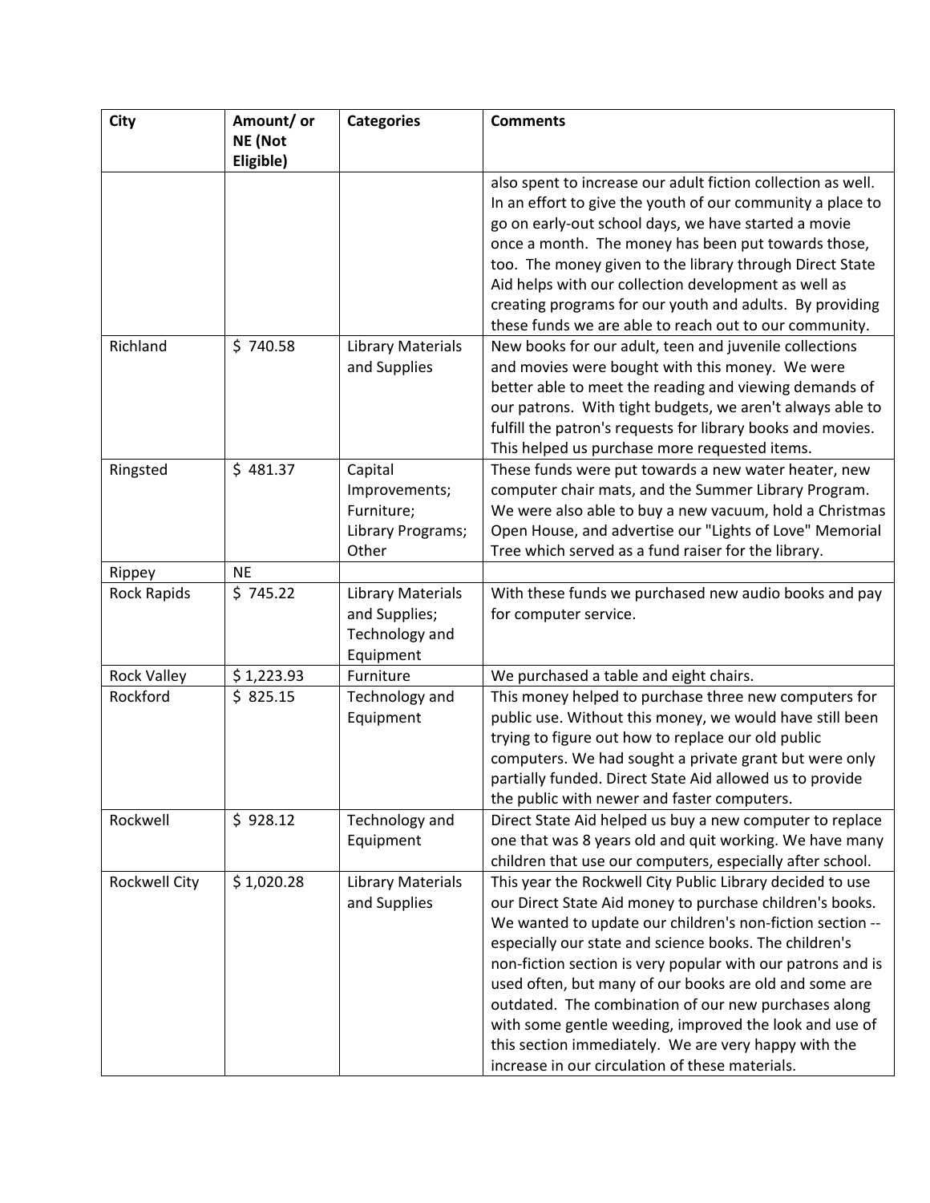| City | Amount/ or NE (Not Eligible) | Categories | Comments |
|---|---|---|---|
| | | | also spent to increase our adult fiction collection as well. In an effort to give the youth of our community a place to go on early-out school days, we have started a movie once a month. The money has been put towards those, too. The money given to the library through Direct State Aid helps with our collection development as well as creating programs for our youth and adults. By providing these funds we are able to reach out to our community. |
| Richland | $ 740.58 | Library Materials and Supplies | New books for our adult, teen and juvenile collections and movies were bought with this money. We were better able to meet the reading and viewing demands of our patrons. With tight budgets, we aren't always able to fulfill the patron's requests for library books and movies. This helped us purchase more requested items. |
| Ringsted | $ 481.37 | Capital Improvements; Furniture; Library Programs; Other | These funds were put towards a new water heater, new computer chair mats, and the Summer Library Program. We were also able to buy a new vacuum, hold a Christmas Open House, and advertise our "Lights of Love" Memorial Tree which served as a fund raiser for the library. |
| Rippey | NE | | |
| Rock Rapids | $ 745.22 | Library Materials and Supplies; Technology and Equipment | With these funds we purchased new audio books and pay for computer service. |
| Rock Valley | $ 1,223.93 | Furniture | We purchased a table and eight chairs. |
| Rockford | $ 825.15 | Technology and Equipment | This money helped to purchase three new computers for public use. Without this money, we would have still been trying to figure out how to replace our old public computers. We had sought a private grant but were only partially funded. Direct State Aid allowed us to provide the public with newer and faster computers. |
| Rockwell | $ 928.12 | Technology and Equipment | Direct State Aid helped us buy a new computer to replace one that was 8 years old and quit working. We have many children that use our computers, especially after school. |
| Rockwell City | $ 1,020.28 | Library Materials and Supplies | This year the Rockwell City Public Library decided to use our Direct State Aid money to purchase children's books. We wanted to update our children's non-fiction section -- especially our state and science books. The children's non-fiction section is very popular with our patrons and is used often, but many of our books are old and some are outdated. The combination of our new purchases along with some gentle weeding, improved the look and use of this section immediately. We are very happy with the increase in our circulation of these materials. |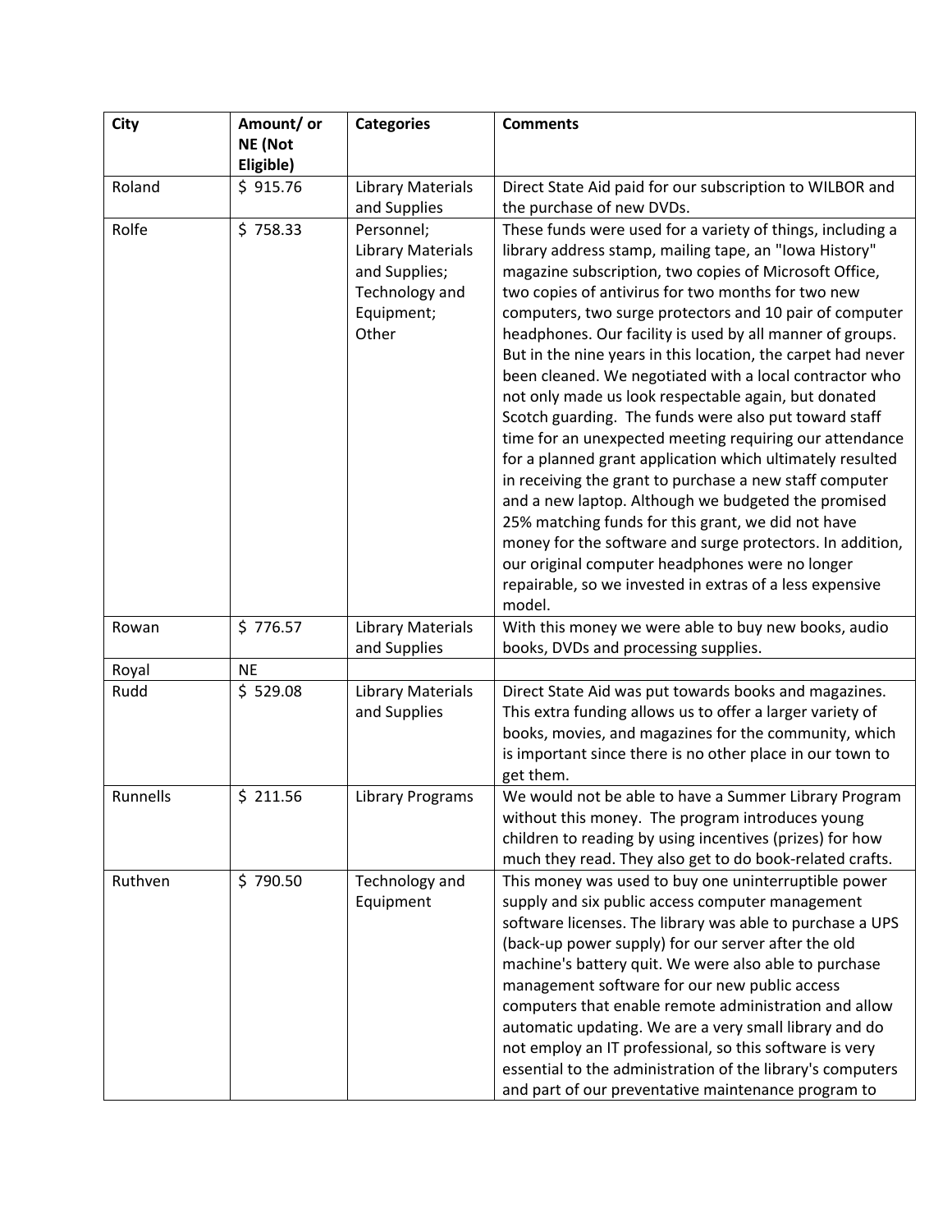| City | Amount/ or NE (Not Eligible) | Categories | Comments |
|---|---|---|---|
| Roland | $ 915.76 | Library Materials and Supplies | Direct State Aid paid for our subscription to WILBOR and the purchase of new DVDs. |
| Rolfe | $ 758.33 | Personnel; Library Materials and Supplies; Technology and Equipment; Other | These funds were used for a variety of things, including a library address stamp, mailing tape, an "Iowa History" magazine subscription, two copies of Microsoft Office, two copies of antivirus for two months for two new computers, two surge protectors and 10 pair of computer headphones. Our facility is used by all manner of groups. But in the nine years in this location, the carpet had never been cleaned. We negotiated with a local contractor who not only made us look respectable again, but donated Scotch guarding. The funds were also put toward staff time for an unexpected meeting requiring our attendance for a planned grant application which ultimately resulted in receiving the grant to purchase a new staff computer and a new laptop. Although we budgeted the promised 25% matching funds for this grant, we did not have money for the software and surge protectors. In addition, our original computer headphones were no longer repairable, so we invested in extras of a less expensive model. |
| Rowan | $ 776.57 | Library Materials and Supplies | With this money we were able to buy new books, audio books, DVDs and processing supplies. |
| Royal | NE | | |
| Rudd | $ 529.08 | Library Materials and Supplies | Direct State Aid was put towards books and magazines. This extra funding allows us to offer a larger variety of books, movies, and magazines for the community, which is important since there is no other place in our town to get them. |
| Runnells | $ 211.56 | Library Programs | We would not be able to have a Summer Library Program without this money. The program introduces young children to reading by using incentives (prizes) for how much they read. They also get to do book-related crafts. |
| Ruthven | $ 790.50 | Technology and Equipment | This money was used to buy one uninterruptible power supply and six public access computer management software licenses. The library was able to purchase a UPS (back-up power supply) for our server after the old machine's battery quit. We were also able to purchase management software for our new public access computers that enable remote administration and allow automatic updating. We are a very small library and do not employ an IT professional, so this software is very essential to the administration of the library's computers and part of our preventative maintenance program to |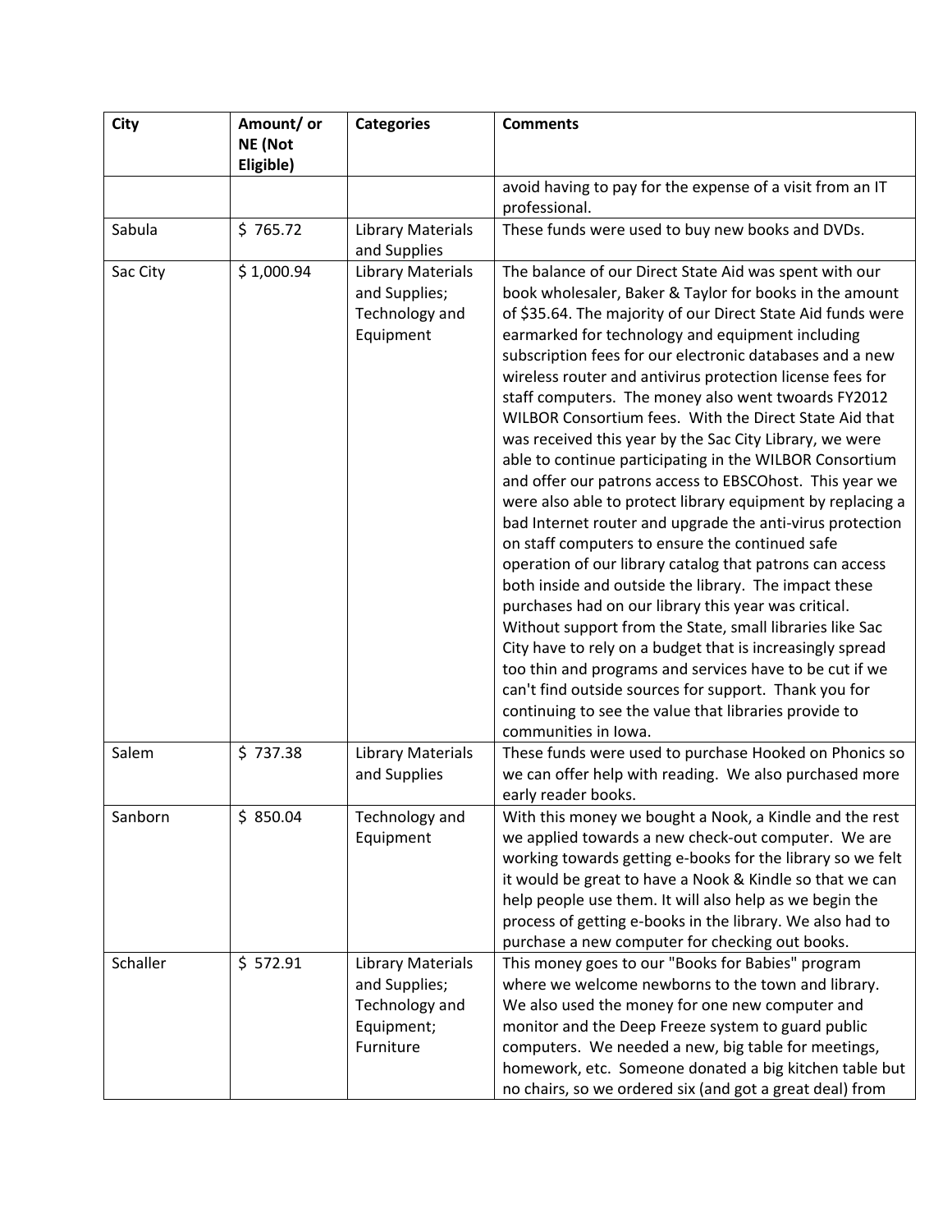| City | Amount/ or NE (Not Eligible) | Categories | Comments |
|---|---|---|---|
| | | | avoid having to pay for the expense of a visit from an IT professional. |
| Sabula | $ 765.72 | Library Materials and Supplies | These funds were used to buy new books and DVDs. |
| Sac City | $ 1,000.94 | Library Materials and Supplies; Technology and Equipment | The balance of our Direct State Aid was spent with our book wholesaler, Baker & Taylor for books in the amount of $35.64. The majority of our Direct State Aid funds were earmarked for technology and equipment including subscription fees for our electronic databases and a new wireless router and antivirus protection license fees for staff computers. The money also went twoards FY2012 WILBOR Consortium fees. With the Direct State Aid that was received this year by the Sac City Library, we were able to continue participating in the WILBOR Consortium and offer our patrons access to EBSCOhost. This year we were also able to protect library equipment by replacing a bad Internet router and upgrade the anti-virus protection on staff computers to ensure the continued safe operation of our library catalog that patrons can access both inside and outside the library. The impact these purchases had on our library this year was critical. Without support from the State, small libraries like Sac City have to rely on a budget that is increasingly spread too thin and programs and services have to be cut if we can't find outside sources for support. Thank you for continuing to see the value that libraries provide to communities in Iowa. |
| Salem | $ 737.38 | Library Materials and Supplies | These funds were used to purchase Hooked on Phonics so we can offer help with reading. We also purchased more early reader books. |
| Sanborn | $ 850.04 | Technology and Equipment | With this money we bought a Nook, a Kindle and the rest we applied towards a new check-out computer. We are working towards getting e-books for the library so we felt it would be great to have a Nook & Kindle so that we can help people use them. It will also help as we begin the process of getting e-books in the library. We also had to purchase a new computer for checking out books. |
| Schaller | $ 572.91 | Library Materials and Supplies; Technology and Equipment; Furniture | This money goes to our "Books for Babies" program where we welcome newborns to the town and library. We also used the money for one new computer and monitor and the Deep Freeze system to guard public computers. We needed a new, big table for meetings, homework, etc. Someone donated a big kitchen table but no chairs, so we ordered six (and got a great deal) from |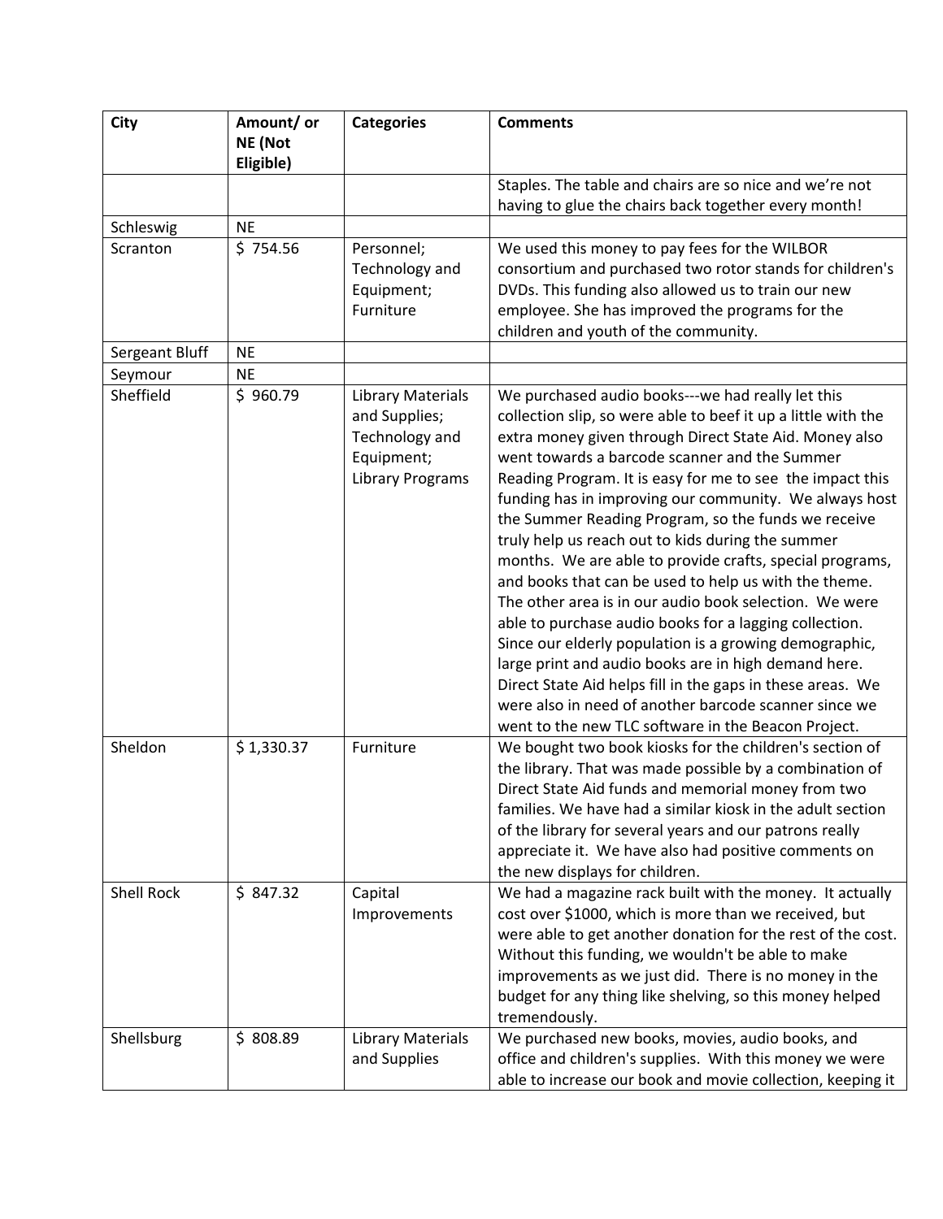| City | Amount/ or NE (Not Eligible) | Categories | Comments |
|---|---|---|---|
| | | | Staples. The table and chairs are so nice and we're not having to glue the chairs back together every month! |
| Schleswig | NE | | |
| Scranton | $ 754.56 | Personnel; Technology and Equipment; Furniture | We used this money to pay fees for the WILBOR consortium and purchased two rotor stands for children's DVDs. This funding also allowed us to train our new employee. She has improved the programs for the children and youth of the community. |
| Sergeant Bluff | NE | | |
| Seymour | NE | | |
| Sheffield | $ 960.79 | Library Materials and Supplies; Technology and Equipment; Library Programs | We purchased audio books---we had really let this collection slip, so were able to beef it up a little with the extra money given through Direct State Aid. Money also went towards a barcode scanner and the Summer Reading Program. It is easy for me to see the impact this funding has in improving our community. We always host the Summer Reading Program, so the funds we receive truly help us reach out to kids during the summer months. We are able to provide crafts, special programs, and books that can be used to help us with the theme. The other area is in our audio book selection. We were able to purchase audio books for a lagging collection. Since our elderly population is a growing demographic, large print and audio books are in high demand here. Direct State Aid helps fill in the gaps in these areas. We were also in need of another barcode scanner since we went to the new TLC software in the Beacon Project. |
| Sheldon | $ 1,330.37 | Furniture | We bought two book kiosks for the children's section of the library. That was made possible by a combination of Direct State Aid funds and memorial money from two families. We have had a similar kiosk in the adult section of the library for several years and our patrons really appreciate it. We have also had positive comments on the new displays for children. |
| Shell Rock | $ 847.32 | Capital Improvements | We had a magazine rack built with the money. It actually cost over $1000, which is more than we received, but were able to get another donation for the rest of the cost. Without this funding, we wouldn't be able to make improvements as we just did. There is no money in the budget for any thing like shelving, so this money helped tremendously. |
| Shellsburg | $ 808.89 | Library Materials and Supplies | We purchased new books, movies, audio books, and office and children's supplies. With this money we were able to increase our book and movie collection, keeping it |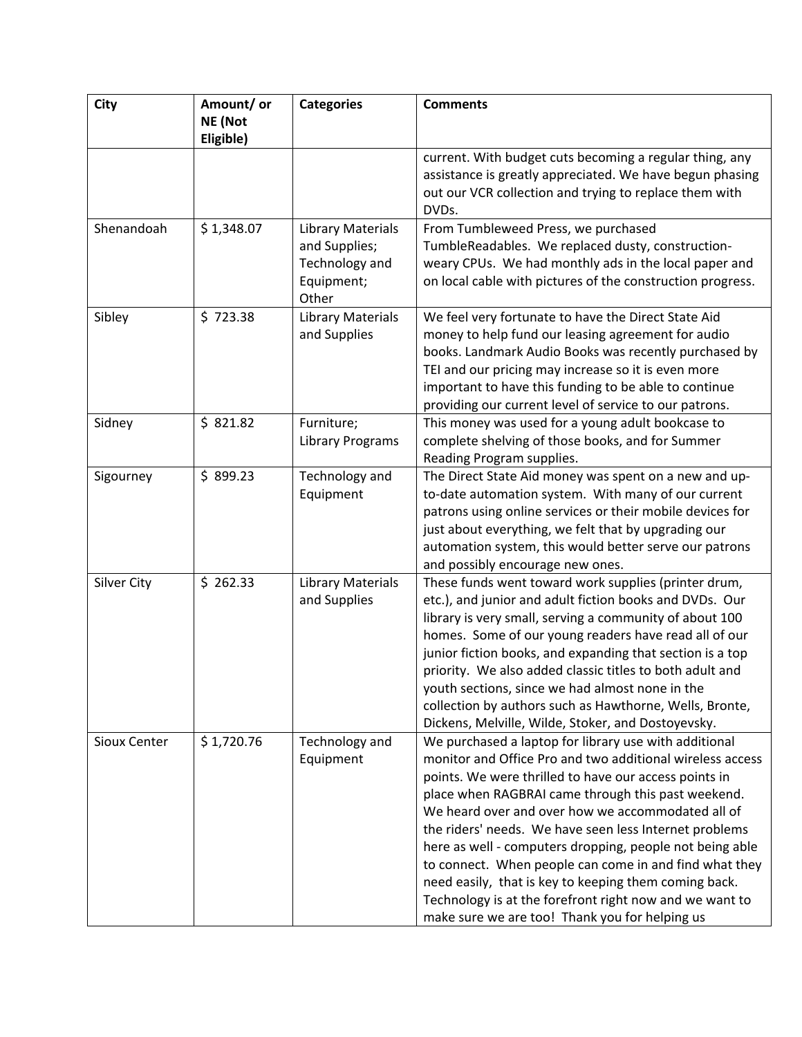| City | Amount/ or NE (Not Eligible) | Categories | Comments |
|---|---|---|---|
| | | | current. With budget cuts becoming a regular thing, any assistance is greatly appreciated. We have begun phasing out our VCR collection and trying to replace them with DVDs. |
| Shenandoah | $ 1,348.07 | Library Materials and Supplies; Technology and Equipment; Other | From Tumbleweed Press, we purchased TumbleReadables. We replaced dusty, construction-weary CPUs. We had monthly ads in the local paper and on local cable with pictures of the construction progress. |
| Sibley | $ 723.38 | Library Materials and Supplies | We feel very fortunate to have the Direct State Aid money to help fund our leasing agreement for audio books. Landmark Audio Books was recently purchased by TEI and our pricing may increase so it is even more important to have this funding to be able to continue providing our current level of service to our patrons. |
| Sidney | $ 821.82 | Furniture; Library Programs | This money was used for a young adult bookcase to complete shelving of those books, and for Summer Reading Program supplies. |
| Sigourney | $ 899.23 | Technology and Equipment | The Direct State Aid money was spent on a new and up-to-date automation system. With many of our current patrons using online services or their mobile devices for just about everything, we felt that by upgrading our automation system, this would better serve our patrons and possibly encourage new ones. |
| Silver City | $ 262.33 | Library Materials and Supplies | These funds went toward work supplies (printer drum, etc.), and junior and adult fiction books and DVDs. Our library is very small, serving a community of about 100 homes. Some of our young readers have read all of our junior fiction books, and expanding that section is a top priority. We also added classic titles to both adult and youth sections, since we had almost none in the collection by authors such as Hawthorne, Wells, Bronte, Dickens, Melville, Wilde, Stoker, and Dostoyevsky. |
| Sioux Center | $ 1,720.76 | Technology and Equipment | We purchased a laptop for library use with additional monitor and Office Pro and two additional wireless access points. We were thrilled to have our access points in place when RAGBRAI came through this past weekend. We heard over and over how we accommodated all of the riders' needs. We have seen less Internet problems here as well - computers dropping, people not being able to connect. When people can come in and find what they need easily, that is key to keeping them coming back. Technology is at the forefront right now and we want to make sure we are too! Thank you for helping us |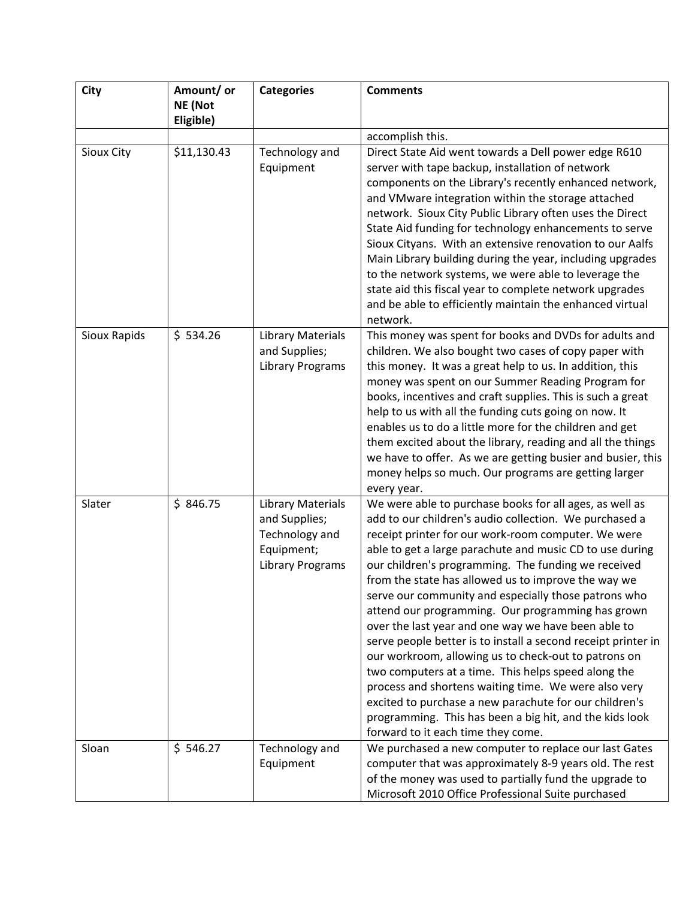| City | Amount/ or NE (Not Eligible) | Categories | Comments |
|---|---|---|---|
| | | | accomplish this. |
| Sioux City | $11,130.43 | Technology and Equipment | Direct State Aid went towards a Dell power edge R610 server with tape backup, installation of network components on the Library's recently enhanced network, and VMware integration within the storage attached network. Sioux City Public Library often uses the Direct State Aid funding for technology enhancements to serve Sioux Cityans. With an extensive renovation to our Aalfs Main Library building during the year, including upgrades to the network systems, we were able to leverage the state aid this fiscal year to complete network upgrades and be able to efficiently maintain the enhanced virtual network. |
| Sioux Rapids | $ 534.26 | Library Materials and Supplies; Library Programs | This money was spent for books and DVDs for adults and children. We also bought two cases of copy paper with this money. It was a great help to us. In addition, this money was spent on our Summer Reading Program for books, incentives and craft supplies. This is such a great help to us with all the funding cuts going on now. It enables us to do a little more for the children and get them excited about the library, reading and all the things we have to offer. As we are getting busier and busier, this money helps so much. Our programs are getting larger every year. |
| Slater | $ 846.75 | Library Materials and Supplies; Technology and Equipment; Library Programs | We were able to purchase books for all ages, as well as add to our children's audio collection. We purchased a receipt printer for our work-room computer. We were able to get a large parachute and music CD to use during our children's programming. The funding we received from the state has allowed us to improve the way we serve our community and especially those patrons who attend our programming. Our programming has grown over the last year and one way we have been able to serve people better is to install a second receipt printer in our workroom, allowing us to check-out to patrons on two computers at a time. This helps speed along the process and shortens waiting time. We were also very excited to purchase a new parachute for our children's programming. This has been a big hit, and the kids look forward to it each time they come. |
| Sloan | $ 546.27 | Technology and Equipment | We purchased a new computer to replace our last Gates computer that was approximately 8-9 years old. The rest of the money was used to partially fund the upgrade to Microsoft 2010 Office Professional Suite purchased |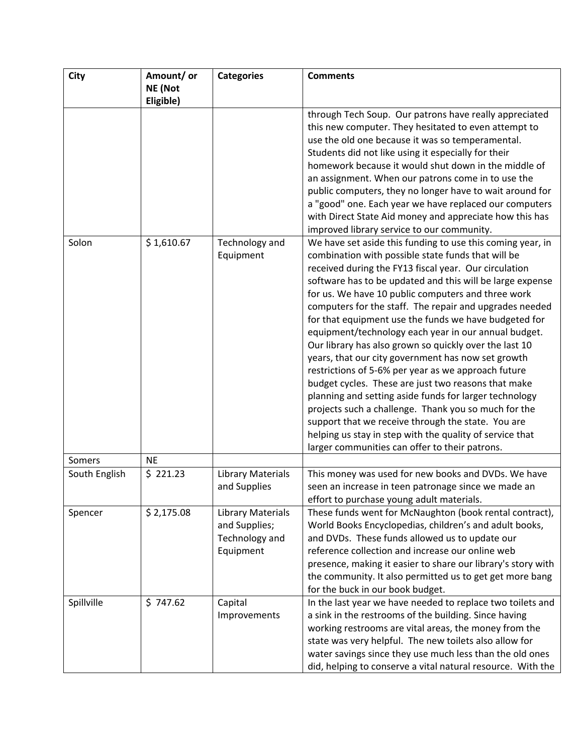| City | Amount/ or NE (Not Eligible) | Categories | Comments |
| --- | --- | --- | --- |
| | | | through Tech Soup. Our patrons have really appreciated this new computer. They hesitated to even attempt to use the old one because it was so temperamental. Students did not like using it especially for their homework because it would shut down in the middle of an assignment. When our patrons come in to use the public computers, they no longer have to wait around for a "good" one. Each year we have replaced our computers with Direct State Aid money and appreciate how this has improved library service to our community. |
| Solon | $ 1,610.67 | Technology and Equipment | We have set aside this funding to use this coming year, in combination with possible state funds that will be received during the FY13 fiscal year. Our circulation software has to be updated and this will be large expense for us. We have 10 public computers and three work computers for the staff. The repair and upgrades needed for that equipment use the funds we have budgeted for equipment/technology each year in our annual budget. Our library has also grown so quickly over the last 10 years, that our city government has now set growth restrictions of 5-6% per year as we approach future budget cycles. These are just two reasons that make planning and setting aside funds for larger technology projects such a challenge. Thank you so much for the support that we receive through the state. You are helping us stay in step with the quality of service that larger communities can offer to their patrons. |
| Somers | NE | | |
| South English | $ 221.23 | Library Materials and Supplies | This money was used for new books and DVDs. We have seen an increase in teen patronage since we made an effort to purchase young adult materials. |
| Spencer | $ 2,175.08 | Library Materials and Supplies; Technology and Equipment | These funds went for McNaughton (book rental contract), World Books Encyclopedias, children's and adult books, and DVDs. These funds allowed us to update our reference collection and increase our online web presence, making it easier to share our library's story with the community. It also permitted us to get get more bang for the buck in our book budget. |
| Spillville | $ 747.62 | Capital Improvements | In the last year we have needed to replace two toilets and a sink in the restrooms of the building. Since having working restrooms are vital areas, the money from the state was very helpful. The new toilets also allow for water savings since they use much less than the old ones did, helping to conserve a vital natural resource. With the |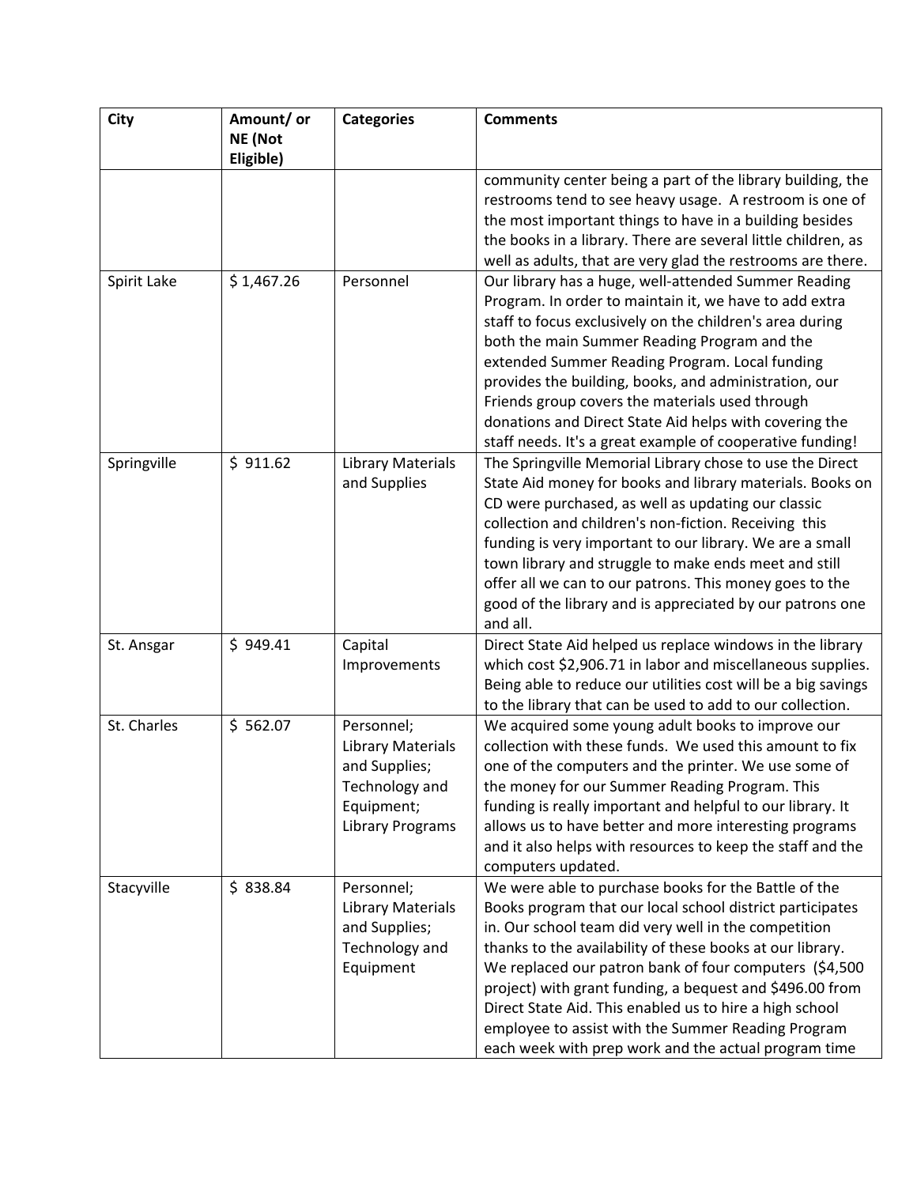| City | Amount/ or NE (Not Eligible) | Categories | Comments |
| --- | --- | --- | --- |
| | | | community center being a part of the library building, the restrooms tend to see heavy usage. A restroom is one of the most important things to have in a building besides the books in a library. There are several little children, as well as adults, that are very glad the restrooms are there. |
| Spirit Lake | $ 1,467.26 | Personnel | Our library has a huge, well-attended Summer Reading Program. In order to maintain it, we have to add extra staff to focus exclusively on the children's area during both the main Summer Reading Program and the extended Summer Reading Program. Local funding provides the building, books, and administration, our Friends group covers the materials used through donations and Direct State Aid helps with covering the staff needs. It's a great example of cooperative funding! |
| Springville | $ 911.62 | Library Materials and Supplies | The Springville Memorial Library chose to use the Direct State Aid money for books and library materials. Books on CD were purchased, as well as updating our classic collection and children's non-fiction. Receiving this funding is very important to our library. We are a small town library and struggle to make ends meet and still offer all we can to our patrons. This money goes to the good of the library and is appreciated by our patrons one and all. |
| St. Ansgar | $ 949.41 | Capital Improvements | Direct State Aid helped us replace windows in the library which cost $2,906.71 in labor and miscellaneous supplies. Being able to reduce our utilities cost will be a big savings to the library that can be used to add to our collection. |
| St. Charles | $ 562.07 | Personnel; Library Materials and Supplies; Technology and Equipment; Library Programs | We acquired some young adult books to improve our collection with these funds. We used this amount to fix one of the computers and the printer. We use some of the money for our Summer Reading Program. This funding is really important and helpful to our library. It allows us to have better and more interesting programs and it also helps with resources to keep the staff and the computers updated. |
| Stacyville | $ 838.84 | Personnel; Library Materials and Supplies; Technology and Equipment | We were able to purchase books for the Battle of the Books program that our local school district participates in. Our school team did very well in the competition thanks to the availability of these books at our library. We replaced our patron bank of four computers ($4,500 project) with grant funding, a bequest and $496.00 from Direct State Aid. This enabled us to hire a high school employee to assist with the Summer Reading Program each week with prep work and the actual program time |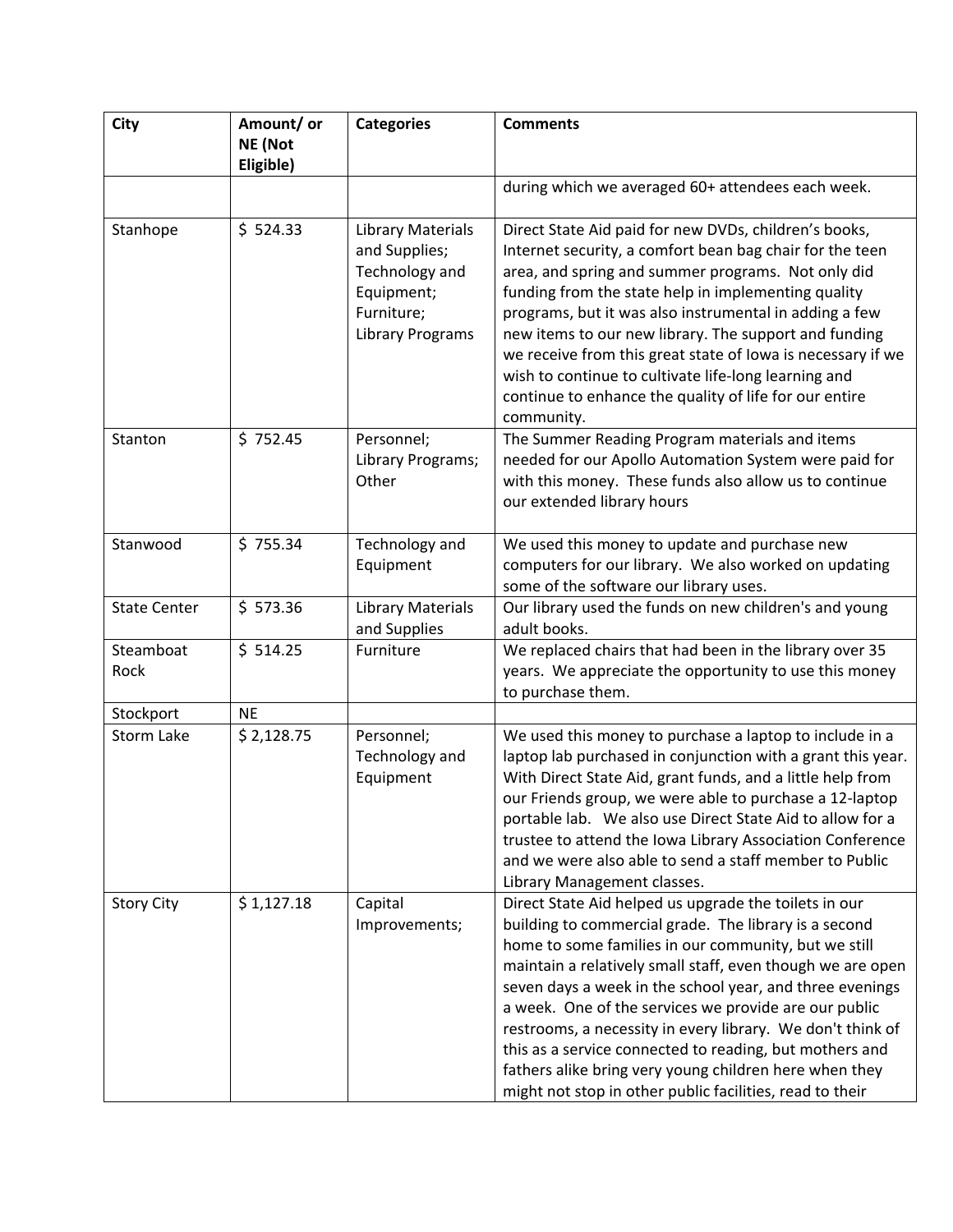| City | Amount/ or NE (Not Eligible) | Categories | Comments |
|---|---|---|---|
| | | | during which we averaged 60+ attendees each week. |
| Stanhope | $ 524.33 | Library Materials and Supplies; Technology and Equipment; Furniture; Library Programs | Direct State Aid paid for new DVDs, children's books, Internet security, a comfort bean bag chair for the teen area, and spring and summer programs. Not only did funding from the state help in implementing quality programs, but it was also instrumental in adding a few new items to our new library. The support and funding we receive from this great state of Iowa is necessary if we wish to continue to cultivate life-long learning and continue to enhance the quality of life for our entire community. |
| Stanton | $ 752.45 | Personnel; Library Programs; Other | The Summer Reading Program materials and items needed for our Apollo Automation System were paid for with this money. These funds also allow us to continue our extended library hours |
| Stanwood | $ 755.34 | Technology and Equipment | We used this money to update and purchase new computers for our library. We also worked on updating some of the software our library uses. |
| State Center | $ 573.36 | Library Materials and Supplies | Our library used the funds on new children's and young adult books. |
| Steamboat Rock | $ 514.25 | Furniture | We replaced chairs that had been in the library over 35 years. We appreciate the opportunity to use this money to purchase them. |
| Stockport | NE | | |
| Storm Lake | $ 2,128.75 | Personnel; Technology and Equipment | We used this money to purchase a laptop to include in a laptop lab purchased in conjunction with a grant this year. With Direct State Aid, grant funds, and a little help from our Friends group, we were able to purchase a 12-laptop portable lab. We also use Direct State Aid to allow for a trustee to attend the Iowa Library Association Conference and we were also able to send a staff member to Public Library Management classes. |
| Story City | $ 1,127.18 | Capital Improvements; | Direct State Aid helped us upgrade the toilets in our building to commercial grade. The library is a second home to some families in our community, but we still maintain a relatively small staff, even though we are open seven days a week in the school year, and three evenings a week. One of the services we provide are our public restrooms, a necessity in every library. We don't think of this as a service connected to reading, but mothers and fathers alike bring very young children here when they might not stop in other public facilities, read to their |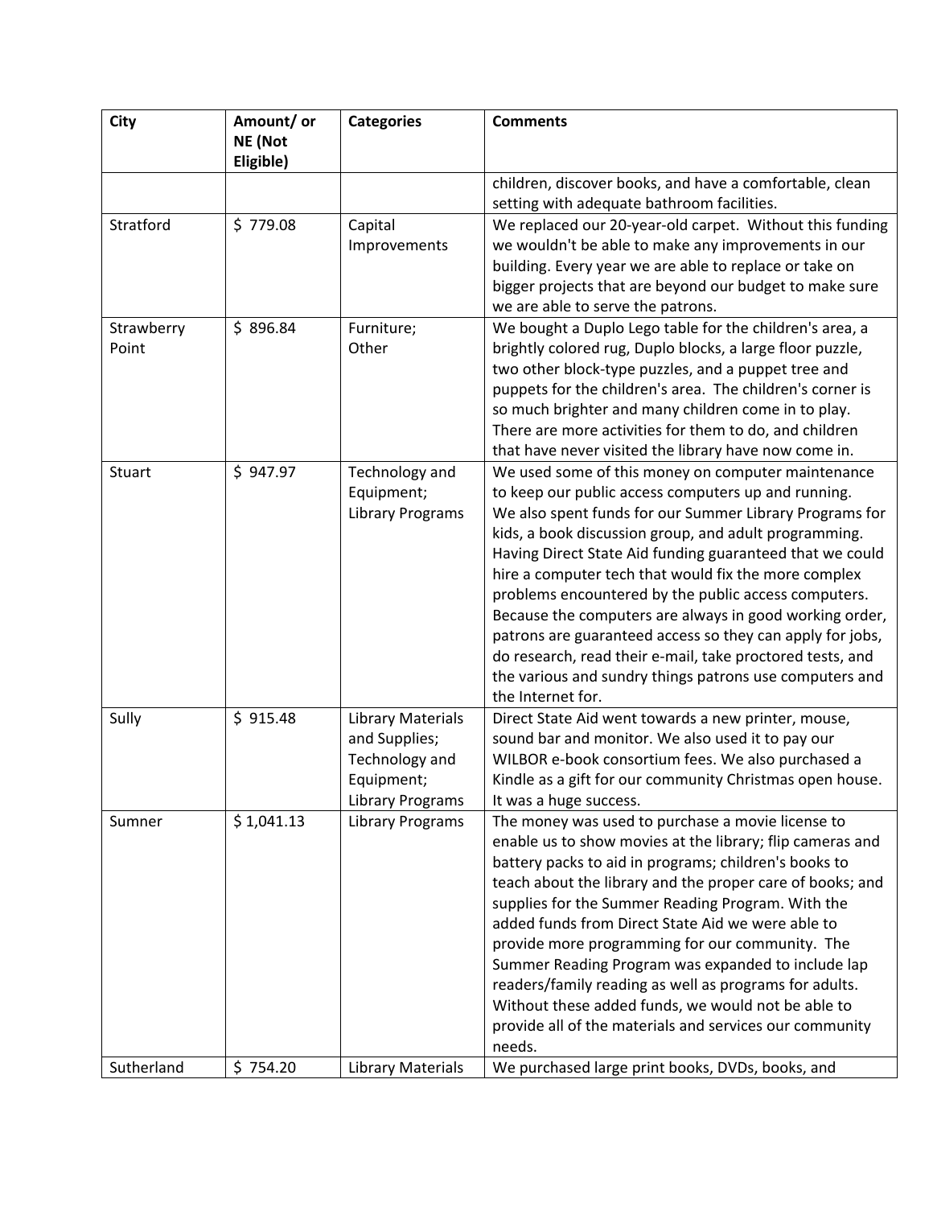| City | Amount/ or NE (Not Eligible) | Categories | Comments |
|---|---|---|---|
| | | | children, discover books, and have a comfortable, clean setting with adequate bathroom facilities. |
| Stratford | $ 779.08 | Capital Improvements | We replaced our 20-year-old carpet. Without this funding we wouldn't be able to make any improvements in our building. Every year we are able to replace or take on bigger projects that are beyond our budget to make sure we are able to serve the patrons. |
| Strawberry Point | $ 896.84 | Furniture; Other | We bought a Duplo Lego table for the children's area, a brightly colored rug, Duplo blocks, a large floor puzzle, two other block-type puzzles, and a puppet tree and puppets for the children's area. The children's corner is so much brighter and many children come in to play. There are more activities for them to do, and children that have never visited the library have now come in. |
| Stuart | $ 947.97 | Technology and Equipment; Library Programs | We used some of this money on computer maintenance to keep our public access computers up and running. We also spent funds for our Summer Library Programs for kids, a book discussion group, and adult programming. Having Direct State Aid funding guaranteed that we could hire a computer tech that would fix the more complex problems encountered by the public access computers. Because the computers are always in good working order, patrons are guaranteed access so they can apply for jobs, do research, read their e-mail, take proctored tests, and the various and sundry things patrons use computers and the Internet for. |
| Sully | $ 915.48 | Library Materials and Supplies; Technology and Equipment; Library Programs | Direct State Aid went towards a new printer, mouse, sound bar and monitor. We also used it to pay our WILBOR e-book consortium fees. We also purchased a Kindle as a gift for our community Christmas open house. It was a huge success. |
| Sumner | $ 1,041.13 | Library Programs | The money was used to purchase a movie license to enable us to show movies at the library; flip cameras and battery packs to aid in programs; children's books to teach about the library and the proper care of books; and supplies for the Summer Reading Program. With the added funds from Direct State Aid we were able to provide more programming for our community. The Summer Reading Program was expanded to include lap readers/family reading as well as programs for adults. Without these added funds, we would not be able to provide all of the materials and services our community needs. |
| Sutherland | $ 754.20 | Library Materials | We purchased large print books, DVDs, books, and |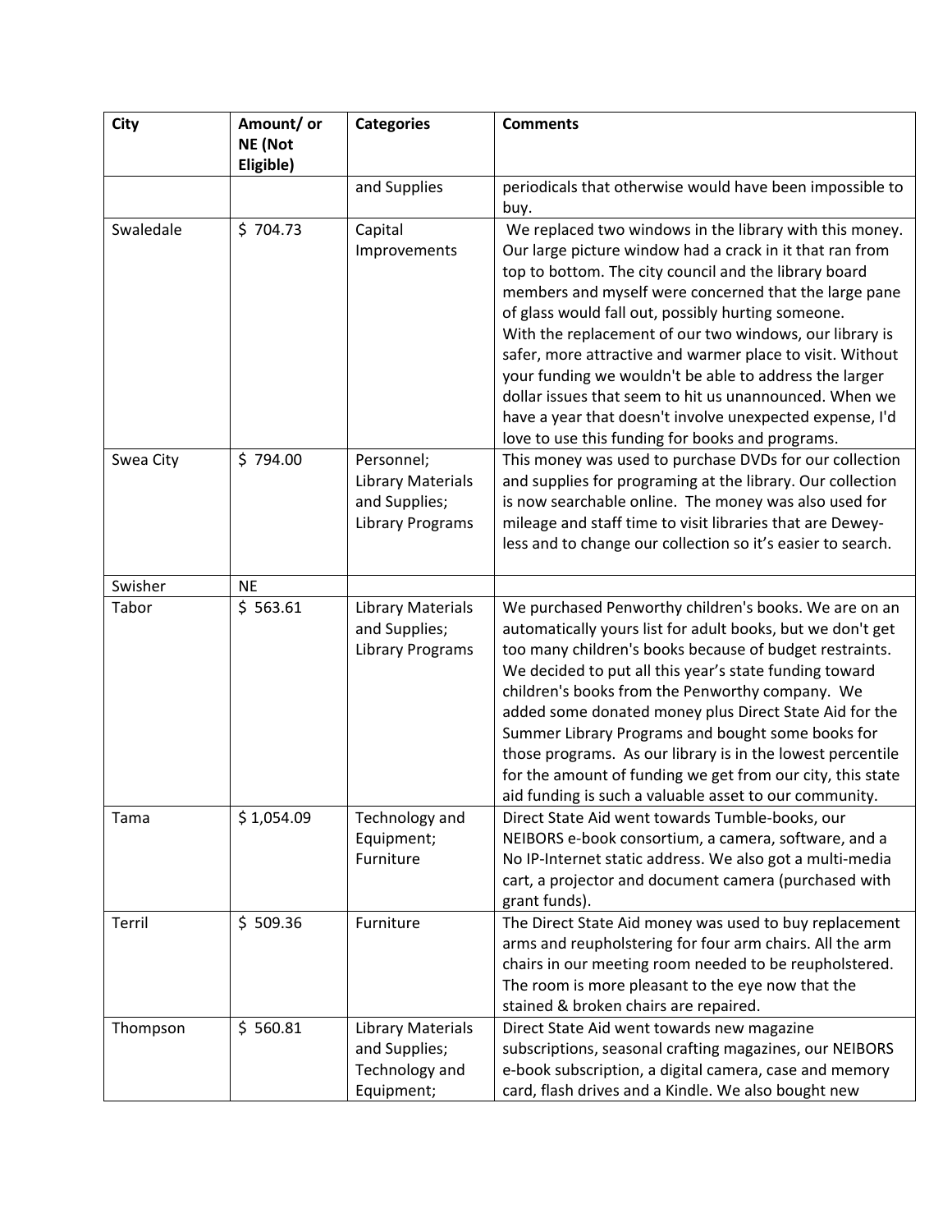| City | Amount/ or NE (Not Eligible) | Categories | Comments |
|---|---|---|---|
| | | and Supplies | periodicals that otherwise would have been impossible to buy. |
| Swaledale | $ 704.73 | Capital Improvements | We replaced two windows in the library with this money. Our large picture window had a crack in it that ran from top to bottom. The city council and the library board members and myself were concerned that the large pane of glass would fall out, possibly hurting someone. With the replacement of our two windows, our library is safer, more attractive and warmer place to visit. Without your funding we wouldn't be able to address the larger dollar issues that seem to hit us unannounced. When we have a year that doesn't involve unexpected expense, I'd love to use this funding for books and programs. |
| Swea City | $ 794.00 | Personnel; Library Materials and Supplies; Library Programs | This money was used to purchase DVDs for our collection and supplies for programing at the library. Our collection is now searchable online. The money was also used for mileage and staff time to visit libraries that are Dewey-less and to change our collection so it's easier to search. |
| Swisher | NE | | |
| Tabor | $ 563.61 | Library Materials and Supplies; Library Programs | We purchased Penworthy children's books. We are on an automatically yours list for adult books, but we don't get too many children's books because of budget restraints. We decided to put all this year's state funding toward children's books from the Penworthy company. We added some donated money plus Direct State Aid for the Summer Library Programs and bought some books for those programs. As our library is in the lowest percentile for the amount of funding we get from our city, this state aid funding is such a valuable asset to our community. |
| Tama | $ 1,054.09 | Technology and Equipment; Furniture | Direct State Aid went towards Tumble-books, our NEIBORS e-book consortium, a camera, software, and a No IP-Internet static address. We also got a multi-media cart, a projector and document camera (purchased with grant funds). |
| Terril | $ 509.36 | Furniture | The Direct State Aid money was used to buy replacement arms and reupholstering for four arm chairs. All the arm chairs in our meeting room needed to be reupholstered. The room is more pleasant to the eye now that the stained & broken chairs are repaired. |
| Thompson | $ 560.81 | Library Materials and Supplies; Technology and Equipment; | Direct State Aid went towards new magazine subscriptions, seasonal crafting magazines, our NEIBORS e-book subscription, a digital camera, case and memory card, flash drives and a Kindle. We also bought new |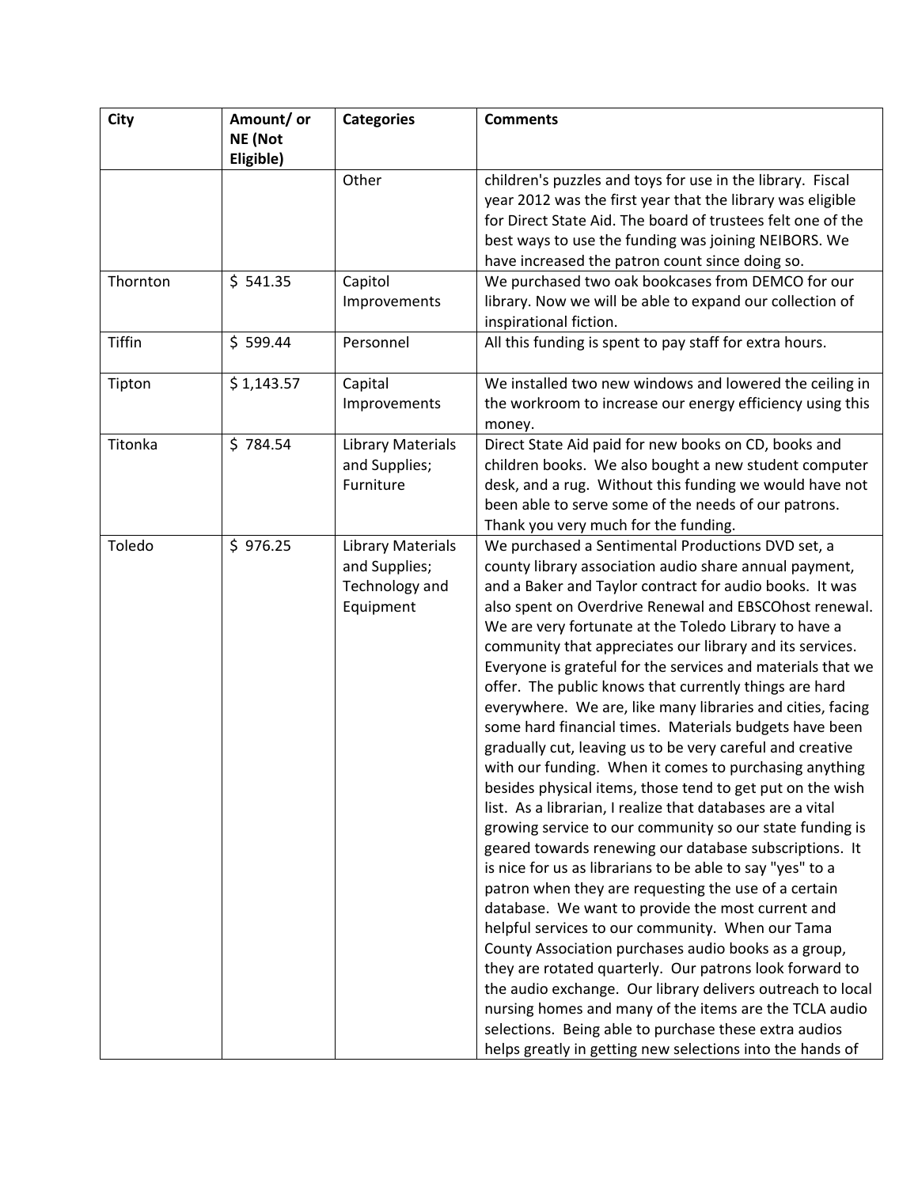| City | Amount/ or NE (Not Eligible) | Categories | Comments |
|---|---|---|---|
| | | Other | children's puzzles and toys for use in the library. Fiscal year 2012 was the first year that the library was eligible for Direct State Aid. The board of trustees felt one of the best ways to use the funding was joining NEIBORS. We have increased the patron count since doing so. |
| Thornton | $ 541.35 | Capitol Improvements | We purchased two oak bookcases from DEMCO for our library. Now we will be able to expand our collection of inspirational fiction. |
| Tiffin | $ 599.44 | Personnel | All this funding is spent to pay staff for extra hours. |
| Tipton | $ 1,143.57 | Capital Improvements | We installed two new windows and lowered the ceiling in the workroom to increase our energy efficiency using this money. |
| Titonka | $ 784.54 | Library Materials and Supplies; Furniture | Direct State Aid paid for new books on CD, books and children books. We also bought a new student computer desk, and a rug. Without this funding we would have not been able to serve some of the needs of our patrons. Thank you very much for the funding. |
| Toledo | $ 976.25 | Library Materials and Supplies; Technology and Equipment | We purchased a Sentimental Productions DVD set, a county library association audio share annual payment, and a Baker and Taylor contract for audio books. It was also spent on Overdrive Renewal and EBSCOhost renewal. We are very fortunate at the Toledo Library to have a community that appreciates our library and its services. Everyone is grateful for the services and materials that we offer. The public knows that currently things are hard everywhere. We are, like many libraries and cities, facing some hard financial times. Materials budgets have been gradually cut, leaving us to be very careful and creative with our funding. When it comes to purchasing anything besides physical items, those tend to get put on the wish list. As a librarian, I realize that databases are a vital growing service to our community so our state funding is geared towards renewing our database subscriptions. It is nice for us as librarians to be able to say "yes" to a patron when they are requesting the use of a certain database. We want to provide the most current and helpful services to our community. When our Tama County Association purchases audio books as a group, they are rotated quarterly. Our patrons look forward to the audio exchange. Our library delivers outreach to local nursing homes and many of the items are the TCLA audio selections. Being able to purchase these extra audios helps greatly in getting new selections into the hands of |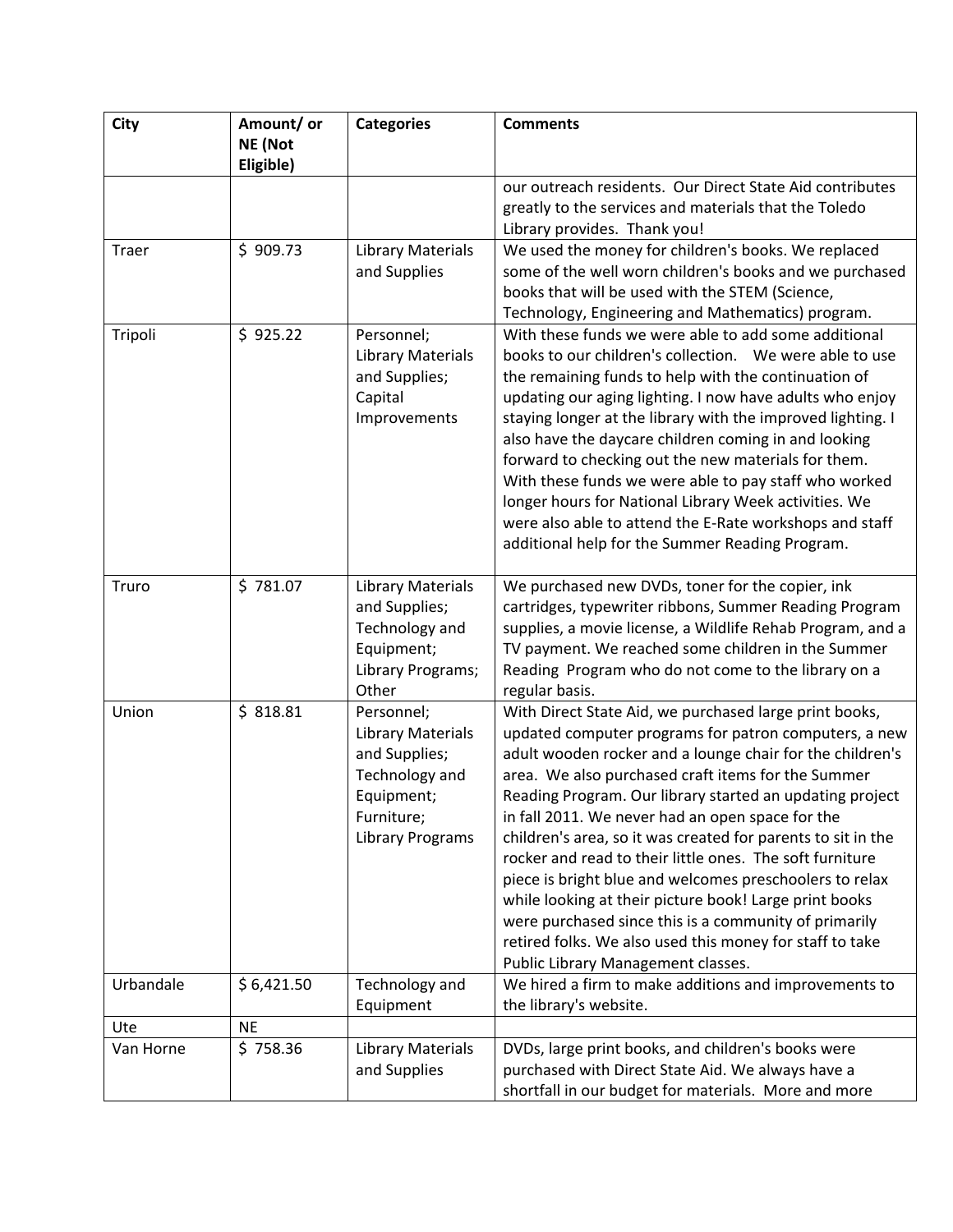| City | Amount/ or NE (Not Eligible) | Categories | Comments |
|---|---|---|---|
| | | | our outreach residents. Our Direct State Aid contributes greatly to the services and materials that the Toledo Library provides. Thank you! |
| Traer | $ 909.73 | Library Materials and Supplies | We used the money for children's books. We replaced some of the well worn children's books and we purchased books that will be used with the STEM (Science, Technology, Engineering and Mathematics) program. |
| Tripoli | $ 925.22 | Personnel; Library Materials and Supplies; Capital Improvements | With these funds we were able to add some additional books to our children's collection. We were able to use the remaining funds to help with the continuation of updating our aging lighting. I now have adults who enjoy staying longer at the library with the improved lighting. I also have the daycare children coming in and looking forward to checking out the new materials for them. With these funds we were able to pay staff who worked longer hours for National Library Week activities. We were also able to attend the E-Rate workshops and staff additional help for the Summer Reading Program. |
| Truro | $ 781.07 | Library Materials and Supplies; Technology and Equipment; Library Programs; Other | We purchased new DVDs, toner for the copier, ink cartridges, typewriter ribbons, Summer Reading Program supplies, a movie license, a Wildlife Rehab Program, and a TV payment. We reached some children in the Summer Reading Program who do not come to the library on a regular basis. |
| Union | $ 818.81 | Personnel; Library Materials and Supplies; Technology and Equipment; Furniture; Library Programs | With Direct State Aid, we purchased large print books, updated computer programs for patron computers, a new adult wooden rocker and a lounge chair for the children's area. We also purchased craft items for the Summer Reading Program. Our library started an updating project in fall 2011. We never had an open space for the children's area, so it was created for parents to sit in the rocker and read to their little ones. The soft furniture piece is bright blue and welcomes preschoolers to relax while looking at their picture book! Large print books were purchased since this is a community of primarily retired folks. We also used this money for staff to take Public Library Management classes. |
| Urbandale | $ 6,421.50 | Technology and Equipment | We hired a firm to make additions and improvements to the library's website. |
| Ute | NE | | |
| Van Horne | $ 758.36 | Library Materials and Supplies | DVDs, large print books, and children's books were purchased with Direct State Aid. We always have a shortfall in our budget for materials. More and more |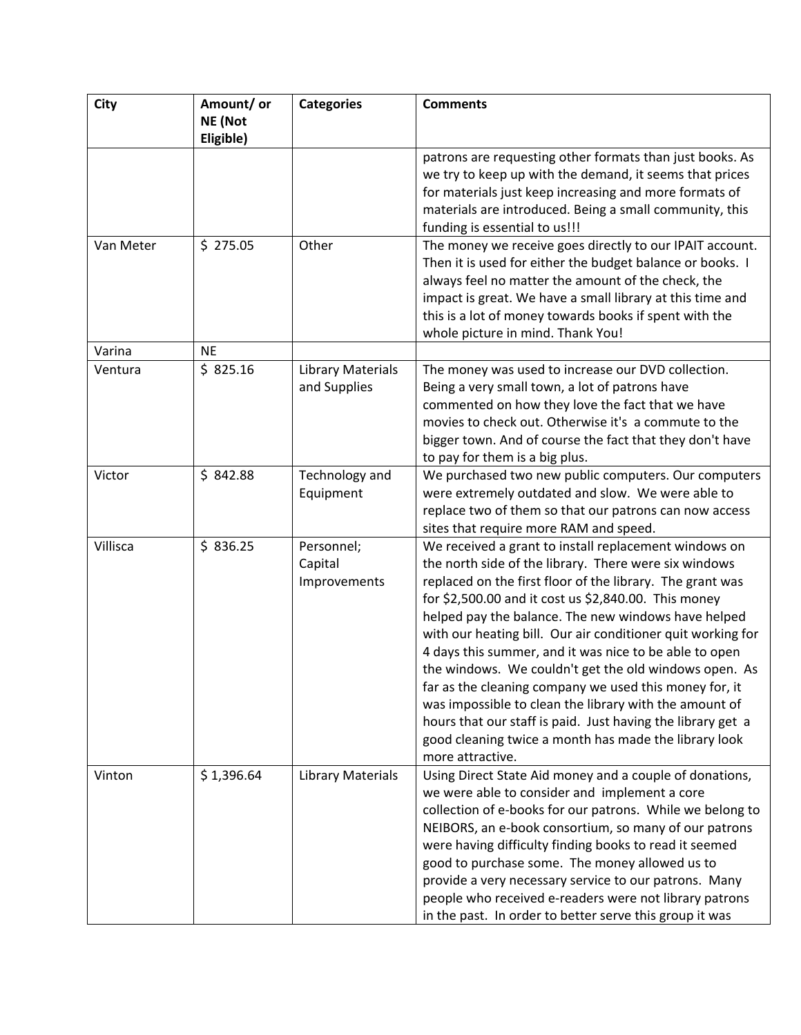| City | Amount/ or NE (Not Eligible) | Categories | Comments |
|---|---|---|---|
| | | | patrons are requesting other formats than just books. As we try to keep up with the demand, it seems that prices for materials just keep increasing and more formats of materials are introduced. Being a small community, this funding is essential to us!!! |
| Van Meter | $ 275.05 | Other | The money we receive goes directly to our IPAIT account. Then it is used for either the budget balance or books. I always feel no matter the amount of the check, the impact is great. We have a small library at this time and this is a lot of money towards books if spent with the whole picture in mind. Thank You! |
| Varina | NE | | |
| Ventura | $ 825.16 | Library Materials and Supplies | The money was used to increase our DVD collection. Being a very small town, a lot of patrons have commented on how they love the fact that we have movies to check out. Otherwise it's a commute to the bigger town. And of course the fact that they don't have to pay for them is a big plus. |
| Victor | $ 842.88 | Technology and Equipment | We purchased two new public computers. Our computers were extremely outdated and slow. We were able to replace two of them so that our patrons can now access sites that require more RAM and speed. |
| Villisca | $ 836.25 | Personnel; Capital Improvements | We received a grant to install replacement windows on the north side of the library. There were six windows replaced on the first floor of the library. The grant was for $2,500.00 and it cost us $2,840.00. This money helped pay the balance. The new windows have helped with our heating bill. Our air conditioner quit working for 4 days this summer, and it was nice to be able to open the windows. We couldn't get the old windows open. As far as the cleaning company we used this money for, it was impossible to clean the library with the amount of hours that our staff is paid. Just having the library get a good cleaning twice a month has made the library look more attractive. |
| Vinton | $ 1,396.64 | Library Materials | Using Direct State Aid money and a couple of donations, we were able to consider and implement a core collection of e-books for our patrons. While we belong to NEIBORS, an e-book consortium, so many of our patrons were having difficulty finding books to read it seemed good to purchase some. The money allowed us to provide a very necessary service to our patrons. Many people who received e-readers were not library patrons in the past. In order to better serve this group it was |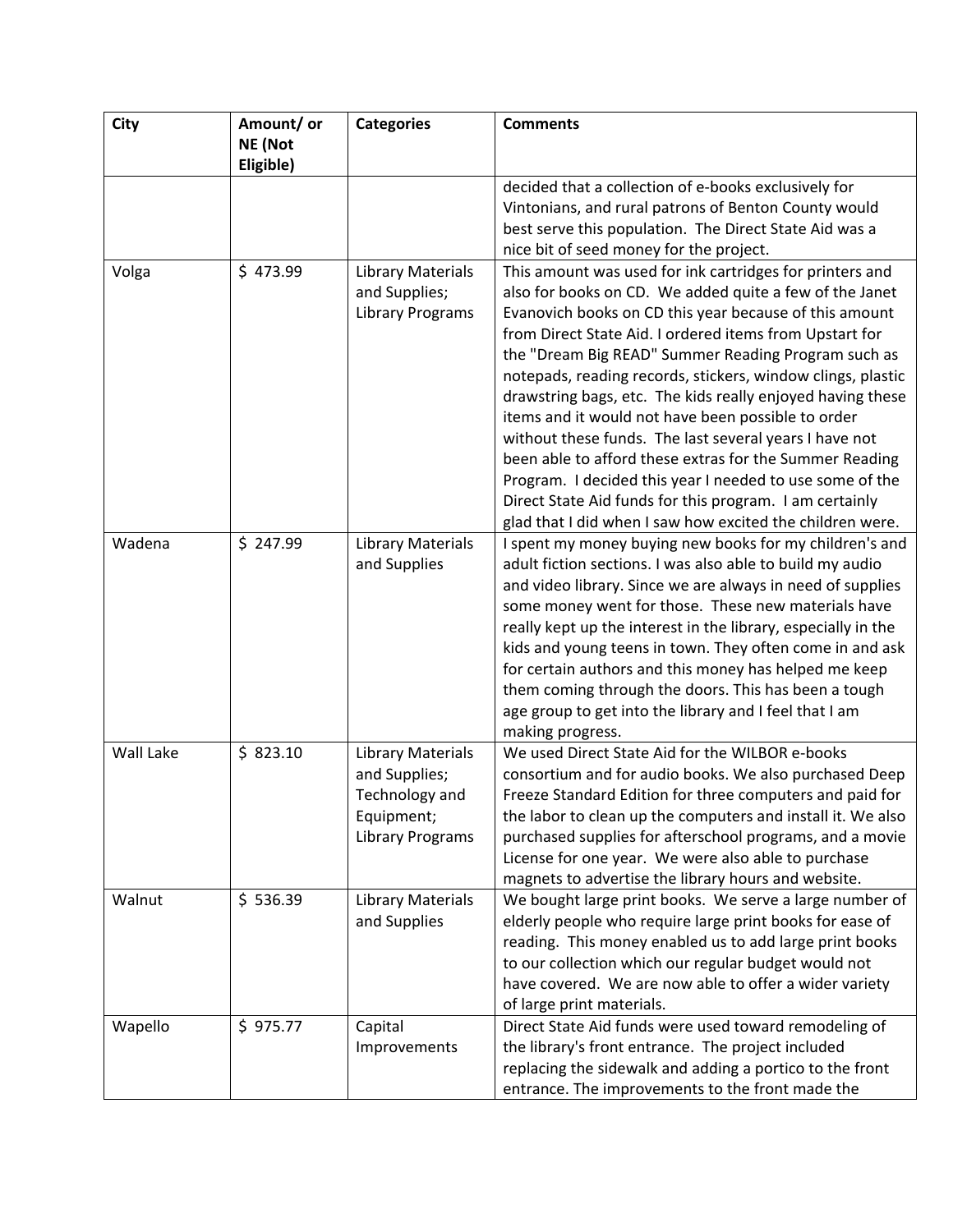| City | Amount/ or NE (Not Eligible) | Categories | Comments |
|---|---|---|---|
| | | | decided that a collection of e-books exclusively for Vintonians, and rural patrons of Benton County would best serve this population. The Direct State Aid was a nice bit of seed money for the project. |
| Volga | $ 473.99 | Library Materials and Supplies; Library Programs | This amount was used for ink cartridges for printers and also for books on CD. We added quite a few of the Janet Evanovich books on CD this year because of this amount from Direct State Aid. I ordered items from Upstart for the "Dream Big READ" Summer Reading Program such as notepads, reading records, stickers, window clings, plastic drawstring bags, etc. The kids really enjoyed having these items and it would not have been possible to order without these funds. The last several years I have not been able to afford these extras for the Summer Reading Program. I decided this year I needed to use some of the Direct State Aid funds for this program. I am certainly glad that I did when I saw how excited the children were. |
| Wadena | $ 247.99 | Library Materials and Supplies | I spent my money buying new books for my children's and adult fiction sections. I was also able to build my audio and video library. Since we are always in need of supplies some money went for those. These new materials have really kept up the interest in the library, especially in the kids and young teens in town. They often come in and ask for certain authors and this money has helped me keep them coming through the doors. This has been a tough age group to get into the library and I feel that I am making progress. |
| Wall Lake | $ 823.10 | Library Materials and Supplies; Technology and Equipment; Library Programs | We used Direct State Aid for the WILBOR e-books consortium and for audio books. We also purchased Deep Freeze Standard Edition for three computers and paid for the labor to clean up the computers and install it. We also purchased supplies for afterschool programs, and a movie License for one year. We were also able to purchase magnets to advertise the library hours and website. |
| Walnut | $ 536.39 | Library Materials and Supplies | We bought large print books. We serve a large number of elderly people who require large print books for ease of reading. This money enabled us to add large print books to our collection which our regular budget would not have covered. We are now able to offer a wider variety of large print materials. |
| Wapello | $ 975.77 | Capital Improvements | Direct State Aid funds were used toward remodeling of the library's front entrance. The project included replacing the sidewalk and adding a portico to the front entrance. The improvements to the front made the |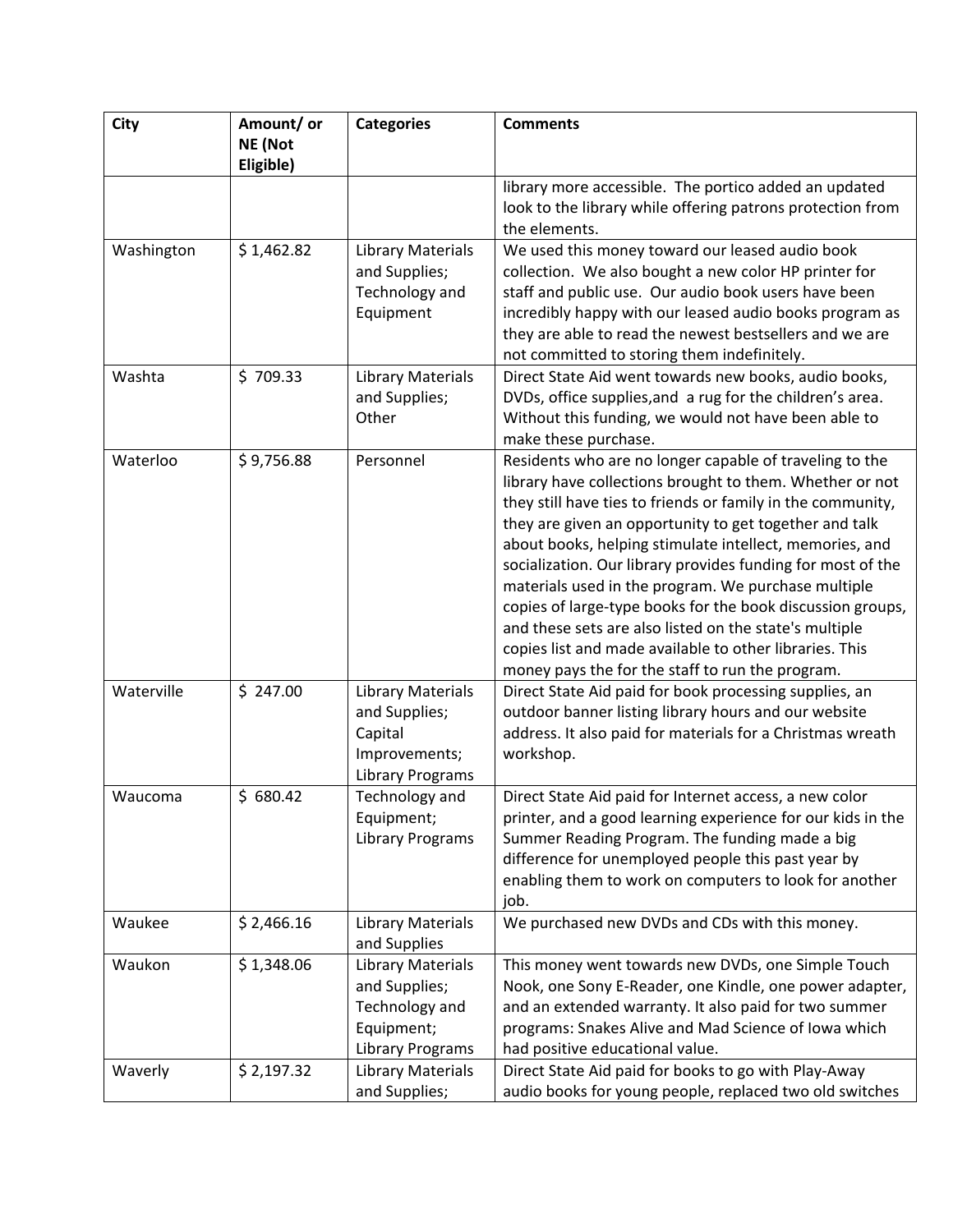| City | Amount/ or NE (Not Eligible) | Categories | Comments |
|---|---|---|---|
| | | | library more accessible. The portico added an updated look to the library while offering patrons protection from the elements. |
| Washington | $ 1,462.82 | Library Materials and Supplies; Technology and Equipment | We used this money toward our leased audio book collection. We also bought a new color HP printer for staff and public use. Our audio book users have been incredibly happy with our leased audio books program as they are able to read the newest bestsellers and we are not committed to storing them indefinitely. |
| Washta | $ 709.33 | Library Materials and Supplies; Other | Direct State Aid went towards new books, audio books, DVDs, office supplies,and a rug for the children's area. Without this funding, we would not have been able to make these purchase. |
| Waterloo | $ 9,756.88 | Personnel | Residents who are no longer capable of traveling to the library have collections brought to them. Whether or not they still have ties to friends or family in the community, they are given an opportunity to get together and talk about books, helping stimulate intellect, memories, and socialization. Our library provides funding for most of the materials used in the program. We purchase multiple copies of large-type books for the book discussion groups, and these sets are also listed on the state's multiple copies list and made available to other libraries. This money pays the for the staff to run the program. |
| Waterville | $ 247.00 | Library Materials and Supplies; Capital Improvements; Library Programs | Direct State Aid paid for book processing supplies, an outdoor banner listing library hours and our website address. It also paid for materials for a Christmas wreath workshop. |
| Waucoma | $ 680.42 | Technology and Equipment; Library Programs | Direct State Aid paid for Internet access, a new color printer, and a good learning experience for our kids in the Summer Reading Program. The funding made a big difference for unemployed people this past year by enabling them to work on computers to look for another job. |
| Waukee | $ 2,466.16 | Library Materials and Supplies | We purchased new DVDs and CDs with this money. |
| Waukon | $ 1,348.06 | Library Materials and Supplies; Technology and Equipment; Library Programs | This money went towards new DVDs, one Simple Touch Nook, one Sony E-Reader, one Kindle, one power adapter, and an extended warranty. It also paid for two summer programs: Snakes Alive and Mad Science of Iowa which had positive educational value. |
| Waverly | $ 2,197.32 | Library Materials and Supplies; | Direct State Aid paid for books to go with Play-Away audio books for young people, replaced two old switches |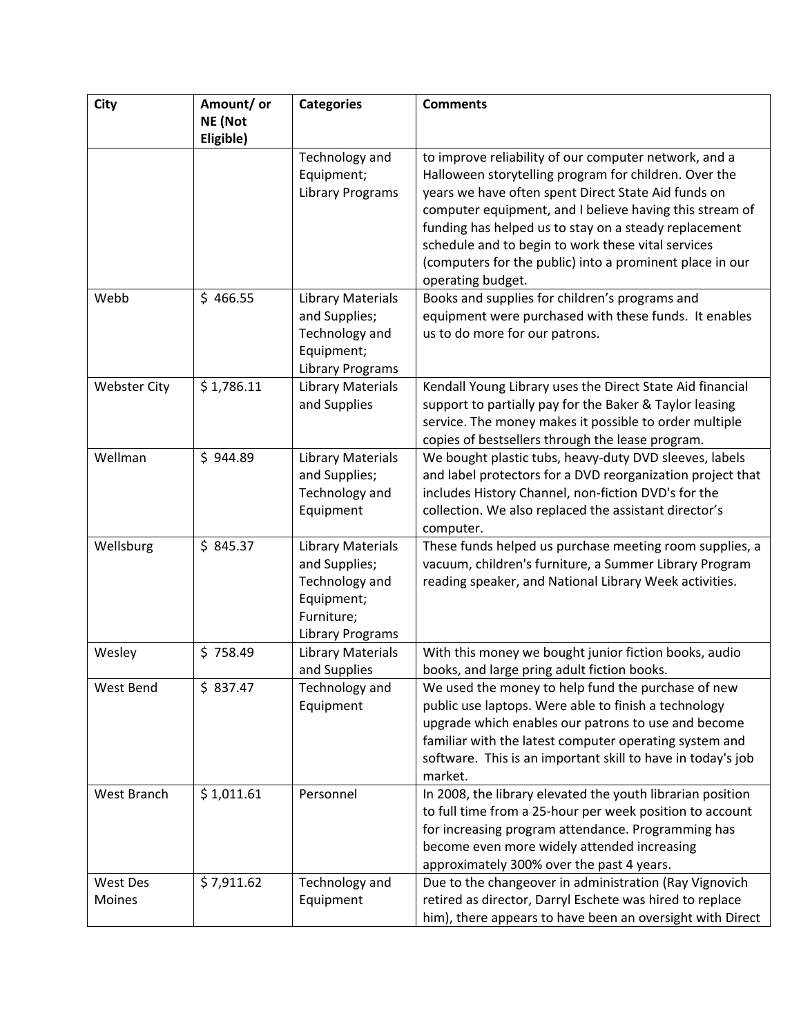| City | Amount/ or NE (Not Eligible) | Categories | Comments |
|---|---|---|---|
| | | Technology and Equipment; Library Programs | to improve reliability of our computer network, and a Halloween storytelling program for children. Over the years we have often spent Direct State Aid funds on computer equipment, and I believe having this stream of funding has helped us to stay on a steady replacement schedule and to begin to work these vital services (computers for the public) into a prominent place in our operating budget. |
| Webb | $ 466.55 | Library Materials and Supplies; Technology and Equipment; Library Programs | Books and supplies for children's programs and equipment were purchased with these funds. It enables us to do more for our patrons. |
| Webster City | $ 1,786.11 | Library Materials and Supplies | Kendall Young Library uses the Direct State Aid financial support to partially pay for the Baker & Taylor leasing service. The money makes it possible to order multiple copies of bestsellers through the lease program. |
| Wellman | $ 944.89 | Library Materials and Supplies; Technology and Equipment | We bought plastic tubs, heavy-duty DVD sleeves, labels and label protectors for a DVD reorganization project that includes History Channel, non-fiction DVD's for the collection. We also replaced the assistant director's computer. |
| Wellsburg | $ 845.37 | Library Materials and Supplies; Technology and Equipment; Furniture; Library Programs | These funds helped us purchase meeting room supplies, a vacuum, children's furniture, a Summer Library Program reading speaker, and National Library Week activities. |
| Wesley | $ 758.49 | Library Materials and Supplies | With this money we bought junior fiction books, audio books, and large pring adult fiction books. |
| West Bend | $ 837.47 | Technology and Equipment | We used the money to help fund the purchase of new public use laptops. Were able to finish a technology upgrade which enables our patrons to use and become familiar with the latest computer operating system and software. This is an important skill to have in today's job market. |
| West Branch | $ 1,011.61 | Personnel | In 2008, the library elevated the youth librarian position to full time from a 25-hour per week position to account for increasing program attendance. Programming has become even more widely attended increasing approximately 300% over the past 4 years. |
| West Des Moines | $ 7,911.62 | Technology and Equipment | Due to the changeover in administration (Ray Vignovich retired as director, Darryl Eschete was hired to replace him), there appears to have been an oversight with Direct |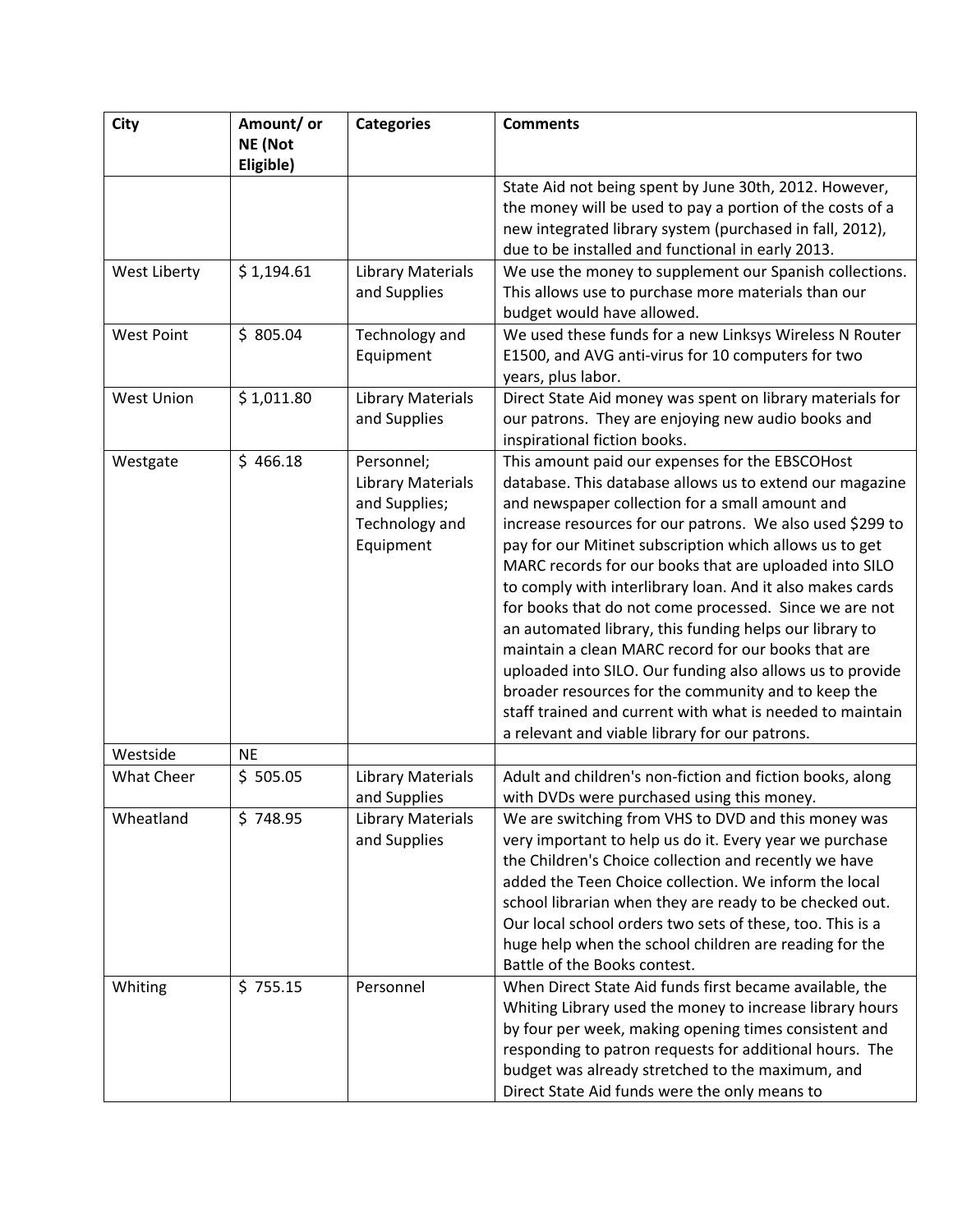| City | Amount/ or NE (Not Eligible) | Categories | Comments |
|---|---|---|---|
| | | | State Aid not being spent by June 30th, 2012. However, the money will be used to pay a portion of the costs of a new integrated library system (purchased in fall, 2012), due to be installed and functional in early 2013. |
| West Liberty | $ 1,194.61 | Library Materials and Supplies | We use the money to supplement our Spanish collections. This allows use to purchase more materials than our budget would have allowed. |
| West Point | $ 805.04 | Technology and Equipment | We used these funds for a new Linksys Wireless N Router E1500, and AVG anti-virus for 10 computers for two years, plus labor. |
| West Union | $ 1,011.80 | Library Materials and Supplies | Direct State Aid money was spent on library materials for our patrons. They are enjoying new audio books and inspirational fiction books. |
| Westgate | $ 466.18 | Personnel; Library Materials and Supplies; Technology and Equipment | This amount paid our expenses for the EBSCOHost database. This database allows us to extend our magazine and newspaper collection for a small amount and increase resources for our patrons. We also used $299 to pay for our Mitinet subscription which allows us to get MARC records for our books that are uploaded into SILO to comply with interlibrary loan. And it also makes cards for books that do not come processed. Since we are not an automated library, this funding helps our library to maintain a clean MARC record for our books that are uploaded into SILO. Our funding also allows us to provide broader resources for the community and to keep the staff trained and current with what is needed to maintain a relevant and viable library for our patrons. |
| Westside | NE | | |
| What Cheer | $ 505.05 | Library Materials and Supplies | Adult and children's non-fiction and fiction books, along with DVDs were purchased using this money. |
| Wheatland | $ 748.95 | Library Materials and Supplies | We are switching from VHS to DVD and this money was very important to help us do it. Every year we purchase the Children's Choice collection and recently we have added the Teen Choice collection. We inform the local school librarian when they are ready to be checked out. Our local school orders two sets of these, too. This is a huge help when the school children are reading for the Battle of the Books contest. |
| Whiting | $ 755.15 | Personnel | When Direct State Aid funds first became available, the Whiting Library used the money to increase library hours by four per week, making opening times consistent and responding to patron requests for additional hours. The budget was already stretched to the maximum, and Direct State Aid funds were the only means to |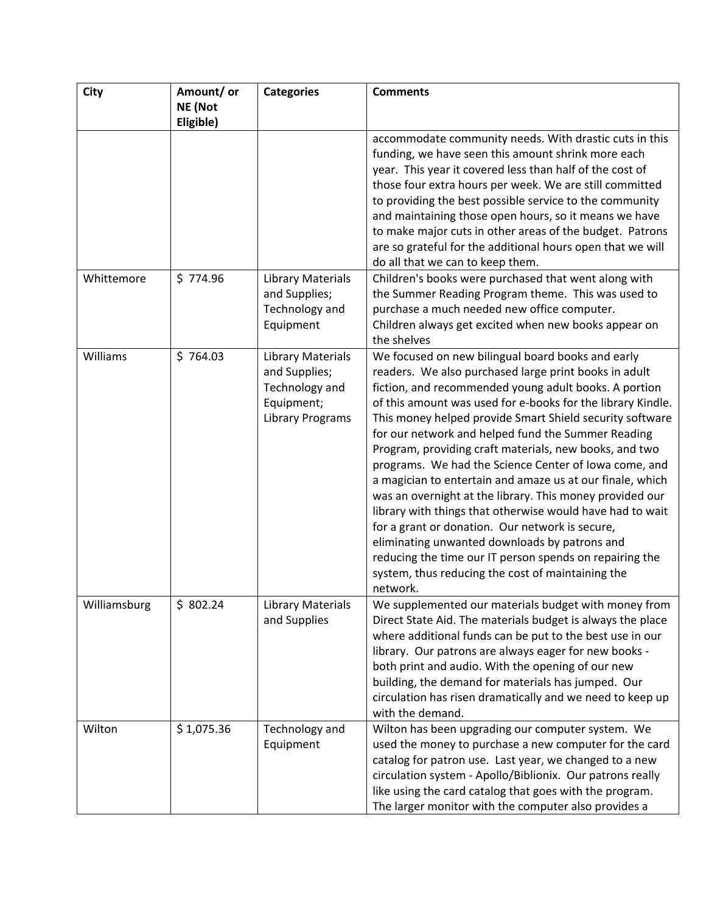| City | Amount/ or NE (Not Eligible) | Categories | Comments |
|---|---|---|---|
| | | | accommodate community needs. With drastic cuts in this funding, we have seen this amount shrink more each year. This year it covered less than half of the cost of those four extra hours per week. We are still committed to providing the best possible service to the community and maintaining those open hours, so it means we have to make major cuts in other areas of the budget. Patrons are so grateful for the additional hours open that we will do all that we can to keep them. |
| Whittemore | $ 774.96 | Library Materials and Supplies; Technology and Equipment | Children's books were purchased that went along with the Summer Reading Program theme. This was used to purchase a much needed new office computer. Children always get excited when new books appear on the shelves |
| Williams | $ 764.03 | Library Materials and Supplies; Technology and Equipment; Library Programs | We focused on new bilingual board books and early readers. We also purchased large print books in adult fiction, and recommended young adult books. A portion of this amount was used for e-books for the library Kindle. This money helped provide Smart Shield security software for our network and helped fund the Summer Reading Program, providing craft materials, new books, and two programs. We had the Science Center of Iowa come, and a magician to entertain and amaze us at our finale, which was an overnight at the library. This money provided our library with things that otherwise would have had to wait for a grant or donation. Our network is secure, eliminating unwanted downloads by patrons and reducing the time our IT person spends on repairing the system, thus reducing the cost of maintaining the network. |
| Williamsburg | $ 802.24 | Library Materials and Supplies | We supplemented our materials budget with money from Direct State Aid. The materials budget is always the place where additional funds can be put to the best use in our library. Our patrons are always eager for new books - both print and audio. With the opening of our new building, the demand for materials has jumped. Our circulation has risen dramatically and we need to keep up with the demand. |
| Wilton | $ 1,075.36 | Technology and Equipment | Wilton has been upgrading our computer system. We used the money to purchase a new computer for the card catalog for patron use. Last year, we changed to a new circulation system - Apollo/Biblionix. Our patrons really like using the card catalog that goes with the program. The larger monitor with the computer also provides a |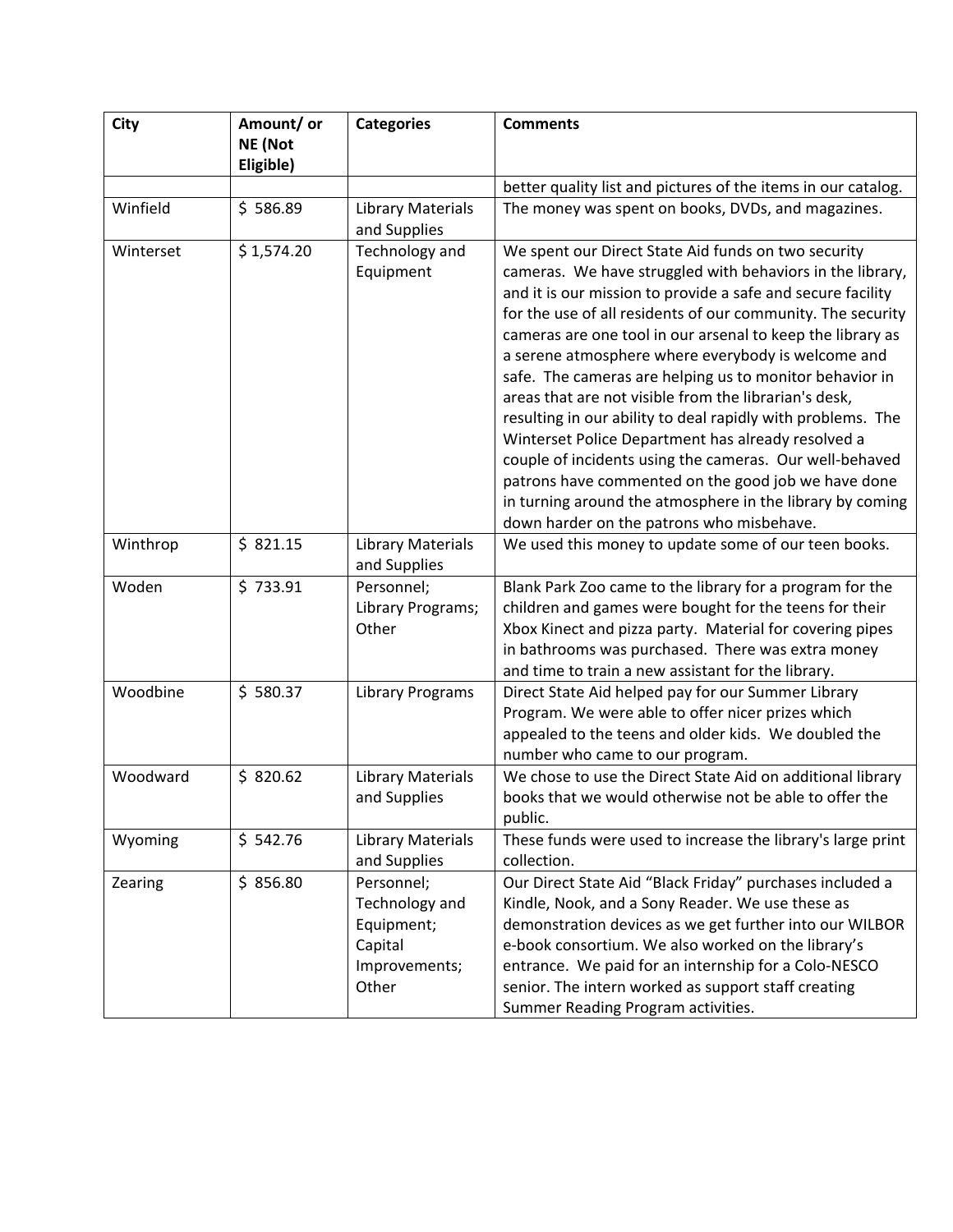| City | Amount/ or NE (Not Eligible) | Categories | Comments |
| --- | --- | --- | --- |
| | | | better quality list and pictures of the items in our catalog. |
| Winfield | $ 586.89 | Library Materials and Supplies | The money was spent on books, DVDs, and magazines. |
| Winterset | $ 1,574.20 | Technology and Equipment | We spent our Direct State Aid funds on two security cameras. We have struggled with behaviors in the library, and it is our mission to provide a safe and secure facility for the use of all residents of our community. The security cameras are one tool in our arsenal to keep the library as a serene atmosphere where everybody is welcome and safe. The cameras are helping us to monitor behavior in areas that are not visible from the librarian's desk, resulting in our ability to deal rapidly with problems. The Winterset Police Department has already resolved a couple of incidents using the cameras. Our well-behaved patrons have commented on the good job we have done in turning around the atmosphere in the library by coming down harder on the patrons who misbehave. |
| Winthrop | $ 821.15 | Library Materials and Supplies | We used this money to update some of our teen books. |
| Woden | $ 733.91 | Personnel; Library Programs; Other | Blank Park Zoo came to the library for a program for the children and games were bought for the teens for their Xbox Kinect and pizza party. Material for covering pipes in bathrooms was purchased. There was extra money and time to train a new assistant for the library. |
| Woodbine | $ 580.37 | Library Programs | Direct State Aid helped pay for our Summer Library Program. We were able to offer nicer prizes which appealed to the teens and older kids. We doubled the number who came to our program. |
| Woodward | $ 820.62 | Library Materials and Supplies | We chose to use the Direct State Aid on additional library books that we would otherwise not be able to offer the public. |
| Wyoming | $ 542.76 | Library Materials and Supplies | These funds were used to increase the library's large print collection. |
| Zearing | $ 856.80 | Personnel; Technology and Equipment; Capital Improvements; Other | Our Direct State Aid "Black Friday" purchases included a Kindle, Nook, and a Sony Reader. We use these as demonstration devices as we get further into our WILBOR e-book consortium. We also worked on the library's entrance. We paid for an internship for a Colo-NESCO senior. The intern worked as support staff creating Summer Reading Program activities. |